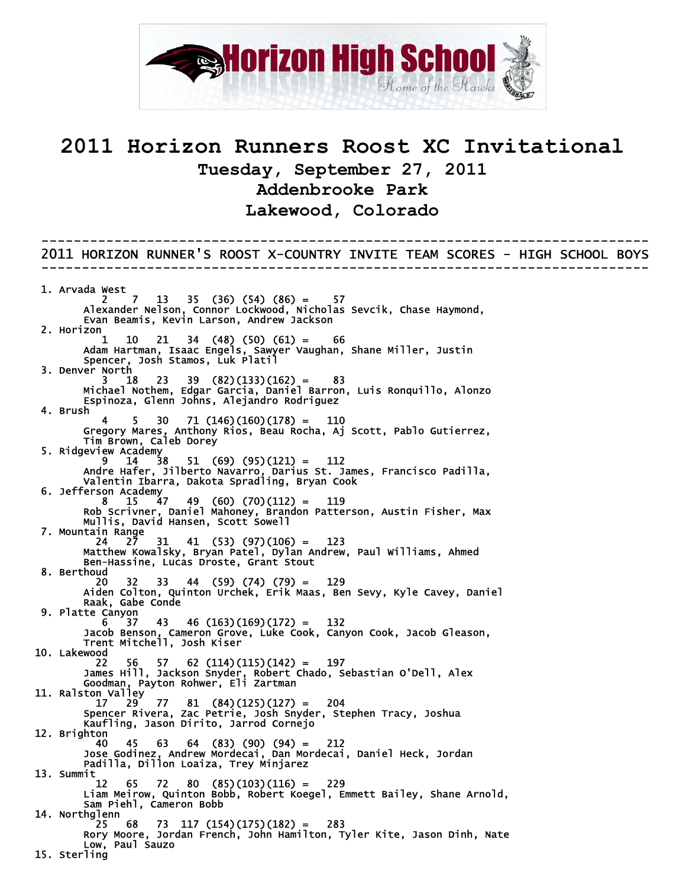Horizon High School

*Home of the Hawks*

# 2011 Horizon Runners Roost XC Invitational

## Tuesday, September 27, 2011

## Addenbrooke Park

## Lakewood, Colorado

---

2011 HORIZON RUNNER'S ROOST X-COUNTRY INVITE TEAM SCORES - HIGH SCHOOL BOYS

---

```
 1. Arvada West
         2    7   13   35  (36) (54) (86) =    57
       Alexander Nelson, Connor Lockwood, Nicholas Sevcik, Chase Haymond,
       Evan Beamis, Kevin Larson, Andrew Jackson
 2. Horizon
         1   10   21   34  (48) (50) (61) =    66
       Adam Hartman, Isaac Engels, Sawyer Vaughan, Shane Miller, Justin
       Spencer, Josh Stamos, Luk Platil
 3. Denver North
         3   18   23   39  (82)(133)(162) =    83
       Michael Nothem, Edgar Garcia, Daniel Barron, Luis Ronquillo, Alonzo
       Espinoza, Glenn Johns, Alejandro Rodriguez
 4. Brush
         4    5   30   71 (146)(160)(178) =   110
       Gregory Mares, Anthony Rios, Beau Rocha, Aj Scott, Pablo Gutierrez,
       Tim Brown, Caleb Dorey
 5. Ridgeview Academy
         9   14   38   51  (69) (95)(121) =   112
       Andre Hafer, Jilberto Navarro, Darius St. James, Francisco Padilla,
       Valentin Ibarra, Dakota Spradling, Bryan Cook
 6. Jefferson Academy
         8   15   47   49  (60) (70)(112) =   119
       Rob Scrivner, Daniel Mahoney, Brandon Patterson, Austin Fisher, Max
       Mullis, David Hansen, Scott Sowell
 7. Mountain Range
        24   27   31   41  (53) (97)(106) =   123
       Matthew Kowalsky, Bryan Patel, Dylan Andrew, Paul Williams, Ahmed
       Ben-Hassine, Lucas Droste, Grant Stout
 8. Berthoud
        20   32   33   44  (59) (74) (79) =   129
       Aiden Colton, Quinton Urchek, Erik Maas, Ben Sevy, Kyle Cavey, Daniel
       Raak, Gabe Conde
 9. Platte Canyon
         6   37   43   46 (163)(169)(172) =   132
       Jacob Benson, Cameron Grove, Luke Cook, Canyon Cook, Jacob Gleason,
       Trent Mitchell, Josh Kiser
10. Lakewood
        22   56   57   62 (114)(115)(142) =   197
       James Hill, Jackson Snyder, Robert Chado, Sebastian O'Dell, Alex
       Goodman, Payton Rohwer, Eli Zartman
11. Ralston Valley
        17   29   77   81  (84)(125)(127) =   204
       Spencer Rivera, Zac Petrie, Josh Snyder, Stephen Tracy, Joshua
       Kaufling, Jason Dirito, Jarrod Cornejo
12. Brighton
        40   45   63   64  (83) (90) (94) =   212
       Jose Godinez, Andrew Mordecai, Dan Mordecai, Daniel Heck, Jordan
       Padilla, Dillon Loaiza, Trey Minjarez
13. Summit
        12   65   72   80  (85)(103)(116) =   229
       Liam Meirow, Quinton Bobb, Robert Koegel, Emmett Bailey, Shane Arnold,
       Sam Piehl, Cameron Bobb
14. Northglenn
        25   68   73  117 (154)(175)(182) =   283
       Rory Moore, Jordan French, John Hamilton, Tyler Kite, Jason Dinh, Nate
       Low, Paul Sauzo
15. Sterling
```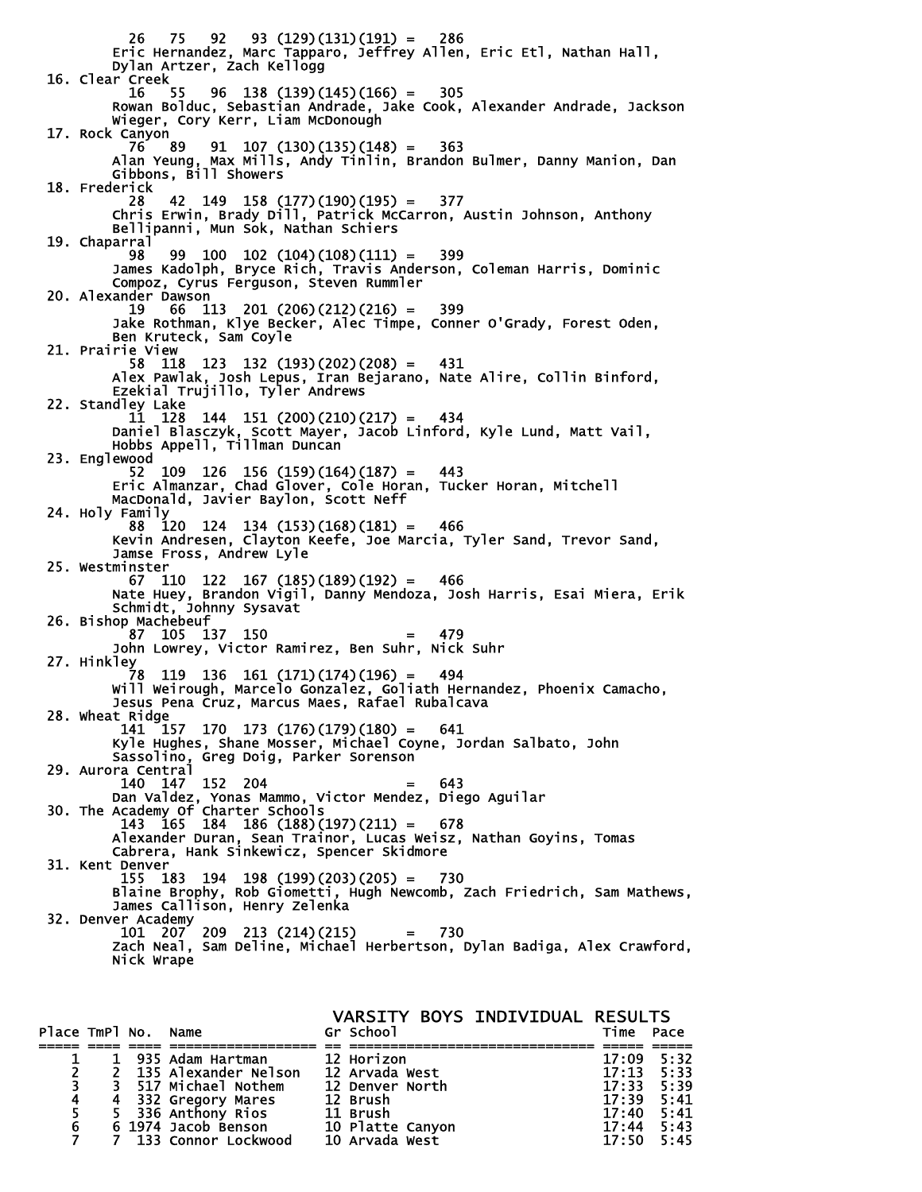```
          26   75   92   93 (129)(131)(191) =    286
       Eric Hernandez, Marc Tapparo, Jeffrey Allen, Eric Etl, Nathan Hall,
       Dylan Artzer, Zach Kellogg
 16. Clear Creek
          16   55   96  138 (139)(145)(166) =    305
       Rowan Bolduc, Sebastian Andrade, Jake Cook, Alexander Andrade, Jackson
       Wieger, Cory Kerr, Liam McDonough
 17. Rock Canyon
          76   89   91  107 (130)(135)(148) =    363
       Alan Yeung, Max Mills, Andy Tinlin, Brandon Bulmer, Danny Manion, Dan
       Gibbons, Bill Showers
 18. Frederick
          28   42  149  158 (177)(190)(195) =    377
       Chris Erwin, Brady Dill, Patrick McCarron, Austin Johnson, Anthony
       Bellipanni, Mun Sok, Nathan Schiers
 19. Chaparral
          98   99  100  102 (104)(108)(111) =    399
       James Kadolph, Bryce Rich, Travis Anderson, Coleman Harris, Dominic
       Compoz, Cyrus Ferguson, Steven Rummler
 20. Alexander Dawson
          19   66  113  201 (206)(212)(216) =    399
       Jake Rothman, Klye Becker, Alec Timpe, Conner O'Grady, Forest Oden,
       Ben Kruteck, Sam Coyle
 21. Prairie View
          58  118  123  132 (193)(202)(208) =    431
       Alex Pawlak, Josh Lepus, Iran Bejarano, Nate Alire, Collin Binford,
       Ezekial Trujillo, Tyler Andrews
 22. Standley Lake
          11  128  144  151 (200)(210)(217) =    434
       Daniel Blasczyk, Scott Mayer, Jacob Linford, Kyle Lund, Matt Vail,
       Hobbs Appell, Tillman Duncan
 23. Englewood
          52  109  126  156 (159)(164)(187) =    443
       Eric Almanzar, Chad Glover, Cole Horan, Tucker Horan, Mitchell
       MacDonald, Javier Baylon, Scott Neff
 24. Holy Family
          88  120  124  134 (153)(168)(181) =    466
       Kevin Andresen, Clayton Keefe, Joe Marcia, Tyler Sand, Trevor Sand,
       Jamse Fross, Andrew Lyle
 25. Westminster
          67  110  122  167 (185)(189)(192) =    466
       Nate Huey, Brandon Vigil, Danny Mendoza, Josh Harris, Esai Miera, Erik
       Schmidt, Johnny Sysavat
 26. Bishop Machebeuf
          87  105  137  150                 =    479
       John Lowrey, Victor Ramirez, Ben Suhr, Nick Suhr
 27. Hinkley
          78  119  136  161 (171)(174)(196) =    494
       Will Weirough, Marcelo Gonzalez, Goliath Hernandez, Phoenix Camacho,
       Jesus Pena Cruz, Marcus Maes, Rafael Rubalcava
 28. Wheat Ridge
         141  157  170  173 (176)(179)(180) =    641
       Kyle Hughes, Shane Mosser, Michael Coyne, Jordan Salbato, John
       Sassolino, Greg Doig, Parker Sorenson
 29. Aurora Central
         140  147  152  204                 =    643
       Dan Valdez, Yonas Mammo, Victor Mendez, Diego Aguilar
 30. The Academy Of Charter Schools
         143  165  184  186 (188)(197)(211) =    678
       Alexander Duran, Sean Trainor, Lucas Weisz, Nathan Goyins, Tomas
       Cabrera, Hank Sinkewicz, Spencer Skidmore
 31. Kent Denver
         155  183  194  198 (199)(203)(205) =    730
       Blaine Brophy, Rob Giometti, Hugh Newcomb, Zach Friedrich, Sam Mathews,
       James Callison, Henry Zelenka
 32. Denver Academy
         101  207  209  213 (214)(215)      =    730
       Zach Neal, Sam Deline, Michael Herbertson, Dylan Badiga, Alex Crawford,
       Nick Wrape
```

## VARSITY BOYS INDIVIDUAL RESULTS

| Place | TmPl | No. | Name | Gr | School | Time | Pace |
|---|---|---|---|---|---|---|---|
| 1 | 1 | 935 | Adam Hartman | 12 | Horizon | 17:09 | 5:32 |
| 2 | 2 | 135 | Alexander Nelson | 12 | Arvada West | 17:13 | 5:33 |
| 3 | 3 | 517 | Michael Nothem | 12 | Denver North | 17:33 | 5:39 |
| 4 | 4 | 332 | Gregory Mares | 12 | Brush | 17:39 | 5:41 |
| 5 | 5 | 336 | Anthony Rios | 11 | Brush | 17:40 | 5:41 |
| 6 | 6 | 1974 | Jacob Benson | 10 | Platte Canyon | 17:44 | 5:43 |
| 7 | 7 | 133 | Connor Lockwood | 10 | Arvada West | 17:50 | 5:45 |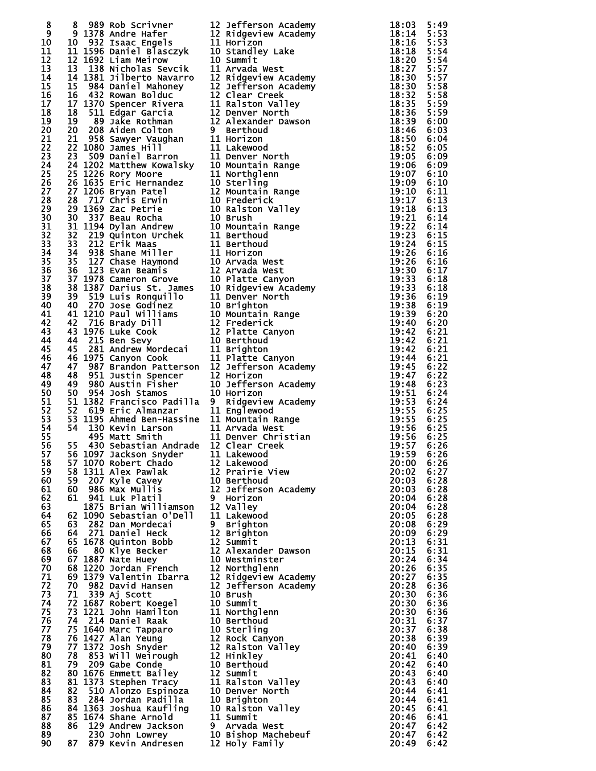| | | | | | | | |
|---|---|---|---|---|---|---|---|
| 8 | 8 | 989 | Rob Scrivner | 12 | Jefferson Academy | 18:03 | 5:49 |
| 9 | 9 | 1378 | Andre Hafer | 12 | Ridgeview Academy | 18:14 | 5:53 |
| 10 | 10 | 932 | Isaac Engels | 11 | Horizon | 18:16 | 5:53 |
| 11 | 11 | 1596 | Daniel Blasczyk | 10 | Standley Lake | 18:18 | 5:54 |
| 12 | 12 | 1692 | Liam Meirow | 10 | Summit | 18:20 | 5:54 |
| 13 | 13 | 138 | Nicholas Sevcik | 11 | Arvada West | 18:27 | 5:57 |
| 14 | 14 | 1381 | Jilberto Navarro | 12 | Ridgeview Academy | 18:30 | 5:57 |
| 15 | 15 | 984 | Daniel Mahoney | 12 | Jefferson Academy | 18:30 | 5:58 |
| 16 | 16 | 432 | Rowan Bolduc | 12 | Clear Creek | 18:32 | 5:58 |
| 17 | 17 | 1370 | Spencer Rivera | 11 | Ralston Valley | 18:35 | 5:59 |
| 18 | 18 | 511 | Edgar Garcia | 12 | Denver North | 18:36 | 5:59 |
| 19 | 19 | 89 | Jake Rothman | 12 | Alexander Dawson | 18:39 | 6:00 |
| 20 | 20 | 208 | Aiden Colton | 9 | Berthoud | 18:46 | 6:03 |
| 21 | 21 | 958 | Sawyer Vaughan | 11 | Horizon | 18:50 | 6:04 |
| 22 | 22 | 1080 | James Hill | 11 | Lakewood | 18:52 | 6:05 |
| 23 | 23 | 509 | Daniel Barron | 11 | Denver North | 19:05 | 6:09 |
| 24 | 24 | 1202 | Matthew Kowalsky | 10 | Mountain Range | 19:06 | 6:09 |
| 25 | 25 | 1226 | Rory Moore | 11 | Northglenn | 19:07 | 6:10 |
| 26 | 26 | 1635 | Eric Hernandez | 10 | Sterling | 19:09 | 6:10 |
| 27 | 27 | 1206 | Bryan Patel | 12 | Mountain Range | 19:10 | 6:11 |
| 28 | 28 | 717 | Chris Erwin | 10 | Frederick | 19:17 | 6:13 |
| 29 | 29 | 1369 | Zac Petrie | 10 | Ralston Valley | 19:18 | 6:13 |
| 30 | 30 | 337 | Beau Rocha | 10 | Brush | 19:21 | 6:14 |
| 31 | 31 | 1194 | Dylan Andrew | 10 | Mountain Range | 19:22 | 6:14 |
| 32 | 32 | 219 | Quinton Urchek | 11 | Berthoud | 19:23 | 6:15 |
| 33 | 33 | 212 | Erik Maas | 11 | Berthoud | 19:24 | 6:15 |
| 34 | 34 | 938 | Shane Miller | 11 | Horizon | 19:26 | 6:16 |
| 35 | 35 | 127 | Chase Haymond | 10 | Arvada West | 19:26 | 6:16 |
| 36 | 36 | 123 | Evan Beamis | 12 | Arvada West | 19:30 | 6:17 |
| 37 | 37 | 1978 | Cameron Grove | 10 | Platte Canyon | 19:33 | 6:18 |
| 38 | 38 | 1387 | Darius St. James | 10 | Ridgeview Academy | 19:33 | 6:18 |
| 39 | 39 | 519 | Luis Ronquillo | 11 | Denver North | 19:36 | 6:19 |
| 40 | 40 | 270 | Jose Godinez | 10 | Brighton | 19:38 | 6:19 |
| 41 | 41 | 1210 | Paul Williams | 10 | Mountain Range | 19:39 | 6:20 |
| 42 | 42 | 716 | Brady Dill | 12 | Frederick | 19:40 | 6:20 |
| 43 | 43 | 1976 | Luke Cook | 12 | Platte Canyon | 19:42 | 6:21 |
| 44 | 44 | 215 | Ben Sevy | 10 | Berthoud | 19:42 | 6:21 |
| 45 | 45 | 281 | Andrew Mordecai | 11 | Brighton | 19:42 | 6:21 |
| 46 | 46 | 1975 | Canyon Cook | 11 | Platte Canyon | 19:44 | 6:21 |
| 47 | 47 | 987 | Brandon Patterson | 12 | Jefferson Academy | 19:45 | 6:22 |
| 48 | 48 | 951 | Justin Spencer | 12 | Horizon | 19:47 | 6:22 |
| 49 | 49 | 980 | Austin Fisher | 10 | Jefferson Academy | 19:48 | 6:23 |
| 50 | 50 | 954 | Josh Stamos | 10 | Horizon | 19:51 | 6:24 |
| 51 | 51 | 1382 | Francisco Padilla | 9 | Ridgeview Academy | 19:53 | 6:24 |
| 52 | 52 | 619 | Eric Almanzar | 11 | Englewood | 19:55 | 6:25 |
| 53 | 53 | 1195 | Ahmed Ben-Hassine | 11 | Mountain Range | 19:55 | 6:25 |
| 54 | 54 | 130 | Kevin Larson | 11 | Arvada West | 19:56 | 6:25 |
| 55 | | 495 | Matt Smith | 11 | Denver Christian | 19:56 | 6:25 |
| 56 | 55 | 430 | Sebastian Andrade | 12 | Clear Creek | 19:57 | 6:26 |
| 57 | 56 | 1097 | Jackson Snyder | 11 | Lakewood | 19:59 | 6:26 |
| 58 | 57 | 1070 | Robert Chado | 12 | Lakewood | 20:00 | 6:26 |
| 59 | 58 | 1311 | Alex Pawlak | 12 | Prairie View | 20:02 | 6:27 |
| 60 | 59 | 207 | Kyle Cavey | 10 | Berthoud | 20:03 | 6:28 |
| 61 | 60 | 986 | Max Mullis | 12 | Jefferson Academy | 20:03 | 6:28 |
| 62 | 61 | 941 | Luk Platil | 9 | Horizon | 20:04 | 6:28 |
| 63 | | 1875 | Brian Williamson | 12 | Valley | 20:04 | 6:28 |
| 64 | 62 | 1090 | Sebastian O'Dell | 11 | Lakewood | 20:05 | 6:28 |
| 65 | 63 | 282 | Dan Mordecai | 9 | Brighton | 20:08 | 6:29 |
| 66 | 64 | 271 | Daniel Heck | 12 | Brighton | 20:09 | 6:29 |
| 67 | 65 | 1678 | Quinton Bobb | 12 | Summit | 20:13 | 6:31 |
| 68 | 66 | 80 | Klye Becker | 12 | Alexander Dawson | 20:15 | 6:31 |
| 69 | 67 | 1887 | Nate Huey | 10 | Westminster | 20:24 | 6:34 |
| 70 | 68 | 1220 | Jordan French | 12 | Northglenn | 20:26 | 6:35 |
| 71 | 69 | 1379 | Valentin Ibarra | 12 | Ridgeview Academy | 20:27 | 6:35 |
| 72 | 70 | 982 | David Hansen | 12 | Jefferson Academy | 20:28 | 6:36 |
| 73 | 71 | 339 | Aj Scott | 10 | Brush | 20:30 | 6:36 |
| 74 | 72 | 1687 | Robert Koegel | 10 | Summit | 20:30 | 6:36 |
| 75 | 73 | 1221 | John Hamilton | 11 | Northglenn | 20:30 | 6:36 |
| 76 | 74 | 214 | Daniel Raak | 10 | Berthoud | 20:31 | 6:37 |
| 77 | 75 | 1640 | Marc Tapparo | 10 | Sterling | 20:37 | 6:38 |
| 78 | 76 | 1427 | Alan Yeung | 12 | Rock Canyon | 20:38 | 6:39 |
| 79 | 77 | 1372 | Josh Snyder | 12 | Ralston Valley | 20:40 | 6:39 |
| 80 | 78 | 853 | Will Weirough | 12 | Hinkley | 20:41 | 6:40 |
| 81 | 79 | 209 | Gabe Conde | 10 | Berthoud | 20:42 | 6:40 |
| 82 | 80 | 1676 | Emmett Bailey | 12 | Summit | 20:43 | 6:40 |
| 83 | 81 | 1373 | Stephen Tracy | 11 | Ralston Valley | 20:43 | 6:40 |
| 84 | 82 | 510 | Alonzo Espinoza | 10 | Denver North | 20:44 | 6:41 |
| 85 | 83 | 284 | Jordan Padilla | 10 | Brighton | 20:44 | 6:41 |
| 86 | 84 | 1363 | Joshua Kaufling | 10 | Ralston Valley | 20:45 | 6:41 |
| 87 | 85 | 1674 | Shane Arnold | 11 | Summit | 20:46 | 6:41 |
| 88 | 86 | 129 | Andrew Jackson | 9 | Arvada West | 20:47 | 6:42 |
| 89 | | 230 | John Lowrey | 10 | Bishop Machebeuf | 20:47 | 6:42 |
| 90 | 87 | 879 | Kevin Andresen | 12 | Holy Family | 20:49 | 6:42 |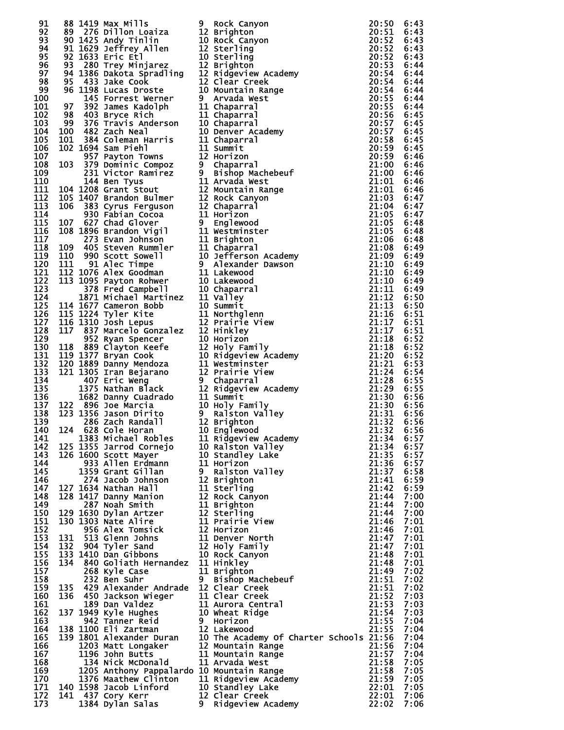| Place | Team Place | Bib | Name | Grade | School | Time | Pace |
|---|---|---|---|---|---|---|---|
| 91 | 88 | 1419 | Max Mills | 9 | Rock Canyon | 20:50 | 6:43 |
| 92 | 89 | 276 | Dillon Loaiza | 12 | Brighton | 20:51 | 6:43 |
| 93 | 90 | 1425 | Andy Tinlin | 10 | Rock Canyon | 20:52 | 6:43 |
| 94 | 91 | 1629 | Jeffrey Allen | 12 | Sterling | 20:52 | 6:43 |
| 95 | 92 | 1633 | Eric Etl | 10 | Sterling | 20:52 | 6:43 |
| 96 | 93 | 280 | Trey Minjarez | 12 | Brighton | 20:53 | 6:44 |
| 97 | 94 | 1386 | Dakota Spradling | 12 | Ridgeview Academy | 20:54 | 6:44 |
| 98 | 95 | 433 | Jake Cook | 12 | Clear Creek | 20:54 | 6:44 |
| 99 | 96 | 1198 | Lucas Droste | 10 | Mountain Range | 20:54 | 6:44 |
| 100 | | 145 | Forrest Werner | 9 | Arvada West | 20:55 | 6:44 |
| 101 | 97 | 392 | James Kadolph | 11 | Chaparral | 20:55 | 6:44 |
| 102 | 98 | 403 | Bryce Rich | 11 | Chaparral | 20:56 | 6:45 |
| 103 | 99 | 376 | Travis Anderson | 10 | Chaparral | 20:57 | 6:45 |
| 104 | 100 | 482 | Zach Neal | 10 | Denver Academy | 20:57 | 6:45 |
| 105 | 101 | 384 | Coleman Harris | 11 | Chaparral | 20:58 | 6:45 |
| 106 | 102 | 1694 | Sam Piehl | 11 | Summit | 20:59 | 6:45 |
| 107 | | 957 | Payton Towns | 12 | Horizon | 20:59 | 6:46 |
| 108 | 103 | 379 | Dominic Compoz | 9 | Chaparral | 21:00 | 6:46 |
| 109 | | 231 | Victor Ramirez | 9 | Bishop Machebeuf | 21:00 | 6:46 |
| 110 | | 144 | Ben Tyus | 11 | Arvada West | 21:01 | 6:46 |
| 111 | 104 | 1208 | Grant Stout | 12 | Mountain Range | 21:01 | 6:46 |
| 112 | 105 | 1407 | Brandon Bulmer | 12 | Rock Canyon | 21:03 | 6:47 |
| 113 | 106 | 383 | Cyrus Ferguson | 12 | Chaparral | 21:04 | 6:47 |
| 114 | | 930 | Fabian Cocoa | 11 | Horizon | 21:05 | 6:47 |
| 115 | 107 | 627 | Chad Glover | 9 | Englewood | 21:05 | 6:48 |
| 116 | 108 | 1896 | Brandon Vigil | 11 | Westminster | 21:05 | 6:48 |
| 117 | | 273 | Evan Johnson | 11 | Brighton | 21:06 | 6:48 |
| 118 | 109 | 405 | Steven Rummler | 11 | Chaparral | 21:08 | 6:49 |
| 119 | 110 | 990 | Scott Sowell | 10 | Jefferson Academy | 21:09 | 6:49 |
| 120 | 111 | 91 | Alec Timpe | 9 | Alexander Dawson | 21:10 | 6:49 |
| 121 | 112 | 1076 | Alex Goodman | 11 | Lakewood | 21:10 | 6:49 |
| 122 | 113 | 1095 | Payton Rohwer | 10 | Lakewood | 21:10 | 6:49 |
| 123 | | 378 | Fred Campbell | 10 | Chaparral | 21:11 | 6:49 |
| 124 | | 1871 | Michael Martinez | 11 | Valley | 21:12 | 6:50 |
| 125 | 114 | 1677 | Cameron Bobb | 10 | Summit | 21:13 | 6:50 |
| 126 | 115 | 1224 | Tyler Kite | 11 | Northglenn | 21:16 | 6:51 |
| 127 | 116 | 1310 | Josh Lepus | 12 | Prairie View | 21:17 | 6:51 |
| 128 | 117 | 837 | Marcelo Gonzalez | 12 | Hinkley | 21:17 | 6:51 |
| 129 | | 952 | Ryan Spencer | 10 | Horizon | 21:18 | 6:52 |
| 130 | 118 | 889 | Clayton Keefe | 12 | Holy Family | 21:18 | 6:52 |
| 131 | 119 | 1377 | Bryan Cook | 10 | Ridgeview Academy | 21:20 | 6:52 |
| 132 | 120 | 1889 | Danny Mendoza | 11 | Westminster | 21:21 | 6:53 |
| 133 | 121 | 1305 | Iran Bejarano | 12 | Prairie View | 21:24 | 6:54 |
| 134 | | 407 | Eric Weng | 9 | Chaparral | 21:28 | 6:55 |
| 135 | | 1375 | Nathan Black | 12 | Ridgeview Academy | 21:29 | 6:55 |
| 136 | | 1682 | Danny Cuadrado | 11 | Summit | 21:30 | 6:56 |
| 137 | 122 | 896 | Joe Marcia | 10 | Holy Family | 21:30 | 6:56 |
| 138 | 123 | 1356 | Jason Dirito | 9 | Ralston Valley | 21:31 | 6:56 |
| 139 | | 286 | Zach Randall | 12 | Brighton | 21:32 | 6:56 |
| 140 | 124 | 628 | Cole Horan | 10 | Englewood | 21:32 | 6:56 |
| 141 | | 1383 | Michael Robles | 11 | Ridgeview Academy | 21:34 | 6:57 |
| 142 | 125 | 1355 | Jarrod Cornejo | 10 | Ralston Valley | 21:34 | 6:57 |
| 143 | 126 | 1600 | Scott Mayer | 10 | Standley Lake | 21:35 | 6:57 |
| 144 | | 933 | Allen Erdmann | 11 | Horizon | 21:36 | 6:57 |
| 145 | | 1359 | Grant Gillan | 9 | Ralston Valley | 21:37 | 6:58 |
| 146 | | 274 | Jacob Johnson | 12 | Brighton | 21:41 | 6:59 |
| 147 | 127 | 1634 | Nathan Hall | 11 | Sterling | 21:42 | 6:59 |
| 148 | 128 | 1417 | Danny Manion | 12 | Rock Canyon | 21:44 | 7:00 |
| 149 | | 287 | Noah Smith | 11 | Brighton | 21:44 | 7:00 |
| 150 | 129 | 1630 | Dylan Artzer | 12 | Sterling | 21:44 | 7:00 |
| 151 | 130 | 1303 | Nate Alire | 11 | Prairie View | 21:46 | 7:01 |
| 152 | | 956 | Alex Tomsick | 12 | Horizon | 21:46 | 7:01 |
| 153 | 131 | 513 | Glenn Johns | 11 | Denver North | 21:47 | 7:01 |
| 154 | 132 | 904 | Tyler Sand | 12 | Holy Family | 21:47 | 7:01 |
| 155 | 133 | 1410 | Dan Gibbons | 10 | Rock Canyon | 21:48 | 7:01 |
| 156 | 134 | 840 | Goliath Hernandez | 11 | Hinkley | 21:48 | 7:01 |
| 157 | | 268 | Kyle Case | 11 | Brighton | 21:49 | 7:02 |
| 158 | | 232 | Ben Suhr | 9 | Bishop Machebeuf | 21:51 | 7:02 |
| 159 | 135 | 429 | Alexander Andrade | 12 | Clear Creek | 21:51 | 7:02 |
| 160 | 136 | 450 | Jackson Wieger | 11 | Clear Creek | 21:52 | 7:03 |
| 161 | | 189 | Dan Valdez | 11 | Aurora Central | 21:53 | 7:03 |
| 162 | 137 | 1949 | Kyle Hughes | 10 | Wheat Ridge | 21:54 | 7:03 |
| 163 | | 942 | Tanner Reid | 9 | Horizon | 21:55 | 7:04 |
| 164 | 138 | 1100 | Eli Zartman | 12 | Lakewood | 21:55 | 7:04 |
| 165 | 139 | 1801 | Alexander Duran | 10 | The Academy Of Charter Schools | 21:56 | 7:04 |
| 166 | | 1203 | Matt Longaker | 12 | Mountain Range | 21:56 | 7:04 |
| 167 | | 1196 | John Butts | 11 | Mountain Range | 21:57 | 7:04 |
| 168 | | 134 | Nick McDonald | 11 | Arvada West | 21:58 | 7:05 |
| 169 | | 1205 | Anthony Pappalardo | 10 | Mountain Range | 21:58 | 7:05 |
| 170 | | 1376 | Maathew Clinton | 11 | Ridgeview Academy | 21:59 | 7:05 |
| 171 | 140 | 1598 | Jacob Linford | 10 | Standley Lake | 22:01 | 7:05 |
| 172 | 141 | 437 | Cory Kerr | 12 | Clear Creek | 22:01 | 7:06 |
| 173 | | 1384 | Dylan Salas | 9 | Ridgeview Academy | 22:02 | 7:06 |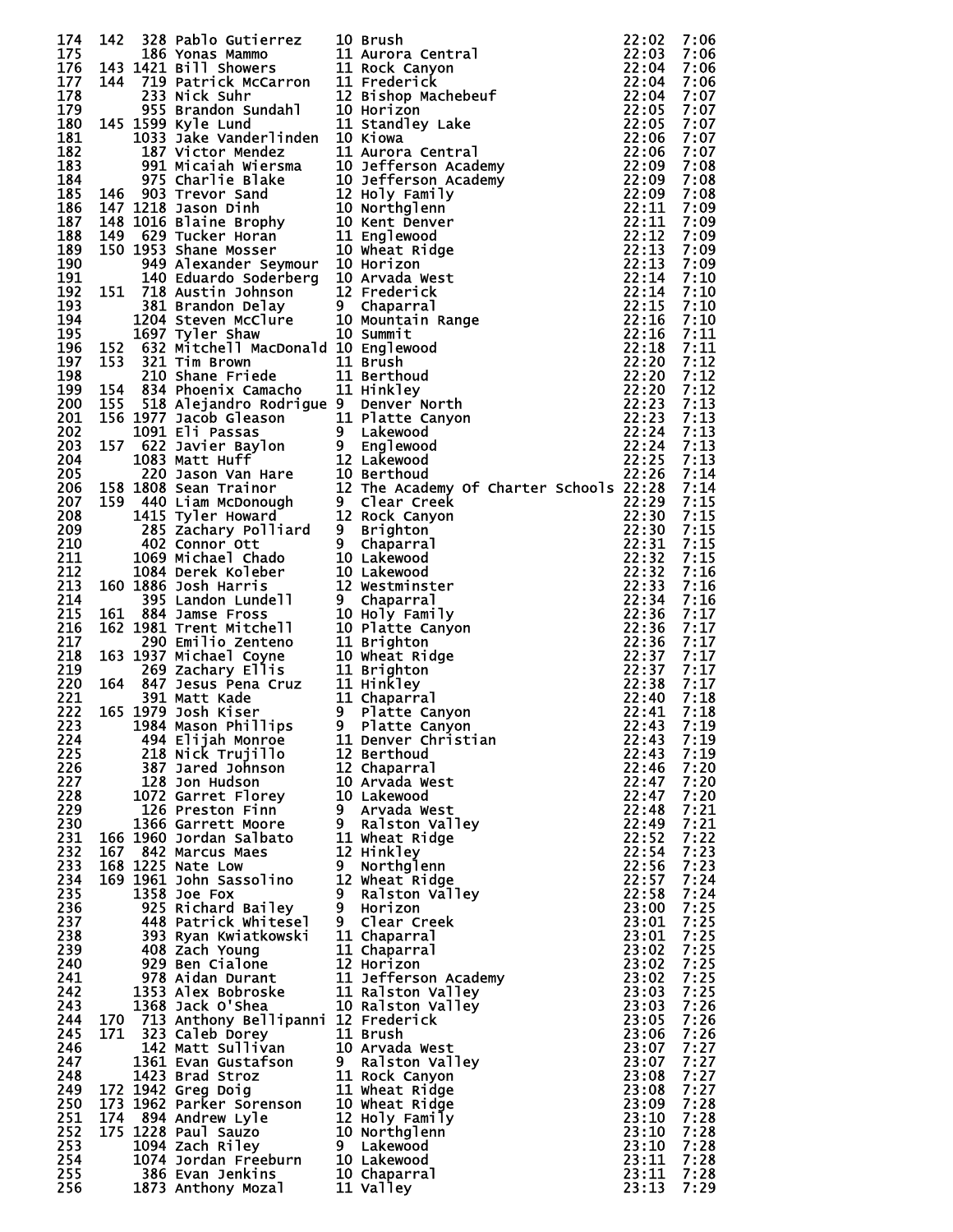| Place | Team Place | Bib | Name | Yr | School | Time | Pace |
|---|---|---|---|---|---|---|---|
| 174 | 142 | 328 | Pablo Gutierrez | 10 | Brush | 22:02 | 7:06 |
| 175 | | 186 | Yonas Mammo | 11 | Aurora Central | 22:03 | 7:06 |
| 176 | 143 | 1421 | Bill Showers | 11 | Rock Canyon | 22:04 | 7:06 |
| 177 | 144 | 719 | Patrick McCarron | 11 | Frederick | 22:04 | 7:06 |
| 178 | | 233 | Nick Suhr | 12 | Bishop Machebeuf | 22:04 | 7:07 |
| 179 | | 955 | Brandon Sundahl | 10 | Horizon | 22:05 | 7:07 |
| 180 | 145 | 1599 | Kyle Lund | 11 | Standley Lake | 22:05 | 7:07 |
| 181 | | 1033 | Jake Vanderlinden | 10 | Kiowa | 22:06 | 7:07 |
| 182 | | 187 | Victor Mendez | 11 | Aurora Central | 22:06 | 7:07 |
| 183 | | 991 | Micaiah Wiersma | 10 | Jefferson Academy | 22:09 | 7:08 |
| 184 | | 975 | Charlie Blake | 10 | Jefferson Academy | 22:09 | 7:08 |
| 185 | 146 | 903 | Trevor Sand | 12 | Holy Family | 22:09 | 7:08 |
| 186 | 147 | 1218 | Jason Dinh | 10 | Northglenn | 22:11 | 7:09 |
| 187 | 148 | 1016 | Blaine Brophy | 10 | Kent Denver | 22:11 | 7:09 |
| 188 | 149 | 629 | Tucker Horan | 11 | Englewood | 22:12 | 7:09 |
| 189 | 150 | 1953 | Shane Mosser | 10 | Wheat Ridge | 22:13 | 7:09 |
| 190 | | 949 | Alexander Seymour | 10 | Horizon | 22:13 | 7:09 |
| 191 | | 140 | Eduardo Soderberg | 10 | Arvada West | 22:14 | 7:10 |
| 192 | 151 | 718 | Austin Johnson | 12 | Frederick | 22:14 | 7:10 |
| 193 | | 381 | Brandon Delay | 9 | Chaparral | 22:15 | 7:10 |
| 194 | | 1204 | Steven McClure | 10 | Mountain Range | 22:16 | 7:10 |
| 195 | | 1697 | Tyler Shaw | 10 | Summit | 22:16 | 7:11 |
| 196 | 152 | 632 | Mitchell MacDonald | 10 | Englewood | 22:18 | 7:11 |
| 197 | 153 | 321 | Tim Brown | 11 | Brush | 22:20 | 7:12 |
| 198 | | 210 | Shane Friede | 11 | Berthoud | 22:20 | 7:12 |
| 199 | 154 | 834 | Phoenix Camacho | 11 | Hinkley | 22:20 | 7:12 |
| 200 | 155 | 518 | Alejandro Rodrigue | 9 | Denver North | 22:23 | 7:13 |
| 201 | 156 | 1977 | Jacob Gleason | 11 | Platte Canyon | 22:23 | 7:13 |
| 202 | | 1091 | Eli Passas | 9 | Lakewood | 22:24 | 7:13 |
| 203 | 157 | 622 | Javier Baylon | 9 | Englewood | 22:24 | 7:13 |
| 204 | | 1083 | Matt Huff | 12 | Lakewood | 22:25 | 7:13 |
| 205 | | 220 | Jason Van Hare | 10 | Berthoud | 22:26 | 7:14 |
| 206 | 158 | 1808 | Sean Trainor | 12 | The Academy Of Charter Schools | 22:28 | 7:14 |
| 207 | 159 | 440 | Liam McDonough | 9 | Clear Creek | 22:29 | 7:15 |
| 208 | | 1415 | Tyler Howard | 12 | Rock Canyon | 22:30 | 7:15 |
| 209 | | 285 | Zachary Polliard | 9 | Brighton | 22:30 | 7:15 |
| 210 | | 402 | Connor Ott | 9 | Chaparral | 22:31 | 7:15 |
| 211 | | 1069 | Michael Chado | 10 | Lakewood | 22:32 | 7:15 |
| 212 | | 1084 | Derek Koleber | 10 | Lakewood | 22:32 | 7:16 |
| 213 | 160 | 1886 | Josh Harris | 12 | Westminster | 22:33 | 7:16 |
| 214 | | 395 | Landon Lundell | 9 | Chaparral | 22:34 | 7:16 |
| 215 | 161 | 884 | Jamse Fross | 10 | Holy Family | 22:36 | 7:17 |
| 216 | 162 | 1981 | Trent Mitchell | 10 | Platte Canyon | 22:36 | 7:17 |
| 217 | | 290 | Emilio Zenteno | 11 | Brighton | 22:36 | 7:17 |
| 218 | 163 | 1937 | Michael Coyne | 10 | Wheat Ridge | 22:37 | 7:17 |
| 219 | | 269 | Zachary Ellis | 11 | Brighton | 22:37 | 7:17 |
| 220 | 164 | 847 | Jesus Pena Cruz | 11 | Hinkley | 22:38 | 7:17 |
| 221 | | 391 | Matt Kade | 11 | Chaparral | 22:40 | 7:18 |
| 222 | 165 | 1979 | Josh Kiser | 9 | Platte Canyon | 22:41 | 7:18 |
| 223 | | 1984 | Mason Phillips | 9 | Platte Canyon | 22:43 | 7:19 |
| 224 | | 494 | Elijah Monroe | 11 | Denver Christian | 22:43 | 7:19 |
| 225 | | 218 | Nick Trujillo | 12 | Berthoud | 22:43 | 7:19 |
| 226 | | 387 | Jared Johnson | 12 | Chaparral | 22:46 | 7:20 |
| 227 | | 128 | Jon Hudson | 10 | Arvada West | 22:47 | 7:20 |
| 228 | | 1072 | Garret Florey | 10 | Lakewood | 22:47 | 7:20 |
| 229 | | 126 | Preston Finn | 9 | Arvada West | 22:48 | 7:21 |
| 230 | | 1366 | Garrett Moore | 9 | Ralston Valley | 22:49 | 7:21 |
| 231 | 166 | 1960 | Jordan Salbato | 11 | Wheat Ridge | 22:52 | 7:22 |
| 232 | 167 | 842 | Marcus Maes | 12 | Hinkley | 22:54 | 7:23 |
| 233 | 168 | 1225 | Nate Low | 9 | Northglenn | 22:56 | 7:23 |
| 234 | 169 | 1961 | John Sassolino | 12 | Wheat Ridge | 22:57 | 7:24 |
| 235 | | 1358 | Joe Fox | 9 | Ralston Valley | 22:58 | 7:24 |
| 236 | | 925 | Richard Bailey | 9 | Horizon | 23:00 | 7:25 |
| 237 | | 448 | Patrick Whitesel | 9 | Clear Creek | 23:01 | 7:25 |
| 238 | | 393 | Ryan Kwiatkowski | 11 | Chaparral | 23:01 | 7:25 |
| 239 | | 408 | Zach Young | 11 | Chaparral | 23:02 | 7:25 |
| 240 | | 929 | Ben Cialone | 12 | Horizon | 23:02 | 7:25 |
| 241 | | 978 | Aidan Durant | 11 | Jefferson Academy | 23:02 | 7:25 |
| 242 | | 1353 | Alex Bobroske | 11 | Ralston Valley | 23:03 | 7:25 |
| 243 | | 1368 | Jack O'Shea | 10 | Ralston Valley | 23:03 | 7:26 |
| 244 | 170 | 713 | Anthony Bellipanni | 12 | Frederick | 23:05 | 7:26 |
| 245 | 171 | 323 | Caleb Dorey | 11 | Brush | 23:06 | 7:26 |
| 246 | | 142 | Matt Sullivan | 10 | Arvada West | 23:07 | 7:27 |
| 247 | | 1361 | Evan Gustafson | 9 | Ralston Valley | 23:07 | 7:27 |
| 248 | | 1423 | Brad Stroz | 11 | Rock Canyon | 23:08 | 7:27 |
| 249 | 172 | 1942 | Greg Doig | 11 | Wheat Ridge | 23:08 | 7:27 |
| 250 | 173 | 1962 | Parker Sorenson | 10 | Wheat Ridge | 23:09 | 7:28 |
| 251 | 174 | 894 | Andrew Lyle | 12 | Holy Family | 23:10 | 7:28 |
| 252 | 175 | 1228 | Paul Sauzo | 10 | Northglenn | 23:10 | 7:28 |
| 253 | | 1094 | Zach Riley | 9 | Lakewood | 23:10 | 7:28 |
| 254 | | 1074 | Jordan Freeburn | 10 | Lakewood | 23:11 | 7:28 |
| 255 | | 386 | Evan Jenkins | 10 | Chaparral | 23:11 | 7:28 |
| 256 | | 1873 | Anthony Mozal | 11 | Valley | 23:13 | 7:29 |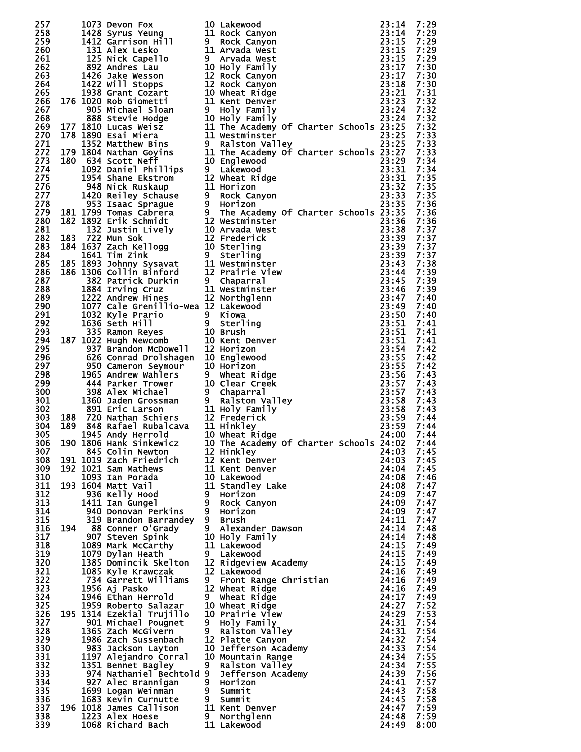| Place | Team Place | Bib | Name | Grade | School | Time | Pace |
|---|---|---|---|---|---|---|---|
| 257 | | 1073 | Devon Fox | 10 | Lakewood | 23:14 | 7:29 |
| 258 | | 1428 | Syrus Yeung | 11 | Rock Canyon | 23:14 | 7:29 |
| 259 | | 1412 | Garrison Hill | 9 | Rock Canyon | 23:15 | 7:29 |
| 260 | | 131 | Alex Lesko | 11 | Arvada West | 23:15 | 7:29 |
| 261 | | 125 | Nick Capello | 9 | Arvada West | 23:15 | 7:29 |
| 262 | | 892 | Andres Lau | 10 | Holy Family | 23:17 | 7:30 |
| 263 | | 1426 | Jake Wesson | 12 | Rock Canyon | 23:17 | 7:30 |
| 264 | | 1422 | Will Stopps | 12 | Rock Canyon | 23:18 | 7:30 |
| 265 | | 1938 | Grant Cozart | 10 | Wheat Ridge | 23:21 | 7:31 |
| 266 | 176 | 1020 | Rob Giometti | 11 | Kent Denver | 23:23 | 7:32 |
| 267 | | 905 | Michael Sloan | 9 | Holy Family | 23:24 | 7:32 |
| 268 | | 888 | Stevie Hodge | 10 | Holy Family | 23:24 | 7:32 |
| 269 | 177 | 1810 | Lucas Weisz | 11 | The Academy Of Charter Schools | 23:25 | 7:32 |
| 270 | 178 | 1890 | Esai Miera | 11 | Westminster | 23:25 | 7:33 |
| 271 | | 1352 | Matthew Bins | 9 | Ralston Valley | 23:25 | 7:33 |
| 272 | 179 | 1804 | Nathan Goyins | 11 | The Academy Of Charter Schools | 23:27 | 7:33 |
| 273 | 180 | 634 | Scott Neff | 10 | Englewood | 23:29 | 7:34 |
| 274 | | 1092 | Daniel Phillips | 9 | Lakewood | 23:31 | 7:34 |
| 275 | | 1954 | Shane Ekstrom | 12 | Wheat Ridge | 23:31 | 7:35 |
| 276 | | 948 | Nick Ruskaup | 11 | Horizon | 23:32 | 7:35 |
| 277 | | 1420 | Reiley Schause | 9 | Rock Canyon | 23:33 | 7:35 |
| 278 | | 953 | Isaac Sprague | 9 | Horizon | 23:35 | 7:36 |
| 279 | 181 | 1799 | Tomas Cabrera | 9 | The Academy Of Charter Schools | 23:35 | 7:36 |
| 280 | 182 | 1892 | Erik Schmidt | 12 | Westminster | 23:36 | 7:36 |
| 281 | | 132 | Justin Lively | 10 | Arvada West | 23:38 | 7:37 |
| 282 | 183 | 722 | Mun Sok | 12 | Frederick | 23:39 | 7:37 |
| 283 | 184 | 1637 | Zach Kellogg | 10 | Sterling | 23:39 | 7:37 |
| 284 | | 1641 | Tim Zink | 9 | Sterling | 23:39 | 7:37 |
| 285 | 185 | 1893 | Johnny Sysavat | 11 | Westminster | 23:43 | 7:38 |
| 286 | 186 | 1306 | Collin Binford | 12 | Prairie View | 23:44 | 7:39 |
| 287 | | 382 | Patrick Durkin | 9 | Chaparral | 23:45 | 7:39 |
| 288 | | 1884 | Irving Cruz | 11 | Westminster | 23:46 | 7:39 |
| 289 | | 1222 | Andrew Hines | 12 | Northglenn | 23:47 | 7:40 |
| 290 | | 1077 | Cale Grenillio-Wea | 12 | Lakewood | 23:49 | 7:40 |
| 291 | | 1032 | Kyle Prario | 9 | Kiowa | 23:50 | 7:40 |
| 292 | | 1636 | Seth Hill | 9 | Sterling | 23:51 | 7:41 |
| 293 | | 335 | Ramon Reyes | 10 | Brush | 23:51 | 7:41 |
| 294 | 187 | 1022 | Hugh Newcomb | 10 | Kent Denver | 23:51 | 7:41 |
| 295 | | 937 | Brandon McDowell | 12 | Horizon | 23:54 | 7:42 |
| 296 | | 626 | Conrad Drolshagen | 10 | Englewood | 23:55 | 7:42 |
| 297 | | 950 | Cameron Seymour | 10 | Horizon | 23:55 | 7:42 |
| 298 | | 1965 | Andrew Wahlers | 9 | Wheat Ridge | 23:56 | 7:43 |
| 299 | | 444 | Parker Trower | 10 | Clear Creek | 23:57 | 7:43 |
| 300 | | 398 | Alex Michael | 9 | Chaparral | 23:57 | 7:43 |
| 301 | | 1360 | Jaden Grossman | 9 | Ralston Valley | 23:58 | 7:43 |
| 302 | | 891 | Eric Larson | 11 | Holy Family | 23:58 | 7:43 |
| 303 | 188 | 720 | Nathan Schiers | 12 | Frederick | 23:59 | 7:44 |
| 304 | 189 | 848 | Rafael Rubalcava | 11 | Hinkley | 23:59 | 7:44 |
| 305 | | 1945 | Andy Herrold | 10 | Wheat Ridge | 24:00 | 7:44 |
| 306 | 190 | 1806 | Hank Sinkewicz | 10 | The Academy Of Charter Schools | 24:02 | 7:44 |
| 307 | | 845 | Colin Newton | 12 | Hinkley | 24:03 | 7:45 |
| 308 | 191 | 1019 | Zach Friedrich | 12 | Kent Denver | 24:03 | 7:45 |
| 309 | 192 | 1021 | Sam Mathews | 11 | Kent Denver | 24:04 | 7:45 |
| 310 | | 1093 | Ian Porada | 10 | Lakewood | 24:08 | 7:46 |
| 311 | 193 | 1604 | Matt Vail | 11 | Standley Lake | 24:08 | 7:47 |
| 312 | | 936 | Kelly Hood | 9 | Horizon | 24:09 | 7:47 |
| 313 | | 1411 | Ian Gungel | 9 | Rock Canyon | 24:09 | 7:47 |
| 314 | | 940 | Donovan Perkins | 9 | Horizon | 24:09 | 7:47 |
| 315 | | 319 | Brandon Barrandey | 9 | Brush | 24:11 | 7:47 |
| 316 | 194 | 88 | Conner O'Grady | 9 | Alexander Dawson | 24:14 | 7:48 |
| 317 | | 907 | Steven Spink | 10 | Holy Family | 24:14 | 7:48 |
| 318 | | 1089 | Mark McCarthy | 11 | Lakewood | 24:15 | 7:49 |
| 319 | | 1079 | Dylan Heath | 9 | Lakewood | 24:15 | 7:49 |
| 320 | | 1385 | Domincik Skelton | 12 | Ridgeview Academy | 24:15 | 7:49 |
| 321 | | 1085 | Kyle Krawczak | 12 | Lakewood | 24:16 | 7:49 |
| 322 | | 734 | Garrett Williams | 9 | Front Range Christian | 24:16 | 7:49 |
| 323 | | 1956 | Aj Pasko | 12 | Wheat Ridge | 24:16 | 7:49 |
| 324 | | 1946 | Ethan Herrold | 9 | Wheat Ridge | 24:17 | 7:49 |
| 325 | | 1959 | Roberto Salazar | 10 | Wheat Ridge | 24:27 | 7:52 |
| 326 | 195 | 1314 | Ezekial Trujillo | 10 | Prairie View | 24:29 | 7:53 |
| 327 | | 901 | Michael Pougnet | 9 | Holy Family | 24:31 | 7:54 |
| 328 | | 1365 | Zach McGivern | 9 | Ralston Valley | 24:31 | 7:54 |
| 329 | | 1986 | Zach Sussenbach | 12 | Platte Canyon | 24:32 | 7:54 |
| 330 | | 983 | Jackson Layton | 10 | Jefferson Academy | 24:33 | 7:54 |
| 331 | | 1197 | Alejandro Corral | 10 | Mountain Range | 24:34 | 7:55 |
| 332 | | 1351 | Bennet Bagley | 9 | Ralston Valley | 24:34 | 7:55 |
| 333 | | 974 | Nathaniel Bechtold | 9 | Jefferson Academy | 24:39 | 7:56 |
| 334 | | 927 | Alec Brannigan | 9 | Horizon | 24:41 | 7:57 |
| 335 | | 1699 | Logan Weinman | 9 | Summit | 24:43 | 7:58 |
| 336 | | 1683 | Kevin Curnutte | 9 | Summit | 24:45 | 7:58 |
| 337 | 196 | 1018 | James Callison | 11 | Kent Denver | 24:47 | 7:59 |
| 338 | | 1223 | Alex Hoese | 9 | Northglenn | 24:48 | 7:59 |
| 339 | | 1068 | Richard Bach | 11 | Lakewood | 24:49 | 8:00 |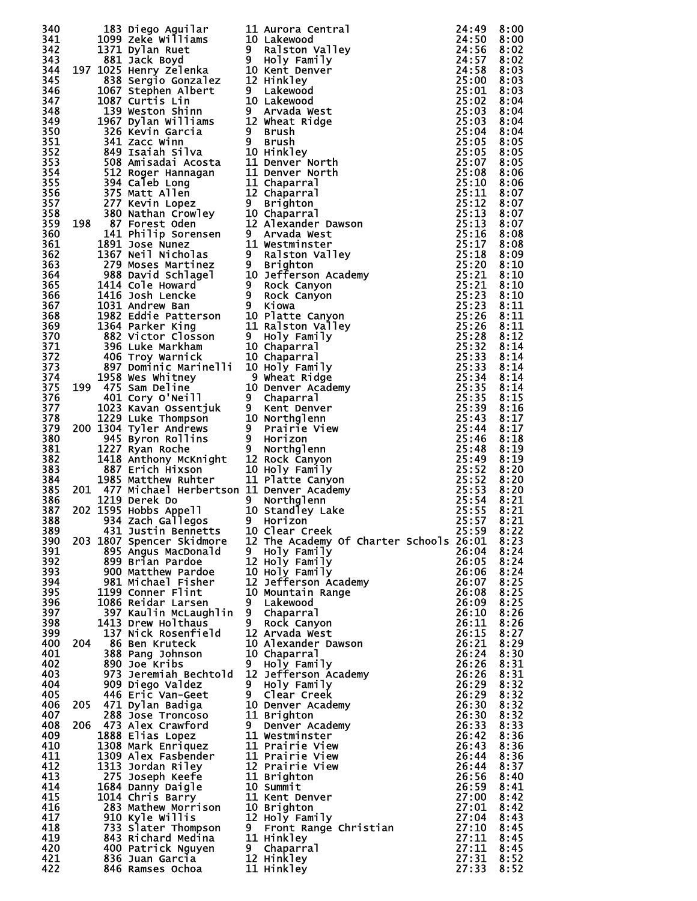| Place | Team Place | Bib | Name | Yr | School | Time | Pace |
|---|---|---|---|---|---|---|---|
| 340 | | 183 | Diego Aguilar | 11 | Aurora Central | 24:49 | 8:00 |
| 341 | | 1099 | Zeke Williams | 10 | Lakewood | 24:50 | 8:00 |
| 342 | | 1371 | Dylan Ruet | 9 | Ralston Valley | 24:56 | 8:02 |
| 343 | | 881 | Jack Boyd | 9 | Holy Family | 24:57 | 8:02 |
| 344 | 197 | 1025 | Henry Zelenka | 10 | Kent Denver | 24:58 | 8:03 |
| 345 | | 838 | Sergio Gonzalez | 12 | Hinkley | 25:00 | 8:03 |
| 346 | | 1067 | Stephen Albert | 9 | Lakewood | 25:01 | 8:03 |
| 347 | | 1087 | Curtis Lin | 10 | Lakewood | 25:02 | 8:04 |
| 348 | | 139 | Weston Shinn | 9 | Arvada West | 25:03 | 8:04 |
| 349 | | 1967 | Dylan Williams | 12 | Wheat Ridge | 25:03 | 8:04 |
| 350 | | 326 | Kevin Garcia | 9 | Brush | 25:04 | 8:04 |
| 351 | | 341 | Zacc Winn | 9 | Brush | 25:05 | 8:05 |
| 352 | | 849 | Isaiah Silva | 10 | Hinkley | 25:05 | 8:05 |
| 353 | | 508 | Amisadai Acosta | 11 | Denver North | 25:07 | 8:05 |
| 354 | | 512 | Roger Hannagan | 11 | Denver North | 25:08 | 8:06 |
| 355 | | 394 | Caleb Long | 11 | Chaparral | 25:10 | 8:06 |
| 356 | | 375 | Matt Allen | 12 | Chaparral | 25:11 | 8:07 |
| 357 | | 277 | Kevin Lopez | 9 | Brighton | 25:12 | 8:07 |
| 358 | | 380 | Nathan Crowley | 10 | Chaparral | 25:13 | 8:07 |
| 359 | 198 | 87 | Forest Oden | 12 | Alexander Dawson | 25:13 | 8:07 |
| 360 | | 141 | Philip Sorensen | 9 | Arvada West | 25:16 | 8:08 |
| 361 | | 1891 | Jose Nunez | 11 | Westminster | 25:17 | 8:08 |
| 362 | | 1367 | Neil Nicholas | 9 | Ralston Valley | 25:18 | 8:09 |
| 363 | | 279 | Moses Martinez | 9 | Brighton | 25:20 | 8:10 |
| 364 | | 988 | David Schlagel | 10 | Jefferson Academy | 25:21 | 8:10 |
| 365 | | 1414 | Cole Howard | 9 | Rock Canyon | 25:21 | 8:10 |
| 366 | | 1416 | Josh Lencke | 9 | Rock Canyon | 25:23 | 8:10 |
| 367 | | 1031 | Andrew Ban | 9 | Kiowa | 25:23 | 8:11 |
| 368 | | 1982 | Eddie Patterson | 10 | Platte Canyon | 25:26 | 8:11 |
| 369 | | 1364 | Parker King | 11 | Ralston Valley | 25:26 | 8:11 |
| 370 | | 882 | Victor Closson | 9 | Holy Family | 25:28 | 8:12 |
| 371 | | 396 | Luke Markham | 10 | Chaparral | 25:32 | 8:14 |
| 372 | | 406 | Troy Warnick | 10 | Chaparral | 25:33 | 8:14 |
| 373 | | 897 | Dominic Marinelli | 10 | Holy Family | 25:33 | 8:14 |
| 374 | | 1958 | Wes Whitney | 9 | Wheat Ridge | 25:34 | 8:14 |
| 375 | 199 | 475 | Sam Deline | 10 | Denver Academy | 25:35 | 8:14 |
| 376 | | 401 | Cory O'Neill | 9 | Chaparral | 25:35 | 8:15 |
| 377 | | 1023 | Kavan Ossentjuk | 9 | Kent Denver | 25:39 | 8:16 |
| 378 | | 1229 | Luke Thompson | 10 | Northglenn | 25:43 | 8:17 |
| 379 | 200 | 1304 | Tyler Andrews | 9 | Prairie View | 25:44 | 8:17 |
| 380 | | 945 | Byron Rollins | 9 | Horizon | 25:46 | 8:18 |
| 381 | | 1227 | Ryan Roche | 9 | Northglenn | 25:48 | 8:19 |
| 382 | | 1418 | Anthony McKnight | 12 | Rock Canyon | 25:49 | 8:19 |
| 383 | | 887 | Erich Hixson | 10 | Holy Family | 25:52 | 8:20 |
| 384 | | 1985 | Matthew Ruhter | 11 | Platte Canyon | 25:52 | 8:20 |
| 385 | 201 | 477 | Michael Herbertson | 11 | Denver Academy | 25:53 | 8:20 |
| 386 | | 1219 | Derek Do | 9 | Northglenn | 25:54 | 8:21 |
| 387 | 202 | 1595 | Hobbs Appell | 10 | Standley Lake | 25:55 | 8:21 |
| 388 | | 934 | Zach Gallegos | 9 | Horizon | 25:57 | 8:21 |
| 389 | | 431 | Justin Bennetts | 10 | Clear Creek | 25:59 | 8:22 |
| 390 | 203 | 1807 | Spencer Skidmore | 12 | The Academy Of Charter Schools | 26:01 | 8:23 |
| 391 | | 895 | Angus MacDonald | 9 | Holy Family | 26:04 | 8:24 |
| 392 | | 899 | Brian Pardoe | 12 | Holy Family | 26:05 | 8:24 |
| 393 | | 900 | Matthew Pardoe | 10 | Holy Family | 26:06 | 8:24 |
| 394 | | 981 | Michael Fisher | 12 | Jefferson Academy | 26:07 | 8:25 |
| 395 | | 1199 | Conner Flint | 10 | Mountain Range | 26:08 | 8:25 |
| 396 | | 1086 | Reidar Larsen | 9 | Lakewood | 26:09 | 8:25 |
| 397 | | 397 | Kaulin McLaughlin | 9 | Chaparral | 26:10 | 8:26 |
| 398 | | 1413 | Drew Holthaus | 9 | Rock Canyon | 26:11 | 8:26 |
| 399 | | 137 | Nick Rosenfield | 12 | Arvada West | 26:15 | 8:27 |
| 400 | 204 | 86 | Ben Kruteck | 10 | Alexander Dawson | 26:21 | 8:29 |
| 401 | | 388 | Pang Johnson | 10 | Chaparral | 26:24 | 8:30 |
| 402 | | 890 | Joe Kribs | 9 | Holy Family | 26:26 | 8:31 |
| 403 | | 973 | Jeremiah Bechtold | 12 | Jefferson Academy | 26:26 | 8:31 |
| 404 | | 909 | Diego Valdez | 9 | Holy Family | 26:29 | 8:32 |
| 405 | | 446 | Eric Van-Geet | 9 | Clear Creek | 26:29 | 8:32 |
| 406 | 205 | 471 | Dylan Badiga | 10 | Denver Academy | 26:30 | 8:32 |
| 407 | | 288 | Jose Troncoso | 11 | Brighton | 26:30 | 8:32 |
| 408 | 206 | 473 | Alex Crawford | 9 | Denver Academy | 26:33 | 8:33 |
| 409 | | 1888 | Elias Lopez | 11 | Westminster | 26:42 | 8:36 |
| 410 | | 1308 | Mark Enriquez | 11 | Prairie View | 26:43 | 8:36 |
| 411 | | 1309 | Alex Fasbender | 11 | Prairie View | 26:44 | 8:36 |
| 412 | | 1313 | Jordan Riley | 12 | Prairie View | 26:44 | 8:37 |
| 413 | | 275 | Joseph Keefe | 11 | Brighton | 26:56 | 8:40 |
| 414 | | 1684 | Danny Daigle | 10 | Summit | 26:59 | 8:41 |
| 415 | | 1014 | Chris Barry | 11 | Kent Denver | 27:00 | 8:42 |
| 416 | | 283 | Mathew Morrison | 10 | Brighton | 27:01 | 8:42 |
| 417 | | 910 | Kyle Willis | 12 | Holy Family | 27:04 | 8:43 |
| 418 | | 733 | Slater Thompson | 9 | Front Range Christian | 27:10 | 8:45 |
| 419 | | 843 | Richard Medina | 11 | Hinkley | 27:11 | 8:45 |
| 420 | | 400 | Patrick Nguyen | 9 | Chaparral | 27:11 | 8:45 |
| 421 | | 836 | Juan Garcia | 12 | Hinkley | 27:31 | 8:52 |
| 422 | | 846 | Ramses Ochoa | 11 | Hinkley | 27:33 | 8:52 |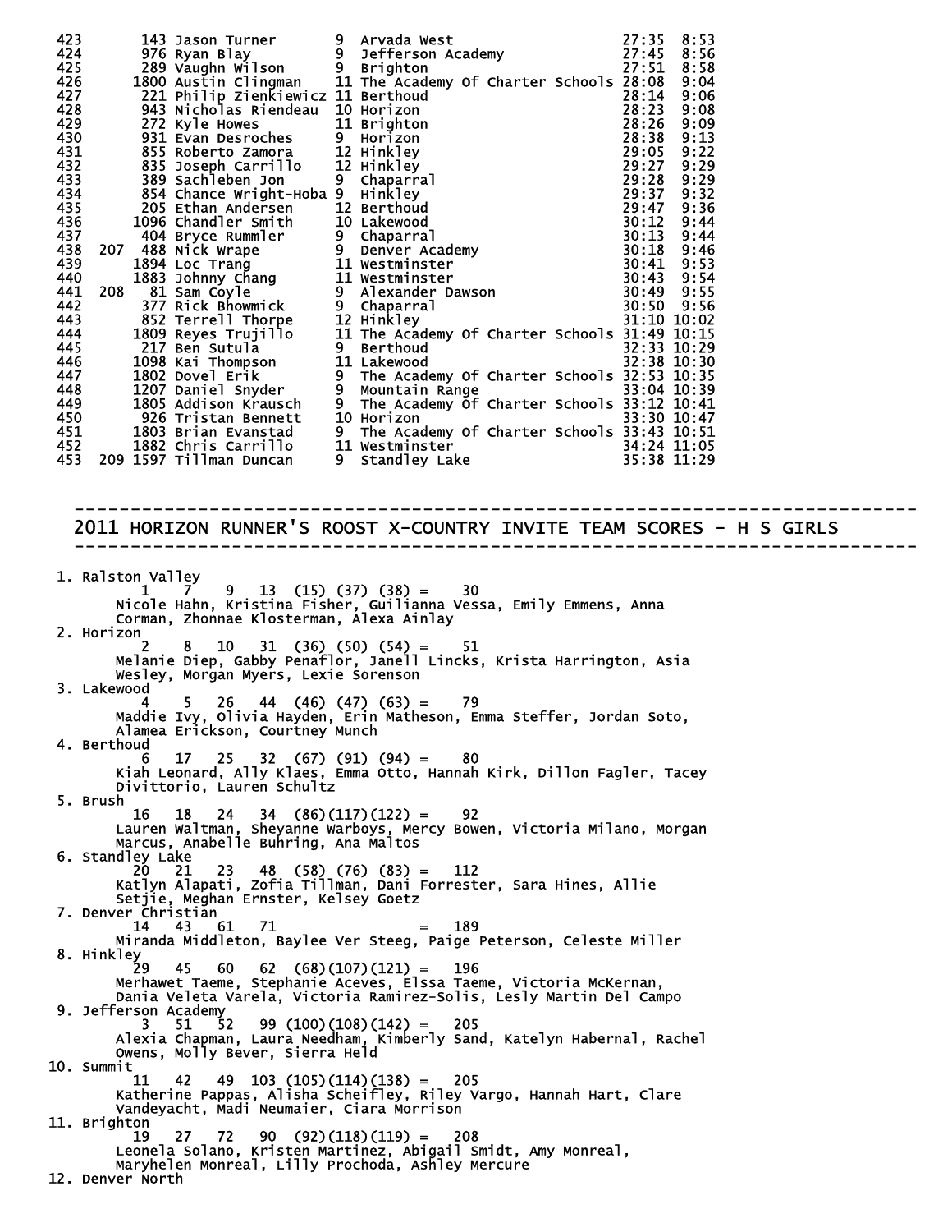```
423        143 Jason Turner       9  Arvada West                     27:35  8:53
424        976 Ryan Blay          9  Jefferson Academy               27:45  8:56
425        289 Vaughn Wilson      9  Brighton                        27:51  8:58
426       1800 Austin Clingman    11 The Academy Of Charter Schools 28:08  9:04
427        221 Philip Zienkiewicz 11 Berthoud                        28:14  9:06
428        943 Nicholas Riendeau  10 Horizon                         28:23  9:08
429        272 Kyle Howes         11 Brighton                        28:26  9:09
430        931 Evan Desroches     9  Horizon                         28:38  9:13
431        855 Roberto Zamora     12 Hinkley                         29:05  9:22
432        835 Joseph Carrillo    12 Hinkley                         29:27  9:29
433        389 Sachleben Jon      9  Chaparral                       29:28  9:29
434        854 Chance Wright-Hoba 9  Hinkley                         29:37  9:32
435        205 Ethan Andersen     12 Berthoud                        29:47  9:36
436       1096 Chandler Smith     10 Lakewood                        30:12  9:44
437        404 Bryce Rummler      9  Chaparral                       30:13  9:44
438  207   488 Nick Wrape         9  Denver Academy                  30:18  9:46
439       1894 Loc Trang          11 Westminster                     30:41  9:53
440       1883 Johnny Chang       11 Westminster                     30:43  9:54
441  208    81 Sam Coyle          9  Alexander Dawson                30:49  9:55
442        377 Rick Bhowmick      9  Chaparral                       30:50  9:56
443        852 Terrell Thorpe     12 Hinkley                         31:10 10:02
444       1809 Reyes Trujillo     11 The Academy Of Charter Schools 31:49 10:15
445        217 Ben Sutula         9  Berthoud                        32:33 10:29
446       1098 Kai Thompson       11 Lakewood                        32:38 10:30
447       1802 Dovel Erik         9  The Academy Of Charter Schools 32:53 10:35
448       1207 Daniel Snyder      9  Mountain Range                  33:04 10:39
449       1805 Addison Krausch    9  The Academy Of Charter Schools 33:12 10:41
450        926 Tristan Bennett    10 Horizon                         33:30 10:47
451       1803 Brian Evanstad     9  The Academy Of Charter Schools 33:43 10:51
452       1882 Chris Carrillo     11 Westminster                     34:24 11:05
453  209  1597 Tillman Duncan     9  Standley Lake                   35:38 11:29
```

## 2011 HORIZON RUNNER'S ROOST X-COUNTRY INVITE TEAM SCORES - H S GIRLS

```
 1. Ralston Valley
         1    7    9   13  (15) (37) (38) =    30
      Nicole Hahn, Kristina Fisher, Guilianna Vessa, Emily Emmens, Anna
      Corman, Zhonnae Klosterman, Alexa Ainlay
 2. Horizon
         2    8   10   31  (36) (50) (54) =    51
      Melanie Diep, Gabby Penaflor, Janell Lincks, Krista Harrington, Asia
      Wesley, Morgan Myers, Lexie Sorenson
 3. Lakewood
         4    5   26   44  (46) (47) (63) =    79
      Maddie Ivy, Olivia Hayden, Erin Matheson, Emma Steffer, Jordan Soto,
      Alamea Erickson, Courtney Munch
 4. Berthoud
         6   17   25   32  (67) (91) (94) =    80
      Kiah Leonard, Ally Klaes, Emma Otto, Hannah Kirk, Dillon Fagler, Tacey
      Divittorio, Lauren Schultz
 5. Brush
        16   18   24   34  (86)(117)(122) =    92
      Lauren Waltman, Sheyanne Warboys, Mercy Bowen, Victoria Milano, Morgan
      Marcus, Anabelle Buhring, Ana Maltos
 6. Standley Lake
        20   21   23   48  (58) (76) (83) =   112
      Katlyn Alapati, Zofia Tillman, Dani Forrester, Sara Hines, Allie
      Setjie, Meghan Ernster, Kelsey Goetz
 7. Denver Christian
        14   43   61   71                 =   189
      Miranda Middleton, Baylee Ver Steeg, Paige Peterson, Celeste Miller
 8. Hinkley
        29   45   60   62  (68)(107)(121) =   196
      Merhawet Taeme, Stephanie Aceves, Elssa Taeme, Victoria McKernan,
      Dania Veleta Varela, Victoria Ramirez-Solis, Lesly Martin Del Campo
 9. Jefferson Academy
         3   51   52   99 (100)(108)(142) =   205
      Alexia Chapman, Laura Needham, Kimberly Sand, Katelyn Habernal, Rachel
      Owens, Molly Bever, Sierra Held
10. Summit
        11   42   49  103 (105)(114)(138) =   205
      Katherine Pappas, Alisha Scheifley, Riley Vargo, Hannah Hart, Clare
      Vandeyacht, Madi Neumaier, Ciara Morrison
11. Brighton
        19   27   72   90  (92)(118)(119) =   208
      Leonela Solano, Kristen Martinez, Abigail Smidt, Amy Monreal,
      Maryhelen Monreal, Lilly Prochoda, Ashley Mercure
12. Denver North
```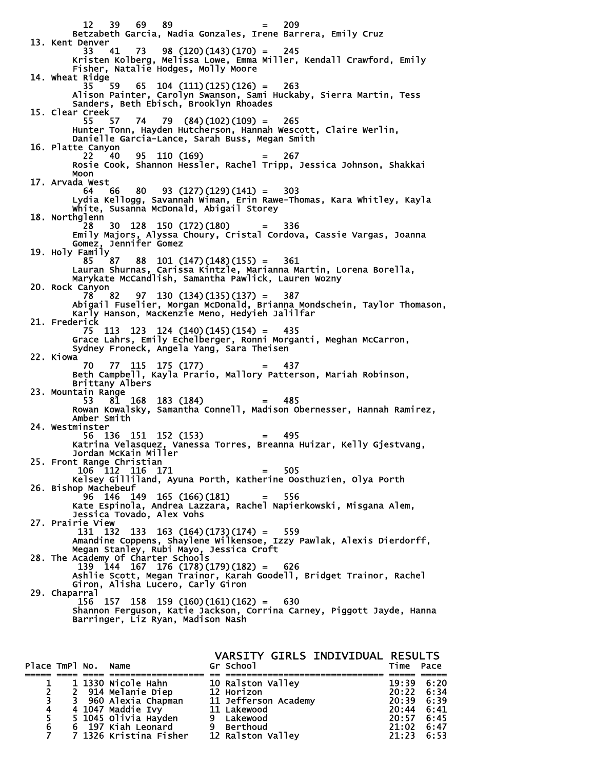```
        12   39   69   89                   =   209
      Betzabeth Garcia, Nadia Gonzales, Irene Barrera, Emily Cruz
 13. Kent Denver
        33   41   73   98 (120)(143)(170) =   245
      Kristen Kolberg, Melissa Lowe, Emma Miller, Kendall Crawford, Emily
      Fisher, Natalie Hodges, Molly Moore
 14. Wheat Ridge
        35   59   65  104 (111)(125)(126) =   263
      Alison Painter, Carolyn Swanson, Sami Huckaby, Sierra Martin, Tess
      Sanders, Beth Ebisch, Brooklyn Rhoades
 15. Clear Creek
        55   57   74   79  (84)(102)(109) =   265
      Hunter Tonn, Hayden Hutcherson, Hannah Wescott, Claire Werlin,
      Danielle Garcia-Lance, Sarah Buss, Megan Smith
 16. Platte Canyon
        22   40   95  110 (169)           =   267
      Rosie Cook, Shannon Hessler, Rachel Tripp, Jessica Johnson, Shakkai
      Moon
 17. Arvada West
        64   66   80   93 (127)(129)(141) =   303
      Lydia Kellogg, Savannah Wiman, Erin Rawe-Thomas, Kara Whitley, Kayla
      White, Susanna McDonald, Abigail Storey
 18. Northglenn
        28   30  128  150 (172)(180)      =   336
      Emily Majors, Alyssa Choury, Cristal Cordova, Cassie Vargas, Joanna
      Gomez, Jennifer Gomez
 19. Holy Family
        85   87   88  101 (147)(148)(155) =   361
      Lauran Shurnas, Carissa Kintzle, Marianna Martin, Lorena Borella,
      Marykate McCandlish, Samantha Pawlick, Lauren Wozny
 20. Rock Canyon
        78   82   97  130 (134)(135)(137) =   387
      Abigail Fuselier, Morgan McDonald, Brianna Mondschein, Taylor Thomason,
      Karly Hanson, MacKenzie Meno, Hedyieh Jalilfar
 21. Frederick
        75  113  123  124 (140)(145)(154) =   435
      Grace Lahrs, Emily Echelberger, Ronni Morganti, Meghan McCarron,
      Sydney Froneck, Angela Yang, Sara Theisen
 22. Kiowa
        70   77  115  175 (177)           =   437
      Beth Campbell, Kayla Prario, Mallory Patterson, Mariah Robinson,
      Brittany Albers
 23. Mountain Range
        53   81  168  183 (184)           =   485
      Rowan Kowalsky, Samantha Connell, Madison Obernesser, Hannah Ramirez,
      Amber Smith
 24. Westminster
        56  136  151  152 (153)           =   495
      Katrina Velasquez, Vanessa Torres, Breanna Huizar, Kelly Gjestvang,
      Jordan McKain Miller
 25. Front Range Christian
       106  112  116  171                 =   505
      Kelsey Gilliland, Ayuna Porth, Katherine Oosthuzien, Olya Porth
 26. Bishop Machebeuf
        96  146  149  165 (166)(181)      =   556
      Kate Espinola, Andrea Lazzara, Rachel Napierkowski, Misgana Alem,
      Jessica Tovado, Alex Vohs
 27. Prairie View
       131  132  133  163 (164)(173)(174) =   559
      Amandine Coppens, Shaylene Wilkensoe, Izzy Pawlak, Alexis Dierdorff,
      Megan Stanley, Rubi Mayo, Jessica Croft
 28. The Academy Of Charter Schools
       139  144  167  176 (178)(179)(182) =   626
      Ashlie Scott, Megan Trainor, Karah Goodell, Bridget Trainor, Rachel
      Giron, Alisha Lucero, Carly Giron
 29. Chaparral
       156  157  158  159 (160)(161)(162) =   630
      Shannon Ferguson, Katie Jackson, Corrina Carney, Piggott Jayde, Hanna
      Barringer, Liz Ryan, Madison Nash
```

## VARSITY GIRLS INDIVIDUAL RESULTS

| Place | TmPl | No. | Name | Gr | School | Time | Pace |
|---|---|---|---|---|---|---|---|
| 1 | 1 | 1330 | Nicole Hahn | 10 | Ralston Valley | 19:39 | 6:20 |
| 2 | 2 | 914 | Melanie Diep | 12 | Horizon | 20:22 | 6:34 |
| 3 | 3 | 960 | Alexia Chapman | 11 | Jefferson Academy | 20:39 | 6:39 |
| 4 | 4 | 1047 | Maddie Ivy | 11 | Lakewood | 20:44 | 6:41 |
| 5 | 5 | 1045 | Olivia Hayden | 9 | Lakewood | 20:57 | 6:45 |
| 6 | 6 | 197 | Kiah Leonard | 9 | Berthoud | 21:02 | 6:47 |
| 7 | 7 | 1326 | Kristina Fisher | 12 | Ralston Valley | 21:23 | 6:53 |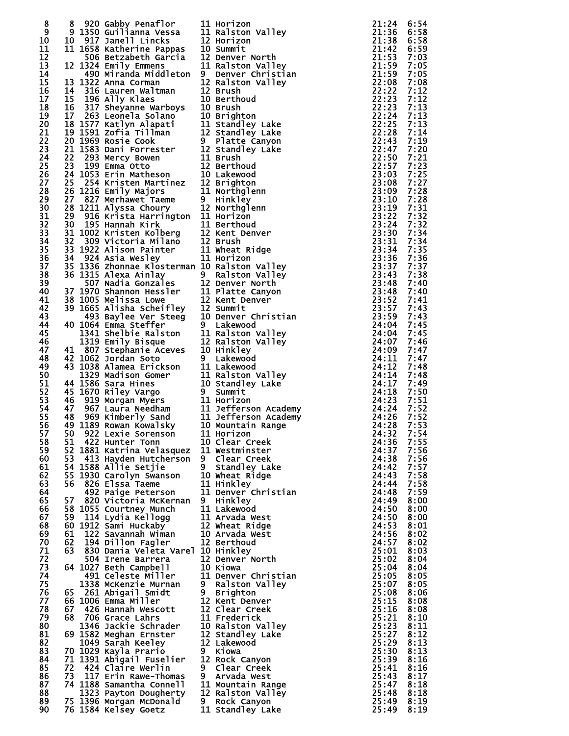| | | | | | | | |
|---|---|---|---|---|---|---|---|
| 8 | 8 | 920 | Gabby Penaflor | 11 | Horizon | 21:24 | 6:54 |
| 9 | 9 | 1350 | Guilianna Vessa | 11 | Ralston Valley | 21:36 | 6:58 |
| 10 | 10 | 917 | Janell Lincks | 12 | Horizon | 21:38 | 6:58 |
| 11 | 11 | 1658 | Katherine Pappas | 10 | Summit | 21:42 | 6:59 |
| 12 | | 506 | Betzabeth Garcia | 12 | Denver North | 21:53 | 7:03 |
| 13 | 12 | 1324 | Emily Emmens | 11 | Ralston Valley | 21:59 | 7:05 |
| 14 | | 490 | Miranda Middleton | 9 | Denver Christian | 21:59 | 7:05 |
| 15 | 13 | 1322 | Anna Corman | 12 | Ralston Valley | 22:08 | 7:08 |
| 16 | 14 | 316 | Lauren Waltman | 12 | Brush | 22:22 | 7:12 |
| 17 | 15 | 196 | Ally Klaes | 10 | Berthoud | 22:23 | 7:12 |
| 18 | 16 | 317 | Sheyanne Warboys | 10 | Brush | 22:23 | 7:13 |
| 19 | 17 | 263 | Leonela Solano | 10 | Brighton | 22:24 | 7:13 |
| 20 | 18 | 1577 | Katlyn Alapati | 11 | Standley Lake | 22:25 | 7:13 |
| 21 | 19 | 1591 | Zofia Tillman | 12 | Standley Lake | 22:28 | 7:14 |
| 22 | 20 | 1969 | Rosie Cook | 9 | Platte Canyon | 22:43 | 7:19 |
| 23 | 21 | 1583 | Dani Forrester | 12 | Standley Lake | 22:47 | 7:20 |
| 24 | 22 | 293 | Mercy Bowen | 11 | Brush | 22:50 | 7:21 |
| 25 | 23 | 199 | Emma Otto | 12 | Berthoud | 22:57 | 7:23 |
| 26 | 24 | 1053 | Erin Matheson | 10 | Lakewood | 23:03 | 7:25 |
| 27 | 25 | 254 | Kristen Martinez | 12 | Brighton | 23:08 | 7:27 |
| 28 | 26 | 1216 | Emily Majors | 11 | Northglenn | 23:09 | 7:28 |
| 29 | 27 | 827 | Merhawet Taeme | 9 | Hinkley | 23:10 | 7:28 |
| 30 | 28 | 1211 | Alyssa Choury | 12 | Northglenn | 23:19 | 7:31 |
| 31 | 29 | 916 | Krista Harrington | 11 | Horizon | 23:22 | 7:32 |
| 32 | 30 | 195 | Hannah Kirk | 11 | Berthoud | 23:24 | 7:32 |
| 33 | 31 | 1002 | Kristen Kolberg | 12 | Kent Denver | 23:30 | 7:34 |
| 34 | 32 | 309 | Victoria Milano | 12 | Brush | 23:31 | 7:34 |
| 35 | 33 | 1922 | Alison Painter | 11 | Wheat Ridge | 23:34 | 7:35 |
| 36 | 34 | 924 | Asia Wesley | 11 | Horizon | 23:36 | 7:36 |
| 37 | 35 | 1336 | Zhonnae Klosterman | 10 | Ralston Valley | 23:37 | 7:37 |
| 38 | 36 | 1315 | Alexa Ainlay | 9 | Ralston Valley | 23:43 | 7:38 |
| 39 | | 507 | Nadia Gonzales | 12 | Denver North | 23:48 | 7:40 |
| 40 | 37 | 1970 | Shannon Hessler | 11 | Platte Canyon | 23:48 | 7:40 |
| 41 | 38 | 1005 | Melissa Lowe | 12 | Kent Denver | 23:52 | 7:41 |
| 42 | 39 | 1665 | Alisha Scheifley | 12 | Summit | 23:57 | 7:43 |
| 43 | | 493 | Baylee Ver Steeg | 10 | Denver Christian | 23:59 | 7:43 |
| 44 | 40 | 1064 | Emma Steffer | 9 | Lakewood | 24:04 | 7:45 |
| 45 | | 1341 | Shelbie Ralston | 11 | Ralston Valley | 24:04 | 7:45 |
| 46 | | 1319 | Emily Bisque | 12 | Ralston Valley | 24:07 | 7:46 |
| 47 | 41 | 807 | Stephanie Aceves | 10 | Hinkley | 24:09 | 7:47 |
| 48 | 42 | 1062 | Jordan Soto | 9 | Lakewood | 24:11 | 7:47 |
| 49 | 43 | 1038 | Alamea Erickson | 11 | Lakewood | 24:12 | 7:48 |
| 50 | | 1329 | Madison Gomer | 11 | Ralston Valley | 24:14 | 7:48 |
| 51 | 44 | 1586 | Sara Hines | 10 | Standley Lake | 24:17 | 7:49 |
| 52 | 45 | 1670 | Riley Vargo | 9 | Summit | 24:18 | 7:50 |
| 53 | 46 | 919 | Morgan Myers | 11 | Horizon | 24:23 | 7:51 |
| 54 | 47 | 967 | Laura Needham | 11 | Jefferson Academy | 24:24 | 7:52 |
| 55 | 48 | 969 | Kimberly Sand | 11 | Jefferson Academy | 24:26 | 7:52 |
| 56 | 49 | 1189 | Rowan Kowalsky | 10 | Mountain Range | 24:28 | 7:53 |
| 57 | 50 | 922 | Lexie Sorenson | 11 | Horizon | 24:32 | 7:54 |
| 58 | 51 | 422 | Hunter Tonn | 10 | Clear Creek | 24:36 | 7:55 |
| 59 | 52 | 1881 | Katrina Velasquez | 11 | Westminster | 24:37 | 7:56 |
| 60 | 53 | 413 | Hayden Hutcherson | 9 | Clear Creek | 24:38 | 7:56 |
| 61 | 54 | 1588 | Allie Setjie | 9 | Standley Lake | 24:42 | 7:57 |
| 62 | 55 | 1930 | Carolyn Swanson | 10 | Wheat Ridge | 24:43 | 7:58 |
| 63 | 56 | 826 | Elssa Taeme | 11 | Hinkley | 24:44 | 7:58 |
| 64 | | 492 | Paige Peterson | 11 | Denver Christian | 24:48 | 7:59 |
| 65 | 57 | 820 | Victoria McKernan | 9 | Hinkley | 24:49 | 8:00 |
| 66 | 58 | 1055 | Courtney Munch | 11 | Lakewood | 24:50 | 8:00 |
| 67 | 59 | 114 | Lydia Kellogg | 11 | Arvada West | 24:50 | 8:00 |
| 68 | 60 | 1912 | Sami Huckaby | 12 | Wheat Ridge | 24:53 | 8:01 |
| 69 | 61 | 122 | Savannah Wiman | 10 | Arvada West | 24:56 | 8:02 |
| 70 | 62 | 194 | Dillon Fagler | 12 | Berthoud | 24:57 | 8:02 |
| 71 | 63 | 830 | Dania Veleta Varel | 10 | Hinkley | 25:01 | 8:03 |
| 72 | | 504 | Irene Barrera | 12 | Denver North | 25:02 | 8:04 |
| 73 | 64 | 1027 | Beth Campbell | 10 | Kiowa | 25:04 | 8:04 |
| 74 | | 491 | Celeste Miller | 11 | Denver Christian | 25:05 | 8:05 |
| 75 | | 1338 | McKenzie Murnan | 9 | Ralston Valley | 25:07 | 8:05 |
| 76 | 65 | 261 | Abigail Smidt | 9 | Brighton | 25:08 | 8:06 |
| 77 | 66 | 1006 | Emma Miller | 12 | Kent Denver | 25:15 | 8:08 |
| 78 | 67 | 426 | Hannah Wescott | 12 | Clear Creek | 25:16 | 8:08 |
| 79 | 68 | 706 | Grace Lahrs | 11 | Frederick | 25:21 | 8:10 |
| 80 | | 1346 | Jackie Schrader | 10 | Ralston Valley | 25:23 | 8:11 |
| 81 | 69 | 1582 | Meghan Ernster | 12 | Standley Lake | 25:27 | 8:12 |
| 82 | | 1049 | Sarah Keeley | 12 | Lakewood | 25:29 | 8:13 |
| 83 | 70 | 1029 | Kayla Prario | 9 | Kiowa | 25:30 | 8:13 |
| 84 | 71 | 1391 | Abigail Fuselier | 12 | Rock Canyon | 25:39 | 8:16 |
| 85 | 72 | 424 | Claire Werlin | 9 | Clear Creek | 25:41 | 8:16 |
| 86 | 73 | 117 | Erin Rawe-Thomas | 9 | Arvada West | 25:43 | 8:17 |
| 87 | 74 | 1188 | Samantha Connell | 11 | Mountain Range | 25:47 | 8:18 |
| 88 | | 1323 | Payton Dougherty | 12 | Ralston Valley | 25:48 | 8:18 |
| 89 | 75 | 1396 | Morgan McDonald | 9 | Rock Canyon | 25:49 | 8:19 |
| 90 | 76 | 1584 | Kelsey Goetz | 11 | Standley Lake | 25:49 | 8:19 |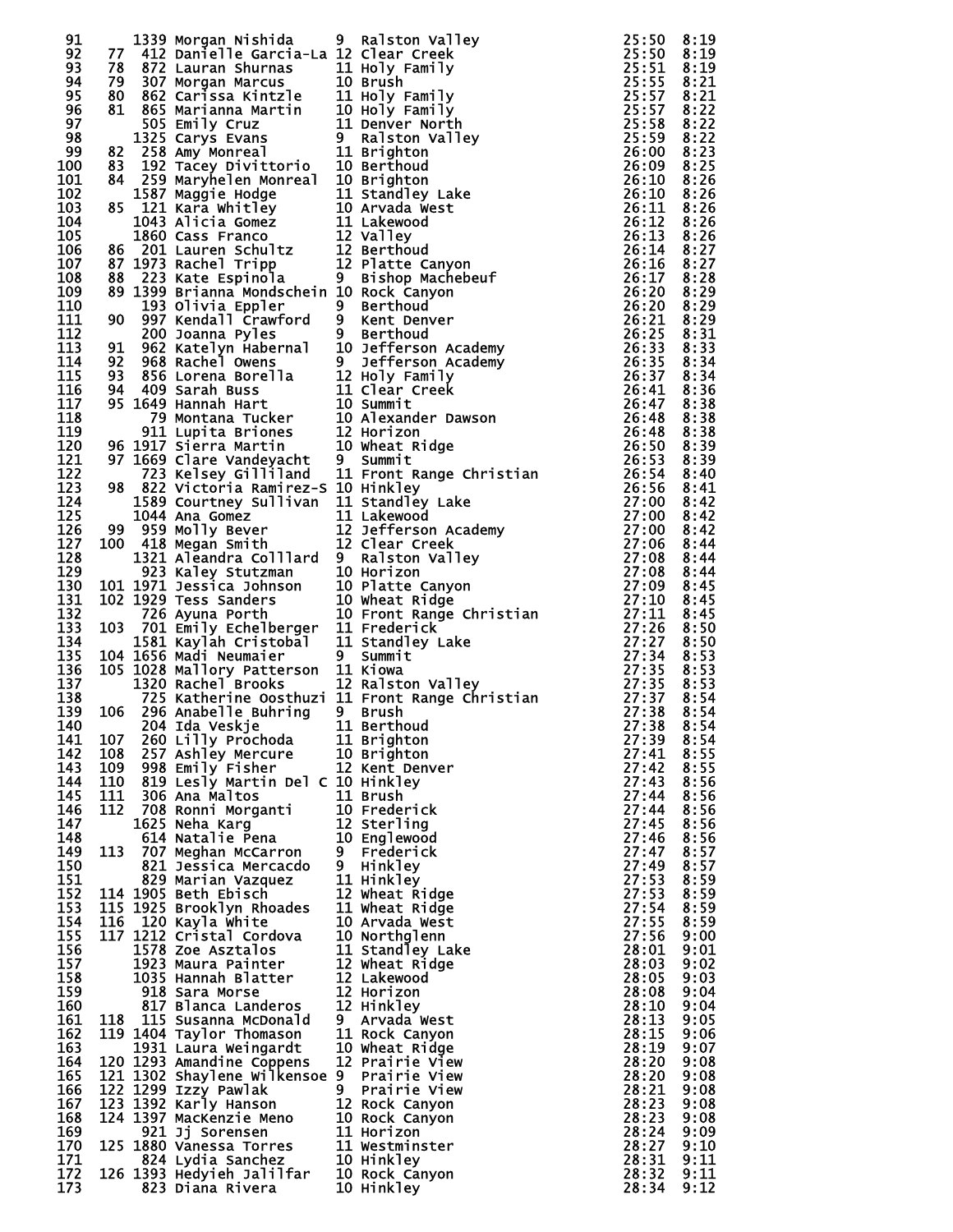| Place | Team Place | Bib | Name | Yr | School | Time | Pace |
|---|---|---|---|---|---|---|---|
| 91 | | 1339 | Morgan Nishida | 9 | Ralston Valley | 25:50 | 8:19 |
| 92 | 77 | 412 | Danielle Garcia-La | 12 | Clear Creek | 25:50 | 8:19 |
| 93 | 78 | 872 | Lauran Shurnas | 11 | Holy Family | 25:51 | 8:19 |
| 94 | 79 | 307 | Morgan Marcus | 10 | Brush | 25:55 | 8:21 |
| 95 | 80 | 862 | Carissa Kintzle | 11 | Holy Family | 25:57 | 8:21 |
| 96 | 81 | 865 | Marianna Martin | 10 | Holy Family | 25:57 | 8:22 |
| 97 | | 505 | Emily Cruz | 11 | Denver North | 25:58 | 8:22 |
| 98 | | 1325 | Carys Evans | 9 | Ralston Valley | 25:59 | 8:22 |
| 99 | 82 | 258 | Amy Monreal | 11 | Brighton | 26:00 | 8:23 |
| 100 | 83 | 192 | Tacey Divittorio | 10 | Berthoud | 26:09 | 8:25 |
| 101 | 84 | 259 | Maryhelen Monreal | 10 | Brighton | 26:10 | 8:26 |
| 102 | | 1587 | Maggie Hodge | 11 | Standley Lake | 26:10 | 8:26 |
| 103 | 85 | 121 | Kara Whitley | 10 | Arvada West | 26:11 | 8:26 |
| 104 | | 1043 | Alicia Gomez | 11 | Lakewood | 26:12 | 8:26 |
| 105 | | 1860 | Cass Franco | 12 | Valley | 26:13 | 8:26 |
| 106 | 86 | 201 | Lauren Schultz | 12 | Berthoud | 26:14 | 8:27 |
| 107 | 87 | 1973 | Rachel Tripp | 12 | Platte Canyon | 26:16 | 8:27 |
| 108 | 88 | 223 | Kate Espinola | 9 | Bishop Machebeuf | 26:17 | 8:28 |
| 109 | 89 | 1399 | Brianna Mondschein | 10 | Rock Canyon | 26:20 | 8:29 |
| 110 | | 193 | Olivia Eppler | 9 | Berthoud | 26:20 | 8:29 |
| 111 | 90 | 997 | Kendall Crawford | 9 | Kent Denver | 26:21 | 8:29 |
| 112 | | 200 | Joanna Pyles | 9 | Berthoud | 26:25 | 8:31 |
| 113 | 91 | 962 | Katelyn Habernal | 10 | Jefferson Academy | 26:33 | 8:33 |
| 114 | 92 | 968 | Rachel Owens | 9 | Jefferson Academy | 26:35 | 8:34 |
| 115 | 93 | 856 | Lorena Borella | 12 | Holy Family | 26:37 | 8:34 |
| 116 | 94 | 409 | Sarah Buss | 11 | Clear Creek | 26:41 | 8:36 |
| 117 | 95 | 1649 | Hannah Hart | 10 | Summit | 26:47 | 8:38 |
| 118 | | 79 | Montana Tucker | 10 | Alexander Dawson | 26:48 | 8:38 |
| 119 | | 911 | Lupita Briones | 12 | Horizon | 26:48 | 8:38 |
| 120 | 96 | 1917 | Sierra Martin | 10 | Wheat Ridge | 26:50 | 8:39 |
| 121 | 97 | 1669 | Clare Vandeyacht | 9 | Summit | 26:53 | 8:39 |
| 122 | | 723 | Kelsey Gilliland | 11 | Front Range Christian | 26:54 | 8:40 |
| 123 | 98 | 822 | Victoria Ramirez-S | 10 | Hinkley | 26:56 | 8:41 |
| 124 | | 1589 | Courtney Sullivan | 11 | Standley Lake | 27:00 | 8:42 |
| 125 | | 1044 | Ana Gomez | 11 | Lakewood | 27:00 | 8:42 |
| 126 | 99 | 959 | Molly Bever | 12 | Jefferson Academy | 27:00 | 8:42 |
| 127 | 100 | 418 | Megan Smith | 12 | Clear Creek | 27:06 | 8:44 |
| 128 | | 1321 | Aleandra Colllard | 9 | Ralston Valley | 27:08 | 8:44 |
| 129 | | 923 | Kaley Stutzman | 10 | Horizon | 27:08 | 8:44 |
| 130 | 101 | 1971 | Jessica Johnson | 10 | Platte Canyon | 27:09 | 8:45 |
| 131 | 102 | 1929 | Tess Sanders | 10 | Wheat Ridge | 27:10 | 8:45 |
| 132 | | 726 | Ayuna Porth | 10 | Front Range Christian | 27:11 | 8:45 |
| 133 | 103 | 701 | Emily Echelberger | 11 | Frederick | 27:26 | 8:50 |
| 134 | | 1581 | Kaylah Cristobal | 11 | Standley Lake | 27:27 | 8:50 |
| 135 | 104 | 1656 | Madi Neumaier | 9 | Summit | 27:34 | 8:53 |
| 136 | 105 | 1028 | Mallory Patterson | 11 | Kiowa | 27:35 | 8:53 |
| 137 | | 1320 | Rachel Brooks | 12 | Ralston Valley | 27:35 | 8:53 |
| 138 | | 725 | Katherine Oosthuzi | 11 | Front Range Christian | 27:37 | 8:54 |
| 139 | 106 | 296 | Anabelle Buhring | 9 | Brush | 27:38 | 8:54 |
| 140 | | 204 | Ida Veskje | 11 | Berthoud | 27:38 | 8:54 |
| 141 | 107 | 260 | Lilly Prochoda | 11 | Brighton | 27:39 | 8:54 |
| 142 | 108 | 257 | Ashley Mercure | 10 | Brighton | 27:41 | 8:55 |
| 143 | 109 | 998 | Emily Fisher | 12 | Kent Denver | 27:42 | 8:55 |
| 144 | 110 | 819 | Lesly Martin Del C | 10 | Hinkley | 27:43 | 8:56 |
| 145 | 111 | 306 | Ana Maltos | 11 | Brush | 27:44 | 8:56 |
| 146 | 112 | 708 | Ronni Morganti | 10 | Frederick | 27:44 | 8:56 |
| 147 | | 1625 | Neha Karg | 12 | Sterling | 27:45 | 8:56 |
| 148 | | 614 | Natalie Pena | 10 | Englewood | 27:46 | 8:56 |
| 149 | 113 | 707 | Meghan McCarron | 9 | Frederick | 27:47 | 8:57 |
| 150 | | 821 | Jessica Mercacdo | 9 | Hinkley | 27:49 | 8:57 |
| 151 | | 829 | Marian Vazquez | 11 | Hinkley | 27:53 | 8:59 |
| 152 | 114 | 1905 | Beth Ebisch | 12 | Wheat Ridge | 27:53 | 8:59 |
| 153 | 115 | 1925 | Brooklyn Rhoades | 11 | Wheat Ridge | 27:54 | 8:59 |
| 154 | 116 | 120 | Kayla White | 10 | Arvada West | 27:55 | 8:59 |
| 155 | 117 | 1212 | Cristal Cordova | 10 | Northglenn | 27:56 | 9:00 |
| 156 | | 1578 | Zoe Asztalos | 11 | Standley Lake | 28:01 | 9:01 |
| 157 | | 1923 | Maura Painter | 12 | Wheat Ridge | 28:03 | 9:02 |
| 158 | | 1035 | Hannah Blatter | 12 | Lakewood | 28:05 | 9:03 |
| 159 | | 918 | Sara Morse | 12 | Horizon | 28:08 | 9:04 |
| 160 | | 817 | Blanca Landeros | 12 | Hinkley | 28:10 | 9:04 |
| 161 | 118 | 115 | Susanna McDonald | 9 | Arvada West | 28:13 | 9:05 |
| 162 | 119 | 1404 | Taylor Thomason | 11 | Rock Canyon | 28:15 | 9:06 |
| 163 | | 1931 | Laura Weingardt | 10 | Wheat Ridge | 28:19 | 9:07 |
| 164 | 120 | 1293 | Amandine Coppens | 12 | Prairie View | 28:20 | 9:08 |
| 165 | 121 | 1302 | Shaylene Wilkensoe | 9 | Prairie View | 28:20 | 9:08 |
| 166 | 122 | 1299 | Izzy Pawlak | 9 | Prairie View | 28:21 | 9:08 |
| 167 | 123 | 1392 | Karly Hanson | 12 | Rock Canyon | 28:23 | 9:08 |
| 168 | 124 | 1397 | MacKenzie Meno | 10 | Rock Canyon | 28:23 | 9:08 |
| 169 | | 921 | Jj Sorensen | 11 | Horizon | 28:24 | 9:09 |
| 170 | 125 | 1880 | Vanessa Torres | 11 | Westminster | 28:27 | 9:10 |
| 171 | | 824 | Lydia Sanchez | 10 | Hinkley | 28:31 | 9:11 |
| 172 | 126 | 1393 | Hedyieh Jalilfar | 10 | Rock Canyon | 28:32 | 9:11 |
| 173 | | 823 | Diana Rivera | 10 | Hinkley | 28:34 | 9:12 |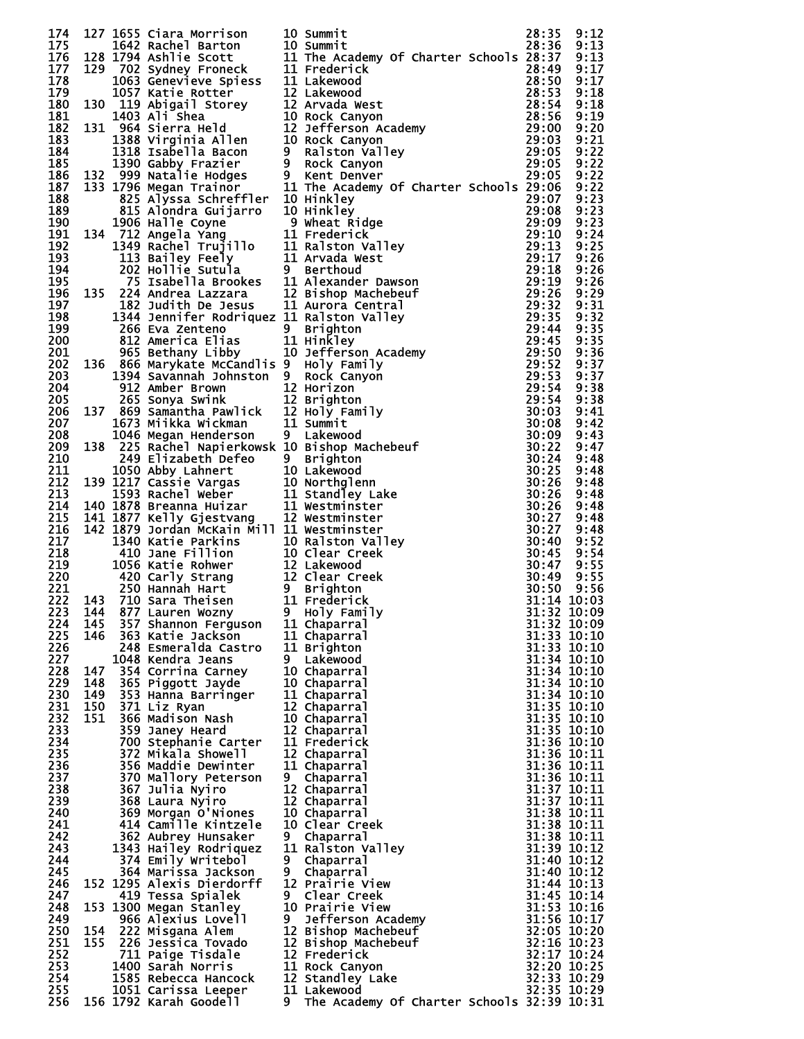| Place | Team Place | Bib | Name | Grade | School | Time | Pace |
|---|---|---|---|---|---|---|---|
| 174 | 127 | 1655 | Ciara Morrison | 10 | Summit | 28:35 | 9:12 |
| 175 | | 1642 | Rachel Barton | 10 | Summit | 28:36 | 9:13 |
| 176 | 128 | 1794 | Ashlie Scott | 11 | The Academy Of Charter Schools | 28:37 | 9:13 |
| 177 | 129 | 702 | Sydney Froneck | 11 | Frederick | 28:49 | 9:17 |
| 178 | | 1063 | Genevieve Spiess | 11 | Lakewood | 28:50 | 9:17 |
| 179 | | 1057 | Katie Rotter | 12 | Lakewood | 28:53 | 9:18 |
| 180 | 130 | 119 | Abigail Storey | 12 | Arvada West | 28:54 | 9:18 |
| 181 | | 1403 | Ali Shea | 10 | Rock Canyon | 28:56 | 9:19 |
| 182 | 131 | 964 | Sierra Held | 12 | Jefferson Academy | 29:00 | 9:20 |
| 183 | | 1388 | Virginia Allen | 10 | Rock Canyon | 29:03 | 9:21 |
| 184 | | 1318 | Isabella Bacon | 9 | Ralston Valley | 29:05 | 9:22 |
| 185 | | 1390 | Gabby Frazier | 9 | Rock Canyon | 29:05 | 9:22 |
| 186 | 132 | 999 | Natalie Hodges | 9 | Kent Denver | 29:05 | 9:22 |
| 187 | 133 | 1796 | Megan Trainor | 11 | The Academy Of Charter Schools | 29:06 | 9:22 |
| 188 | | 825 | Alyssa Schreffler | 10 | Hinkley | 29:07 | 9:23 |
| 189 | | 815 | Alondra Guijarro | 10 | Hinkley | 29:08 | 9:23 |
| 190 | | 1906 | Halle Coyne | 9 | Wheat Ridge | 29:09 | 9:23 |
| 191 | 134 | 712 | Angela Yang | 11 | Frederick | 29:10 | 9:24 |
| 192 | | 1349 | Rachel Trujillo | 11 | Ralston Valley | 29:13 | 9:25 |
| 193 | | 113 | Bailey Feely | 11 | Arvada West | 29:17 | 9:26 |
| 194 | | 202 | Hollie Sutula | 9 | Berthoud | 29:18 | 9:26 |
| 195 | | 75 | Isabella Brookes | 11 | Alexander Dawson | 29:19 | 9:26 |
| 196 | 135 | 224 | Andrea Lazzara | 12 | Bishop Machebeuf | 29:26 | 9:29 |
| 197 | | 182 | Judith De Jesus | 11 | Aurora Central | 29:32 | 9:31 |
| 198 | | 1344 | Jennifer Rodriquez | 11 | Ralston Valley | 29:35 | 9:32 |
| 199 | | 266 | Eva Zenteno | 9 | Brighton | 29:44 | 9:35 |
| 200 | | 812 | America Elias | 11 | Hinkley | 29:45 | 9:35 |
| 201 | | 965 | Bethany Libby | 10 | Jefferson Academy | 29:50 | 9:36 |
| 202 | 136 | 866 | Marykate McCandlis | 9 | Holy Family | 29:52 | 9:37 |
| 203 | | 1394 | Savannah Johnston | 9 | Rock Canyon | 29:53 | 9:37 |
| 204 | | 912 | Amber Brown | 12 | Horizon | 29:54 | 9:38 |
| 205 | | 265 | Sonya Swink | 12 | Brighton | 29:54 | 9:38 |
| 206 | 137 | 869 | Samantha Pawlick | 12 | Holy Family | 30:03 | 9:41 |
| 207 | | 1673 | Miikka Wickman | 11 | Summit | 30:08 | 9:42 |
| 208 | | 1046 | Megan Henderson | 9 | Lakewood | 30:09 | 9:43 |
| 209 | 138 | 225 | Rachel Napierkowsk | 10 | Bishop Machebeuf | 30:22 | 9:47 |
| 210 | | 249 | Elizabeth Defeo | 9 | Brighton | 30:24 | 9:48 |
| 211 | | 1050 | Abby Lahnert | 10 | Lakewood | 30:25 | 9:48 |
| 212 | 139 | 1217 | Cassie Vargas | 10 | Northglenn | 30:26 | 9:48 |
| 213 | | 1593 | Rachel Weber | 11 | Standley Lake | 30:26 | 9:48 |
| 214 | 140 | 1878 | Breanna Huizar | 11 | Westminster | 30:26 | 9:48 |
| 215 | 141 | 1877 | Kelly Gjestvang | 12 | Westminster | 30:27 | 9:48 |
| 216 | 142 | 1879 | Jordan McKain Mill | 11 | Westminster | 30:27 | 9:48 |
| 217 | | 1340 | Katie Parkins | 10 | Ralston Valley | 30:40 | 9:52 |
| 218 | | 410 | Jane Fillion | 10 | Clear Creek | 30:45 | 9:54 |
| 219 | | 1056 | Katie Rohwer | 12 | Lakewood | 30:47 | 9:55 |
| 220 | | 420 | Carly Strang | 12 | Clear Creek | 30:49 | 9:55 |
| 221 | | 250 | Hannah Hart | 9 | Brighton | 30:50 | 9:56 |
| 222 | 143 | 710 | Sara Theisen | 11 | Frederick | 31:14 | 10:03 |
| 223 | 144 | 877 | Lauren Wozny | 9 | Holy Family | 31:32 | 10:09 |
| 224 | 145 | 357 | Shannon Ferguson | 11 | Chaparral | 31:32 | 10:09 |
| 225 | 146 | 363 | Katie Jackson | 11 | Chaparral | 31:33 | 10:10 |
| 226 | | 248 | Esmeralda Castro | 11 | Brighton | 31:33 | 10:10 |
| 227 | | 1048 | Kendra Jeans | 9 | Lakewood | 31:34 | 10:10 |
| 228 | 147 | 354 | Corrina Carney | 10 | Chaparral | 31:34 | 10:10 |
| 229 | 148 | 365 | Piggott Jayde | 10 | Chaparral | 31:34 | 10:10 |
| 230 | 149 | 353 | Hanna Barringer | 11 | Chaparral | 31:34 | 10:10 |
| 231 | 150 | 371 | Liz Ryan | 12 | Chaparral | 31:35 | 10:10 |
| 232 | 151 | 366 | Madison Nash | 10 | Chaparral | 31:35 | 10:10 |
| 233 | | 359 | Janey Heard | 12 | Chaparral | 31:35 | 10:10 |
| 234 | | 700 | Stephanie Carter | 11 | Frederick | 31:36 | 10:10 |
| 235 | | 372 | Mikala Showell | 12 | Chaparral | 31:36 | 10:11 |
| 236 | | 356 | Maddie Dewinter | 11 | Chaparral | 31:36 | 10:11 |
| 237 | | 370 | Mallory Peterson | 9 | Chaparral | 31:36 | 10:11 |
| 238 | | 367 | Julia Nyiro | 12 | Chaparral | 31:37 | 10:11 |
| 239 | | 368 | Laura Nyiro | 12 | Chaparral | 31:37 | 10:11 |
| 240 | | 369 | Morgan O'Niones | 10 | Chaparral | 31:38 | 10:11 |
| 241 | | 414 | Camille Kintzele | 10 | Clear Creek | 31:38 | 10:11 |
| 242 | | 362 | Aubrey Hunsaker | 9 | Chaparral | 31:38 | 10:11 |
| 243 | | 1343 | Hailey Rodriquez | 11 | Ralston Valley | 31:39 | 10:12 |
| 244 | | 374 | Emily Writebol | 9 | Chaparral | 31:40 | 10:12 |
| 245 | | 364 | Marissa Jackson | 9 | Chaparral | 31:40 | 10:12 |
| 246 | 152 | 1295 | Alexis Dierdorff | 12 | Prairie View | 31:44 | 10:13 |
| 247 | | 419 | Tessa Spialek | 9 | Clear Creek | 31:45 | 10:14 |
| 248 | 153 | 1300 | Megan Stanley | 10 | Prairie View | 31:53 | 10:16 |
| 249 | | 966 | Alexius Lovell | 9 | Jefferson Academy | 31:56 | 10:17 |
| 250 | 154 | 222 | Misgana Alem | 12 | Bishop Machebeuf | 32:05 | 10:20 |
| 251 | 155 | 226 | Jessica Tovado | 12 | Bishop Machebeuf | 32:16 | 10:23 |
| 252 | | 711 | Paige Tisdale | 12 | Frederick | 32:17 | 10:24 |
| 253 | | 1400 | Sarah Norris | 11 | Rock Canyon | 32:20 | 10:25 |
| 254 | | 1585 | Rebecca Hancock | 12 | Standley Lake | 32:33 | 10:29 |
| 255 | | 1051 | Carissa Leeper | 11 | Lakewood | 32:35 | 10:29 |
| 256 | 156 | 1792 | Karah Goodell | 9 | The Academy Of Charter Schools | 32:39 | 10:31 |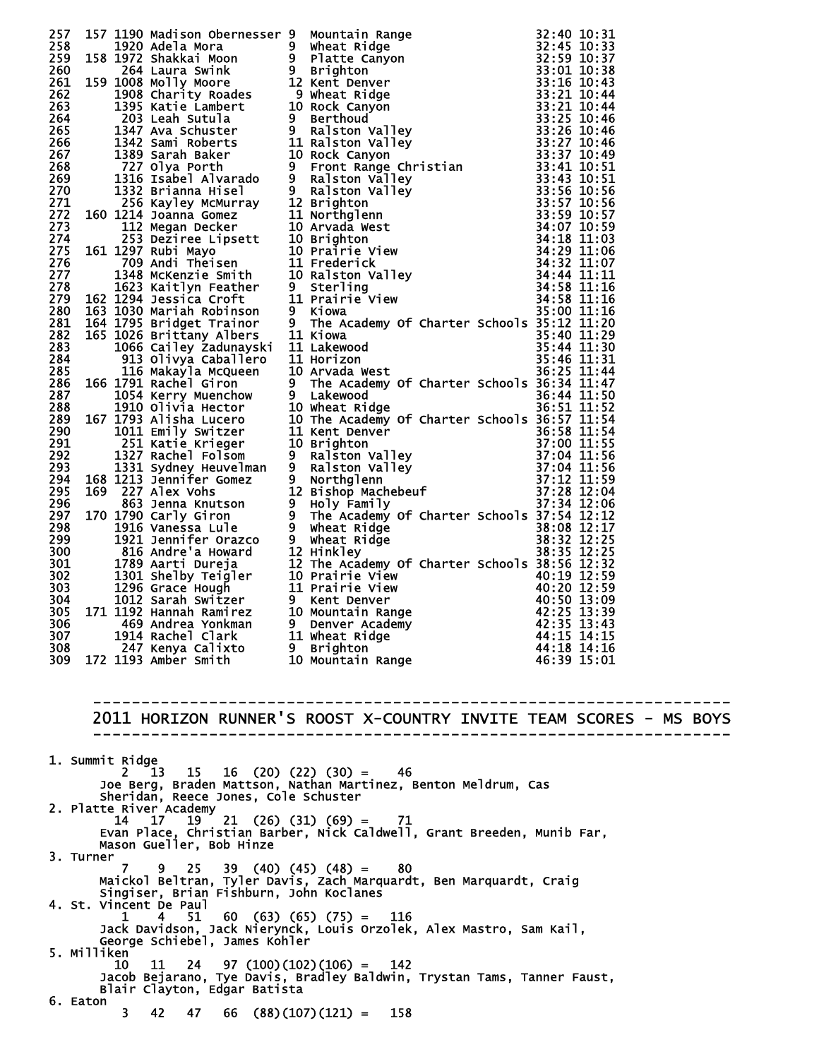| Place | Team Place | Bib | Name | Grade | School | Time | Pace |
|---|---|---|---|---|---|---|---|
| 257 | 157 | 1190 | Madison Obernesser | 9 | Mountain Range | 32:40 | 10:31 |
| 258 | | 1920 | Adela Mora | 9 | Wheat Ridge | 32:45 | 10:33 |
| 259 | 158 | 1972 | Shakkai Moon | 9 | Platte Canyon | 32:59 | 10:37 |
| 260 | | 264 | Laura Swink | 9 | Brighton | 33:01 | 10:38 |
| 261 | 159 | 1008 | Molly Moore | 12 | Kent Denver | 33:16 | 10:43 |
| 262 | | 1908 | Charity Roades | 9 | Wheat Ridge | 33:21 | 10:44 |
| 263 | | 1395 | Katie Lambert | 10 | Rock Canyon | 33:21 | 10:44 |
| 264 | | 203 | Leah Sutula | 9 | Berthoud | 33:25 | 10:46 |
| 265 | | 1347 | Ava Schuster | 9 | Ralston Valley | 33:26 | 10:46 |
| 266 | | 1342 | Sami Roberts | 11 | Ralston Valley | 33:27 | 10:46 |
| 267 | | 1389 | Sarah Baker | 10 | Rock Canyon | 33:37 | 10:49 |
| 268 | | 727 | Olya Porth | 9 | Front Range Christian | 33:41 | 10:51 |
| 269 | | 1316 | Isabel Alvarado | 9 | Ralston Valley | 33:43 | 10:51 |
| 270 | | 1332 | Brianna Hisel | 9 | Ralston Valley | 33:56 | 10:56 |
| 271 | | 256 | Kayley McMurray | 12 | Brighton | 33:57 | 10:56 |
| 272 | 160 | 1214 | Joanna Gomez | 11 | Northglenn | 33:59 | 10:57 |
| 273 | | 112 | Megan Decker | 10 | Arvada West | 34:07 | 10:59 |
| 274 | | 253 | Deziree Lipsett | 10 | Brighton | 34:18 | 11:03 |
| 275 | 161 | 1297 | Rubi Mayo | 10 | Prairie View | 34:29 | 11:06 |
| 276 | | 709 | Andi Theisen | 11 | Frederick | 34:32 | 11:07 |
| 277 | | 1348 | McKenzie Smith | 10 | Ralston Valley | 34:44 | 11:11 |
| 278 | | 1623 | Kaitlyn Feather | 9 | Sterling | 34:58 | 11:16 |
| 279 | 162 | 1294 | Jessica Croft | 11 | Prairie View | 34:58 | 11:16 |
| 280 | 163 | 1030 | Mariah Robinson | 9 | Kiowa | 35:00 | 11:16 |
| 281 | 164 | 1795 | Bridget Trainor | 9 | The Academy Of Charter Schools | 35:12 | 11:20 |
| 282 | 165 | 1026 | Brittany Albers | 11 | Kiowa | 35:40 | 11:29 |
| 283 | | 1066 | Cailey Zadunayski | 11 | Lakewood | 35:44 | 11:30 |
| 284 | | 913 | Olivya Caballero | 11 | Horizon | 35:46 | 11:31 |
| 285 | | 116 | Makayla McQueen | 10 | Arvada West | 36:25 | 11:44 |
| 286 | 166 | 1791 | Rachel Giron | 9 | The Academy Of Charter Schools | 36:34 | 11:47 |
| 287 | | 1054 | Kerry Muenchow | 9 | Lakewood | 36:44 | 11:50 |
| 288 | | 1910 | Olivia Hector | 10 | Wheat Ridge | 36:51 | 11:52 |
| 289 | 167 | 1793 | Alisha Lucero | 10 | The Academy Of Charter Schools | 36:57 | 11:54 |
| 290 | | 1011 | Emily Switzer | 11 | Kent Denver | 36:58 | 11:54 |
| 291 | | 251 | Katie Krieger | 10 | Brighton | 37:00 | 11:55 |
| 292 | | 1327 | Rachel Folsom | 9 | Ralston Valley | 37:04 | 11:56 |
| 293 | | 1331 | Sydney Heuvelman | 9 | Ralston Valley | 37:04 | 11:56 |
| 294 | 168 | 1213 | Jennifer Gomez | 9 | Northglenn | 37:12 | 11:59 |
| 295 | 169 | 227 | Alex Vohs | 12 | Bishop Machebeuf | 37:28 | 12:04 |
| 296 | | 863 | Jenna Knutson | 9 | Holy Family | 37:34 | 12:06 |
| 297 | 170 | 1790 | Carly Giron | 9 | The Academy Of Charter Schools | 37:54 | 12:12 |
| 298 | | 1916 | Vanessa Lule | 9 | Wheat Ridge | 38:08 | 12:17 |
| 299 | | 1921 | Jennifer Orazco | 9 | Wheat Ridge | 38:32 | 12:25 |
| 300 | | 816 | Andre'a Howard | 12 | Hinkley | 38:35 | 12:25 |
| 301 | | 1789 | Aarti Dureja | 12 | The Academy Of Charter Schools | 38:56 | 12:32 |
| 302 | | 1301 | Shelby Teigler | 10 | Prairie View | 40:19 | 12:59 |
| 303 | | 1296 | Grace Hough | 11 | Prairie View | 40:20 | 12:59 |
| 304 | | 1012 | Sarah Switzer | 9 | Kent Denver | 40:50 | 13:09 |
| 305 | 171 | 1192 | Hannah Ramirez | 10 | Mountain Range | 42:25 | 13:39 |
| 306 | | 469 | Andrea Yonkman | 9 | Denver Academy | 42:35 | 13:43 |
| 307 | | 1914 | Rachel Clark | 11 | Wheat Ridge | 44:15 | 14:15 |
| 308 | | 247 | Kenya Calixto | 9 | Brighton | 44:18 | 14:16 |
| 309 | 172 | 1193 | Amber Smith | 10 | Mountain Range | 46:39 | 15:01 |

## 2011 HORIZON RUNNER'S ROOST X-COUNTRY INVITE TEAM SCORES - MS BOYS

1. Summit Ridge
   2 13 15 16 (20) (22) (30) = 46
   Joe Berg, Braden Mattson, Nathan Martinez, Benton Meldrum, Cas Sheridan, Reece Jones, Cole Schuster
2. Platte River Academy
   14 17 19 21 (26) (31) (69) = 71
   Evan Place, Christian Barber, Nick Caldwell, Grant Breeden, Munib Far, Mason Gueller, Bob Hinze
3. Turner
   7 9 25 39 (40) (45) (48) = 80
   Maickol Beltran, Tyler Davis, Zach Marquardt, Ben Marquardt, Craig Singiser, Brian Fishburn, John Koclanes
4. St. Vincent De Paul
   1 4 51 60 (63) (65) (75) = 116
   Jack Davidson, Jack Nierynck, Louis Orzolek, Alex Mastro, Sam Kail, George Schiebel, James Kohler
5. Milliken
   10 11 24 97 (100)(102)(106) = 142
   Jacob Bejarano, Tye Davis, Bradley Baldwin, Trystan Tams, Tanner Faust, Blair Clayton, Edgar Batista
6. Eaton
   3 42 47 66 (88)(107)(121) = 158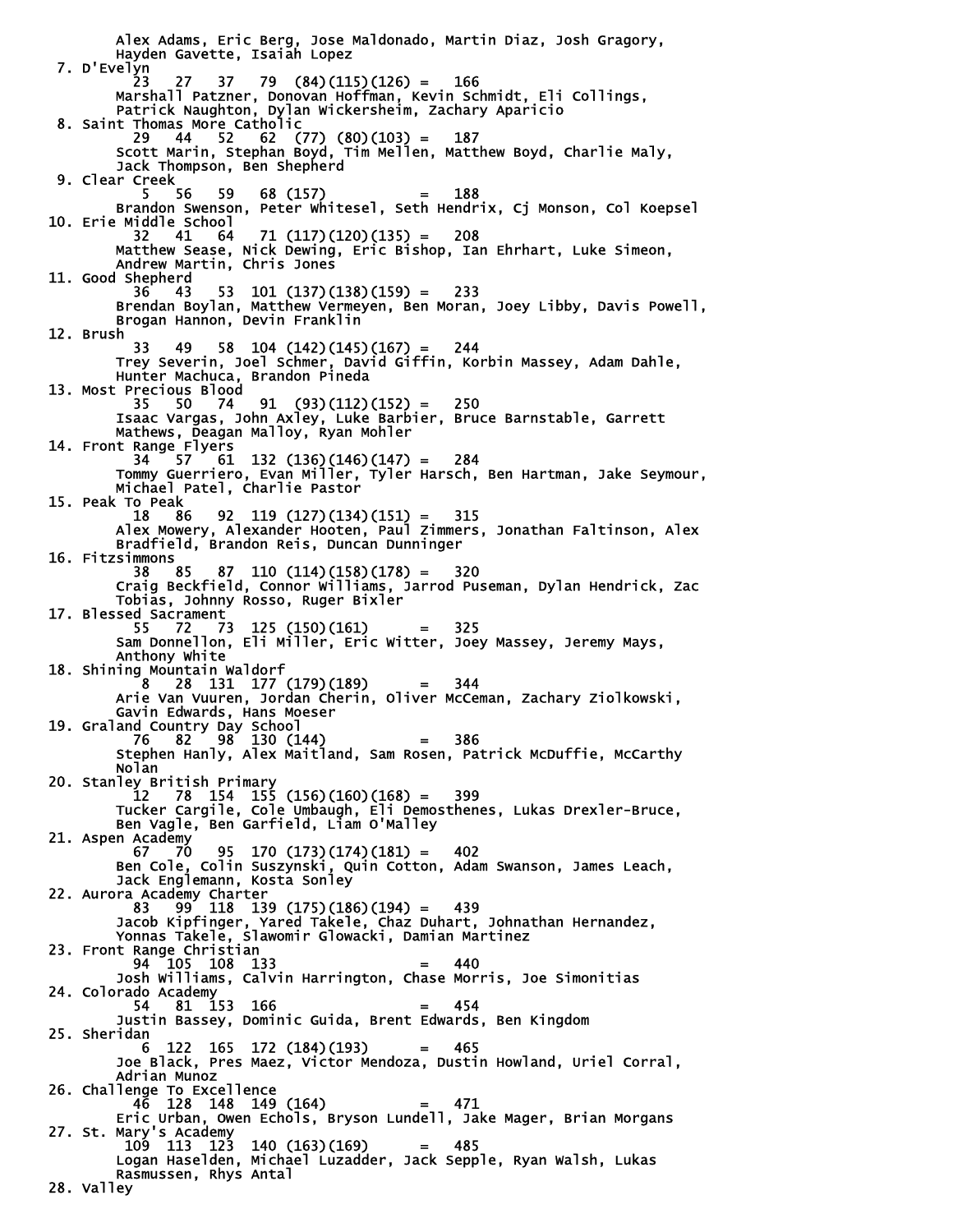```
      Alex Adams, Eric Berg, Jose Maldonado, Martin Diaz, Josh Gragory,
      Hayden Gavette, Isaiah Lopez
 7. D'Evelyn
         23   27   37   79  (84)(115)(126) =   166
      Marshall Patzner, Donovan Hoffman, Kevin Schmidt, Eli Collings,
      Patrick Naughton, Dylan Wickersheim, Zachary Aparicio
 8. Saint Thomas More Catholic
         29   44   52   62  (77) (80)(103) =   187
      Scott Marin, Stephan Boyd, Tim Mellen, Matthew Boyd, Charlie Maly,
      Jack Thompson, Ben Shepherd
 9. Clear Creek
          5   56   59   68 (157)           =   188
      Brandon Swenson, Peter Whitesel, Seth Hendrix, Cj Monson, Col Koepsel
10. Erie Middle School
         32   41   64   71 (117)(120)(135) =   208
      Matthew Sease, Nick Dewing, Eric Bishop, Ian Ehrhart, Luke Simeon,
      Andrew Martin, Chris Jones
11. Good Shepherd
         36   43   53  101 (137)(138)(159) =   233
      Brendan Boylan, Matthew Vermeyen, Ben Moran, Joey Libby, Davis Powell,
      Brogan Hannon, Devin Franklin
12. Brush
         33   49   58  104 (142)(145)(167) =   244
      Trey Severin, Joel Schmer, David Giffin, Korbin Massey, Adam Dahle,
      Hunter Machuca, Brandon Pineda
13. Most Precious Blood
         35   50   74   91  (93)(112)(152) =   250
      Isaac Vargas, John Axley, Luke Barbier, Bruce Barnstable, Garrett
      Mathews, Deagan Malloy, Ryan Mohler
14. Front Range Flyers
         34   57   61  132 (136)(146)(147) =   284
      Tommy Guerriero, Evan Miller, Tyler Harsch, Ben Hartman, Jake Seymour,
      Michael Patel, Charlie Pastor
15. Peak To Peak
         18   86   92  119 (127)(134)(151) =   315
      Alex Mowery, Alexander Hooten, Paul Zimmers, Jonathan Faltinson, Alex
      Bradfield, Brandon Reis, Duncan Dunninger
16. Fitzsimmons
         38   85   87  110 (114)(158)(178) =   320
      Craig Beckfield, Connor Williams, Jarrod Puseman, Dylan Hendrick, Zac
      Tobias, Johnny Rosso, Ruger Bixler
17. Blessed Sacrament
         55   72   73  125 (150)(161)      =   325
      Sam Donnellon, Eli Miller, Eric Witter, Joey Massey, Jeremy Mays,
      Anthony White
18. Shining Mountain Waldorf
          8   28  131  177 (179)(189)      =   344
      Arie Van Vuuren, Jordan Cherin, Oliver McCeman, Zachary Ziolkowski,
      Gavin Edwards, Hans Moeser
19. Graland Country Day School
         76   82   98  130 (144)           =   386
      Stephen Hanly, Alex Maitland, Sam Rosen, Patrick McDuffie, McCarthy
      Nolan
20. Stanley British Primary
         12   78  154  155 (156)(160)(168) =   399
      Tucker Cargile, Cole Umbaugh, Eli Demosthenes, Lukas Drexler-Bruce,
      Ben Vagle, Ben Garfield, Liam O'Malley
21. Aspen Academy
         67   70   95  170 (173)(174)(181) =   402
      Ben Cole, Colin Suszynski, Quin Cotton, Adam Swanson, James Leach,
      Jack Englemann, Kosta Sonley
22. Aurora Academy Charter
         83   99  118  139 (175)(186)(194) =   439
      Jacob Kipfinger, Yared Takele, Chaz Duhart, Johnathan Hernandez,
      Yonnas Takele, Slawomir Glowacki, Damian Martinez
23. Front Range Christian
         94  105  108  133                 =   440
      Josh Williams, Calvin Harrington, Chase Morris, Joe Simonitias
24. Colorado Academy
         54   81  153  166                 =   454
      Justin Bassey, Dominic Guida, Brent Edwards, Ben Kingdom
25. Sheridan
          6  122  165  172 (184)(193)      =   465
      Joe Black, Pres Maez, Victor Mendoza, Dustin Howland, Uriel Corral,
      Adrian Munoz
26. Challenge To Excellence
         46  128  148  149 (164)           =   471
      Eric Urban, Owen Echols, Bryson Lundell, Jake Mager, Brian Morgans
27. St. Mary's Academy
        109  113  123  140 (163)(169)      =   485
      Logan Haselden, Michael Luzadder, Jack Sepple, Ryan Walsh, Lukas
      Rasmussen, Rhys Antal
28. Valley
```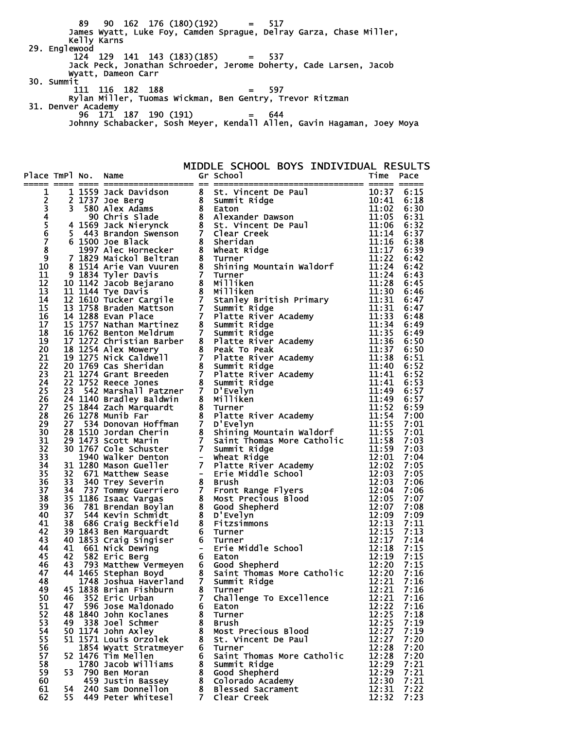89 90 162 176 (180)(192) = 517
James Wyatt, Luke Foy, Camden Sprague, Delray Garza, Chase Miller, Kelly Karns

29. Englewood
124 129 141 143 (183)(185) = 537
Jack Peck, Jonathan Schroeder, Jerome Doherty, Cade Larsen, Jacob Wyatt, Dameon Carr

30. Summit
111 116 182 188 = 597
Rylan Miller, Tuomas Wickman, Ben Gentry, Trevor Ritzman

31. Denver Academy
96 171 187 190 (191) = 644
Johnny Schabacker, Sosh Meyer, Kendall Allen, Gavin Hagaman, Joey Moya

## MIDDLE SCHOOL BOYS INDIVIDUAL RESULTS

| Place | TmPl | No. | Name | Gr | School | Time | Pace |
|---|---|---|---|---|---|---|---|
| 1 | 1 | 1559 | Jack Davidson | 8 | St. Vincent De Paul | 10:37 | 6:15 |
| 2 | 2 | 1737 | Joe Berg | 8 | Summit Ridge | 10:41 | 6:18 |
| 3 | 3 | 580 | Alex Adams | 8 | Eaton | 11:02 | 6:30 |
| 4 | | 90 | Chris Slade | 8 | Alexander Dawson | 11:05 | 6:31 |
| 5 | 4 | 1569 | Jack Nierynck | 8 | St. Vincent De Paul | 11:06 | 6:32 |
| 6 | 5 | 443 | Brandon Swenson | 7 | Clear Creek | 11:14 | 6:37 |
| 7 | 6 | 1500 | Joe Black | 8 | Sheridan | 11:16 | 6:38 |
| 8 | | 1997 | Alec Hornecker | 8 | Wheat Ridge | 11:17 | 6:39 |
| 9 | 7 | 1829 | Maickol Beltran | 8 | Turner | 11:22 | 6:42 |
| 10 | 8 | 1514 | Arie Van Vuuren | 8 | Shining Mountain Waldorf | 11:24 | 6:42 |
| 11 | 9 | 1834 | Tyler Davis | 7 | Turner | 11:24 | 6:43 |
| 12 | 10 | 1142 | Jacob Bejarano | 8 | Milliken | 11:28 | 6:45 |
| 13 | 11 | 1144 | Tye Davis | 8 | Milliken | 11:30 | 6:46 |
| 14 | 12 | 1610 | Tucker Cargile | 7 | Stanley British Primary | 11:31 | 6:47 |
| 15 | 13 | 1758 | Braden Mattson | 7 | Summit Ridge | 11:31 | 6:47 |
| 16 | 14 | 1288 | Evan Place | 7 | Platte River Academy | 11:33 | 6:48 |
| 17 | 15 | 1757 | Nathan Martinez | 8 | Summit Ridge | 11:34 | 6:49 |
| 18 | 16 | 1762 | Benton Meldrum | 7 | Summit Ridge | 11:35 | 6:49 |
| 19 | 17 | 1272 | Christian Barber | 8 | Platte River Academy | 11:36 | 6:50 |
| 20 | 18 | 1254 | Alex Mowery | 8 | Peak To Peak | 11:37 | 6:50 |
| 21 | 19 | 1275 | Nick Caldwell | 7 | Platte River Academy | 11:38 | 6:51 |
| 22 | 20 | 1769 | Cas Sheridan | 8 | Summit Ridge | 11:40 | 6:52 |
| 23 | 21 | 1274 | Grant Breeden | 7 | Platte River Academy | 11:41 | 6:52 |
| 24 | 22 | 1752 | Reece Jones | 8 | Summit Ridge | 11:41 | 6:53 |
| 25 | 23 | 542 | Marshall Patzner | 7 | D'Evelyn | 11:49 | 6:57 |
| 26 | 24 | 1140 | Bradley Baldwin | 8 | Milliken | 11:49 | 6:57 |
| 27 | 25 | 1844 | Zach Marquardt | 8 | Turner | 11:52 | 6:59 |
| 28 | 26 | 1278 | Munib Far | 8 | Platte River Academy | 11:54 | 7:00 |
| 29 | 27 | 534 | Donovan Hoffman | 7 | D'Evelyn | 11:55 | 7:01 |
| 30 | 28 | 1510 | Jordan Cherin | 8 | Shining Mountain Waldorf | 11:55 | 7:01 |
| 31 | 29 | 1473 | Scott Marin | 7 | Saint Thomas More Catholic | 11:58 | 7:03 |
| 32 | 30 | 1767 | Cole Schuster | 7 | Summit Ridge | 11:59 | 7:03 |
| 33 | | 1940 | Walker Denton | - | Wheat Ridge | 12:01 | 7:04 |
| 34 | 31 | 1280 | Mason Gueller | 7 | Platte River Academy | 12:02 | 7:05 |
| 35 | 32 | 671 | Matthew Sease | - | Erie Middle School | 12:03 | 7:05 |
| 36 | 33 | 340 | Trey Severin | 8 | Brush | 12:03 | 7:06 |
| 37 | 34 | 737 | Tommy Guerriero | 7 | Front Range Flyers | 12:04 | 7:06 |
| 38 | 35 | 1186 | Isaac Vargas | 8 | Most Precious Blood | 12:05 | 7:07 |
| 39 | 36 | 781 | Brendan Boylan | 8 | Good Shepherd | 12:07 | 7:08 |
| 40 | 37 | 544 | Kevin Schmidt | 8 | D'Evelyn | 12:09 | 7:09 |
| 41 | 38 | 686 | Craig Beckfield | 8 | Fitzsimmons | 12:13 | 7:11 |
| 42 | 39 | 1843 | Ben Marquardt | 6 | Turner | 12:15 | 7:13 |
| 43 | 40 | 1853 | Craig Singiser | 6 | Turner | 12:17 | 7:14 |
| 44 | 41 | 661 | Nick Dewing | - | Erie Middle School | 12:18 | 7:15 |
| 45 | 42 | 582 | Eric Berg | 6 | Eaton | 12:19 | 7:15 |
| 46 | 43 | 793 | Matthew Vermeyen | 6 | Good Shepherd | 12:20 | 7:15 |
| 47 | 44 | 1465 | Stephan Boyd | 8 | Saint Thomas More Catholic | 12:20 | 7:16 |
| 48 | | 1748 | Joshua Haverland | 7 | Summit Ridge | 12:21 | 7:16 |
| 49 | 45 | 1838 | Brian Fishburn | 8 | Turner | 12:21 | 7:16 |
| 50 | 46 | 352 | Eric Urban | 7 | Challenge To Excellence | 12:21 | 7:16 |
| 51 | 47 | 596 | Jose Maldonado | 6 | Eaton | 12:22 | 7:16 |
| 52 | 48 | 1840 | John Koclanes | 8 | Turner | 12:25 | 7:18 |
| 53 | 49 | 338 | Joel Schmer | 8 | Brush | 12:25 | 7:19 |
| 54 | 50 | 1174 | John Axley | 8 | Most Precious Blood | 12:27 | 7:19 |
| 55 | 51 | 1571 | Louis Orzolek | 8 | St. Vincent De Paul | 12:27 | 7:20 |
| 56 | | 1854 | Wyatt Stratmeyer | 6 | Turner | 12:28 | 7:20 |
| 57 | 52 | 1476 | Tim Mellen | 6 | Saint Thomas More Catholic | 12:28 | 7:20 |
| 58 | | 1780 | Jacob Williams | 8 | Summit Ridge | 12:29 | 7:21 |
| 59 | 53 | 790 | Ben Moran | 8 | Good Shepherd | 12:29 | 7:21 |
| 60 | | 459 | Justin Bassey | 8 | Colorado Academy | 12:30 | 7:21 |
| 61 | 54 | 240 | Sam Donnellon | 8 | Blessed Sacrament | 12:31 | 7:22 |
| 62 | 55 | 449 | Peter Whitesel | 7 | Clear Creek | 12:32 | 7:23 |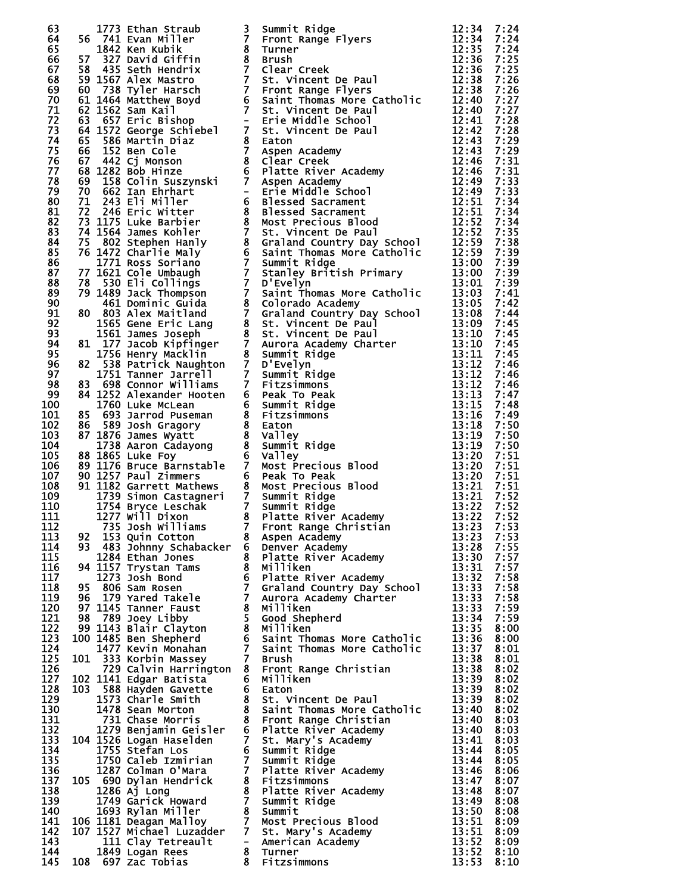| Place | Team Place | Bib | Name | Grade | School | Time | Pace |
|---|---|---|---|---|---|---|---|
| 63 | | 1773 | Ethan Straub | 3 | Summit Ridge | 12:34 | 7:24 |
| 64 | 56 | 741 | Evan Miller | 7 | Front Range Flyers | 12:34 | 7:24 |
| 65 | | 1842 | Ken Kubik | 8 | Turner | 12:35 | 7:24 |
| 66 | 57 | 327 | David Giffin | 8 | Brush | 12:36 | 7:25 |
| 67 | 58 | 435 | Seth Hendrix | 7 | Clear Creek | 12:36 | 7:25 |
| 68 | 59 | 1567 | Alex Mastro | 7 | St. Vincent De Paul | 12:38 | 7:26 |
| 69 | 60 | 738 | Tyler Harsch | 7 | Front Range Flyers | 12:38 | 7:26 |
| 70 | 61 | 1464 | Matthew Boyd | 6 | Saint Thomas More Catholic | 12:40 | 7:27 |
| 71 | 62 | 1562 | Sam Kail | 7 | St. Vincent De Paul | 12:40 | 7:27 |
| 72 | 63 | 657 | Eric Bishop | - | Erie Middle School | 12:41 | 7:28 |
| 73 | 64 | 1572 | George Schiebel | 7 | St. Vincent De Paul | 12:42 | 7:28 |
| 74 | 65 | 586 | Martin Diaz | 8 | Eaton | 12:43 | 7:29 |
| 75 | 66 | 152 | Ben Cole | 7 | Aspen Academy | 12:43 | 7:29 |
| 76 | 67 | 442 | Cj Monson | 8 | Clear Creek | 12:46 | 7:31 |
| 77 | 68 | 1282 | Bob Hinze | 6 | Platte River Academy | 12:46 | 7:31 |
| 78 | 69 | 158 | Colin Suszynski | 7 | Aspen Academy | 12:49 | 7:33 |
| 79 | 70 | 662 | Ian Ehrhart | - | Erie Middle School | 12:49 | 7:33 |
| 80 | 71 | 243 | Eli Miller | 6 | Blessed Sacrament | 12:51 | 7:34 |
| 81 | 72 | 246 | Eric Witter | 8 | Blessed Sacrament | 12:51 | 7:34 |
| 82 | 73 | 1175 | Luke Barbier | 8 | Most Precious Blood | 12:52 | 7:34 |
| 83 | 74 | 1564 | James Kohler | 7 | St. Vincent De Paul | 12:52 | 7:35 |
| 84 | 75 | 802 | Stephen Hanly | 8 | Graland Country Day School | 12:59 | 7:38 |
| 85 | 76 | 1472 | Charlie Maly | 6 | Saint Thomas More Catholic | 12:59 | 7:39 |
| 86 | | 1771 | Ross Soriano | 7 | Summit Ridge | 13:00 | 7:39 |
| 87 | 77 | 1621 | Cole Umbaugh | 7 | Stanley British Primary | 13:00 | 7:39 |
| 88 | 78 | 530 | Eli Collings | 7 | D'Evelyn | 13:01 | 7:39 |
| 89 | 79 | 1489 | Jack Thompson | 7 | Saint Thomas More Catholic | 13:03 | 7:41 |
| 90 | | 461 | Dominic Guida | 8 | Colorado Academy | 13:05 | 7:42 |
| 91 | 80 | 803 | Alex Maitland | 7 | Graland Country Day School | 13:08 | 7:44 |
| 92 | | 1565 | Gene Eric Lang | 8 | St. Vincent De Paul | 13:09 | 7:45 |
| 93 | | 1561 | James Joseph | 8 | St. Vincent De Paul | 13:10 | 7:45 |
| 94 | 81 | 177 | Jacob Kipfinger | 7 | Aurora Academy Charter | 13:10 | 7:45 |
| 95 | | 1756 | Henry Macklin | 8 | Summit Ridge | 13:11 | 7:45 |
| 96 | 82 | 538 | Patrick Naughton | 7 | D'Evelyn | 13:12 | 7:46 |
| 97 | | 1751 | Tanner Jarrell | 7 | Summit Ridge | 13:12 | 7:46 |
| 98 | 83 | 698 | Connor Williams | 7 | Fitzsimmons | 13:12 | 7:46 |
| 99 | 84 | 1252 | Alexander Hooten | 6 | Peak To Peak | 13:13 | 7:47 |
| 100 | | 1760 | Luke McLean | 6 | Summit Ridge | 13:15 | 7:48 |
| 101 | 85 | 693 | Jarrod Puseman | 8 | Fitzsimmons | 13:16 | 7:49 |
| 102 | 86 | 589 | Josh Gragory | 8 | Eaton | 13:18 | 7:50 |
| 103 | 87 | 1876 | James Wyatt | 8 | Valley | 13:19 | 7:50 |
| 104 | | 1738 | Aaron Cadayong | 8 | Summit Ridge | 13:19 | 7:50 |
| 105 | 88 | 1865 | Luke Foy | 6 | Valley | 13:20 | 7:51 |
| 106 | 89 | 1176 | Bruce Barnstable | 7 | Most Precious Blood | 13:20 | 7:51 |
| 107 | 90 | 1257 | Paul Zimmers | 6 | Peak To Peak | 13:20 | 7:51 |
| 108 | 91 | 1182 | Garrett Mathews | 8 | Most Precious Blood | 13:21 | 7:51 |
| 109 | | 1739 | Simon Castagneri | 7 | Summit Ridge | 13:21 | 7:52 |
| 110 | | 1754 | Bryce Leschak | 7 | Summit Ridge | 13:22 | 7:52 |
| 111 | | 1277 | Will Dixon | 8 | Platte River Academy | 13:22 | 7:52 |
| 112 | | 735 | Josh Williams | 7 | Front Range Christian | 13:23 | 7:53 |
| 113 | 92 | 153 | Quin Cotton | 8 | Aspen Academy | 13:23 | 7:53 |
| 114 | 93 | 483 | Johnny Schabacker | 6 | Denver Academy | 13:28 | 7:55 |
| 115 | | 1284 | Ethan Jones | 8 | Platte River Academy | 13:30 | 7:57 |
| 116 | 94 | 1157 | Trystan Tams | 8 | Milliken | 13:31 | 7:57 |
| 117 | | 1273 | Josh Bond | 6 | Platte River Academy | 13:32 | 7:58 |
| 118 | 95 | 806 | Sam Rosen | 7 | Graland Country Day School | 13:33 | 7:58 |
| 119 | 96 | 179 | Yared Takele | 7 | Aurora Academy Charter | 13:33 | 7:58 |
| 120 | 97 | 1145 | Tanner Faust | 8 | Milliken | 13:33 | 7:59 |
| 121 | 98 | 789 | Joey Libby | 5 | Good Shepherd | 13:34 | 7:59 |
| 122 | 99 | 1143 | Blair Clayton | 8 | Milliken | 13:35 | 8:00 |
| 123 | 100 | 1485 | Ben Shepherd | 6 | Saint Thomas More Catholic | 13:36 | 8:00 |
| 124 | | 1477 | Kevin Monahan | 7 | Saint Thomas More Catholic | 13:37 | 8:01 |
| 125 | 101 | 333 | Korbin Massey | 7 | Brush | 13:38 | 8:01 |
| 126 | | 729 | Calvin Harrington | 8 | Front Range Christian | 13:38 | 8:02 |
| 127 | 102 | 1141 | Edgar Batista | 6 | Milliken | 13:39 | 8:02 |
| 128 | 103 | 588 | Hayden Gavette | 6 | Eaton | 13:39 | 8:02 |
| 129 | | 1573 | Charle Smith | 8 | St. Vincent De Paul | 13:39 | 8:02 |
| 130 | | 1478 | Sean Morton | 8 | Saint Thomas More Catholic | 13:40 | 8:02 |
| 131 | | 731 | Chase Morris | 8 | Front Range Christian | 13:40 | 8:03 |
| 132 | | 1279 | Benjamin Geisler | 6 | Platte River Academy | 13:40 | 8:03 |
| 133 | 104 | 1526 | Logan Haselden | 7 | St. Mary's Academy | 13:41 | 8:03 |
| 134 | | 1755 | Stefan Los | 6 | Summit Ridge | 13:44 | 8:05 |
| 135 | | 1750 | Caleb Izmirian | 7 | Summit Ridge | 13:44 | 8:05 |
| 136 | | 1287 | Colman O'Mara | 7 | Platte River Academy | 13:46 | 8:06 |
| 137 | 105 | 690 | Dylan Hendrick | 8 | Fitzsimmons | 13:47 | 8:07 |
| 138 | | 1286 | Aj Long | 8 | Platte River Academy | 13:48 | 8:07 |
| 139 | | 1749 | Garick Howard | 7 | Summit Ridge | 13:49 | 8:08 |
| 140 | | 1693 | Rylan Miller | 8 | Summit | 13:50 | 8:08 |
| 141 | 106 | 1181 | Deagan Malloy | 7 | Most Precious Blood | 13:51 | 8:09 |
| 142 | 107 | 1527 | Michael Luzadder | 7 | St. Mary's Academy | 13:51 | 8:09 |
| 143 | | 111 | Clay Tetreault | - | American Academy | 13:52 | 8:09 |
| 144 | | 1849 | Logan Rees | 8 | Turner | 13:52 | 8:10 |
| 145 | 108 | 697 | Zac Tobias | 8 | Fitzsimmons | 13:53 | 8:10 |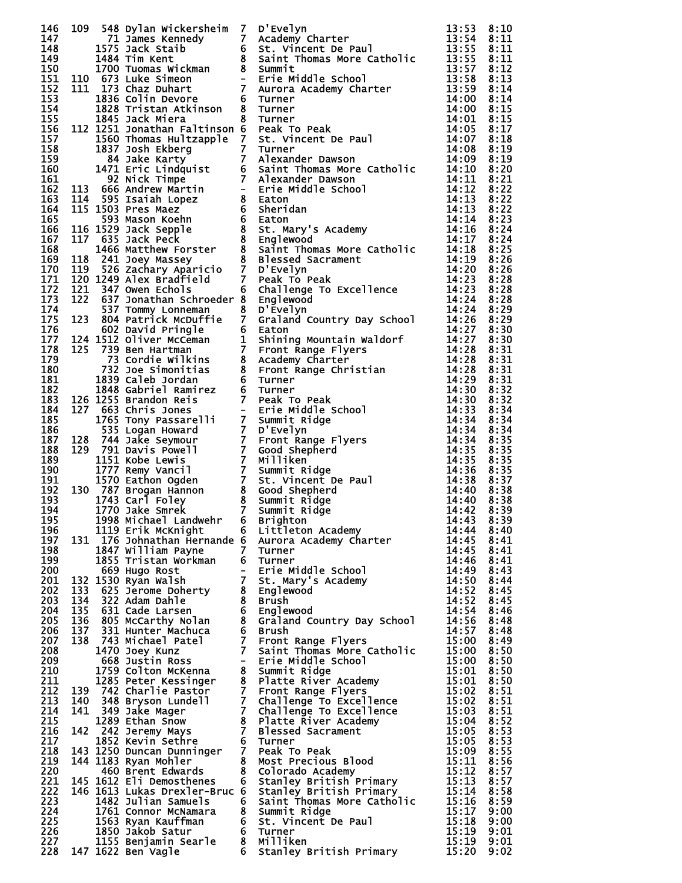| Place | Team Place | Bib | Name | Grade | School | Time | Pace |
|---|---|---|---|---|---|---|---|
| 146 | 109 | 548 | Dylan Wickersheim | 7 | D'Evelyn | 13:53 | 8:10 |
| 147 | | 71 | James Kennedy | 7 | Academy Charter | 13:54 | 8:11 |
| 148 | | 1575 | Jack Staib | 6 | St. Vincent De Paul | 13:55 | 8:11 |
| 149 | | 1484 | Tim Kent | 8 | Saint Thomas More Catholic | 13:55 | 8:11 |
| 150 | | 1700 | Tuomas Wickman | 8 | Summit | 13:57 | 8:12 |
| 151 | 110 | 673 | Luke Simeon | - | Erie Middle School | 13:58 | 8:13 |
| 152 | 111 | 173 | Chaz Duhart | 7 | Aurora Academy Charter | 13:59 | 8:14 |
| 153 | | 1836 | Colin Devore | 6 | Turner | 14:00 | 8:14 |
| 154 | | 1828 | Tristan Atkinson | 8 | Turner | 14:00 | 8:15 |
| 155 | | 1845 | Jack Miera | 8 | Turner | 14:01 | 8:15 |
| 156 | 112 | 1251 | Jonathan Faltinson | 6 | Peak To Peak | 14:05 | 8:17 |
| 157 | | 1560 | Thomas Hultzapple | 7 | St. Vincent De Paul | 14:07 | 8:18 |
| 158 | | 1837 | Josh Ekberg | 7 | Turner | 14:08 | 8:19 |
| 159 | | 84 | Jake Karty | 7 | Alexander Dawson | 14:09 | 8:19 |
| 160 | | 1471 | Eric Lindquist | 6 | Saint Thomas More Catholic | 14:10 | 8:20 |
| 161 | | 92 | Nick Timpe | 7 | Alexander Dawson | 14:11 | 8:21 |
| 162 | 113 | 666 | Andrew Martin | - | Erie Middle School | 14:12 | 8:22 |
| 163 | 114 | 595 | Isaiah Lopez | 8 | Eaton | 14:13 | 8:22 |
| 164 | 115 | 1503 | Pres Maez | 6 | Sheridan | 14:13 | 8:22 |
| 165 | | 593 | Mason Koehn | 6 | Eaton | 14:14 | 8:23 |
| 166 | 116 | 1529 | Jack Sepple | 8 | St. Mary's Academy | 14:16 | 8:24 |
| 167 | 117 | 635 | Jack Peck | 8 | Englewood | 14:17 | 8:24 |
| 168 | | 1466 | Matthew Forster | 8 | Saint Thomas More Catholic | 14:18 | 8:25 |
| 169 | 118 | 241 | Joey Massey | 8 | Blessed Sacrament | 14:19 | 8:26 |
| 170 | 119 | 526 | Zachary Aparicio | 7 | D'Evelyn | 14:20 | 8:26 |
| 171 | 120 | 1249 | Alex Bradfield | 7 | Peak To Peak | 14:23 | 8:28 |
| 172 | 121 | 347 | Owen Echols | 6 | Challenge To Excellence | 14:23 | 8:28 |
| 173 | 122 | 637 | Jonathan Schroeder | 8 | Englewood | 14:24 | 8:28 |
| 174 | | 537 | Tommy Lonneman | 8 | D'Evelyn | 14:24 | 8:29 |
| 175 | 123 | 804 | Patrick McDuffie | 7 | Graland Country Day School | 14:26 | 8:29 |
| 176 | | 602 | David Pringle | 6 | Eaton | 14:27 | 8:30 |
| 177 | 124 | 1512 | Oliver McCeman | 1 | Shining Mountain Waldorf | 14:27 | 8:30 |
| 178 | 125 | 739 | Ben Hartman | 7 | Front Range Flyers | 14:28 | 8:31 |
| 179 | | 73 | Cordie Wilkins | 8 | Academy Charter | 14:28 | 8:31 |
| 180 | | 732 | Joe Simonitias | 8 | Front Range Christian | 14:28 | 8:31 |
| 181 | | 1839 | Caleb Jordan | 6 | Turner | 14:29 | 8:31 |
| 182 | | 1848 | Gabriel Ramirez | 6 | Turner | 14:30 | 8:32 |
| 183 | 126 | 1255 | Brandon Reis | 7 | Peak To Peak | 14:30 | 8:32 |
| 184 | 127 | 663 | Chris Jones | - | Erie Middle School | 14:33 | 8:34 |
| 185 | | 1765 | Tony Passarelli | 7 | Summit Ridge | 14:34 | 8:34 |
| 186 | | 535 | Logan Howard | 7 | D'Evelyn | 14:34 | 8:34 |
| 187 | 128 | 744 | Jake Seymour | 7 | Front Range Flyers | 14:34 | 8:35 |
| 188 | 129 | 791 | Davis Powell | 7 | Good Shepherd | 14:35 | 8:35 |
| 189 | | 1151 | Kobe Lewis | 7 | Milliken | 14:35 | 8:35 |
| 190 | | 1777 | Remy Vancil | 7 | Summit Ridge | 14:36 | 8:35 |
| 191 | | 1570 | Eathon Ogden | 7 | St. Vincent De Paul | 14:38 | 8:37 |
| 192 | 130 | 787 | Brogan Hannon | 8 | Good Shepherd | 14:40 | 8:38 |
| 193 | | 1743 | Carl Foley | 8 | Summit Ridge | 14:40 | 8:38 |
| 194 | | 1770 | Jake Smrek | 7 | Summit Ridge | 14:42 | 8:39 |
| 195 | | 1998 | Michael Landwehr | 6 | Brighton | 14:43 | 8:39 |
| 196 | | 1119 | Erik McKnight | 6 | Littleton Academy | 14:44 | 8:40 |
| 197 | 131 | 176 | Johnathan Hernande | 6 | Aurora Academy Charter | 14:45 | 8:41 |
| 198 | | 1847 | William Payne | 7 | Turner | 14:45 | 8:41 |
| 199 | | 1855 | Tristan Workman | 6 | Turner | 14:46 | 8:41 |
| 200 | | 669 | Hugo Rost | - | Erie Middle School | 14:49 | 8:43 |
| 201 | 132 | 1530 | Ryan Walsh | 7 | St. Mary's Academy | 14:50 | 8:44 |
| 202 | 133 | 625 | Jerome Doherty | 8 | Englewood | 14:52 | 8:45 |
| 203 | 134 | 322 | Adam Dahle | 8 | Brush | 14:52 | 8:45 |
| 204 | 135 | 631 | Cade Larsen | 6 | Englewood | 14:54 | 8:46 |
| 205 | 136 | 805 | McCarthy Nolan | 8 | Graland Country Day School | 14:56 | 8:48 |
| 206 | 137 | 331 | Hunter Machuca | 6 | Brush | 14:57 | 8:48 |
| 207 | 138 | 743 | Michael Patel | 7 | Front Range Flyers | 15:00 | 8:49 |
| 208 | | 1470 | Joey Kunz | 7 | Saint Thomas More Catholic | 15:00 | 8:50 |
| 209 | | 668 | Justin Ross | - | Erie Middle School | 15:00 | 8:50 |
| 210 | | 1759 | Colton McKenna | 8 | Summit Ridge | 15:01 | 8:50 |
| 211 | | 1285 | Peter Kessinger | 8 | Platte River Academy | 15:01 | 8:50 |
| 212 | 139 | 742 | Charlie Pastor | 7 | Front Range Flyers | 15:02 | 8:51 |
| 213 | 140 | 348 | Bryson Lundell | 7 | Challenge To Excellence | 15:02 | 8:51 |
| 214 | 141 | 349 | Jake Mager | 7 | Challenge To Excellence | 15:03 | 8:51 |
| 215 | | 1289 | Ethan Snow | 8 | Platte River Academy | 15:04 | 8:52 |
| 216 | 142 | 242 | Jeremy Mays | 7 | Blessed Sacrament | 15:05 | 8:53 |
| 217 | | 1852 | Kevin Sethre | 6 | Turner | 15:05 | 8:53 |
| 218 | 143 | 1250 | Duncan Dunninger | 7 | Peak To Peak | 15:09 | 8:55 |
| 219 | 144 | 1183 | Ryan Mohler | 8 | Most Precious Blood | 15:11 | 8:56 |
| 220 | | 460 | Brent Edwards | 8 | Colorado Academy | 15:12 | 8:57 |
| 221 | 145 | 1612 | Eli Demosthenes | 6 | Stanley British Primary | 15:13 | 8:57 |
| 222 | 146 | 1613 | Lukas Drexler-Bruc | 6 | Stanley British Primary | 15:14 | 8:58 |
| 223 | | 1482 | Julian Samuels | 6 | Saint Thomas More Catholic | 15:16 | 8:59 |
| 224 | | 1761 | Connor McNamara | 8 | Summit Ridge | 15:17 | 9:00 |
| 225 | | 1563 | Ryan Kauffman | 6 | St. Vincent De Paul | 15:18 | 9:00 |
| 226 | | 1850 | Jakob Satur | 6 | Turner | 15:19 | 9:01 |
| 227 | | 1155 | Benjamin Searle | 8 | Milliken | 15:19 | 9:01 |
| 228 | 147 | 1622 | Ben Vagle | 6 | Stanley British Primary | 15:20 | 9:02 |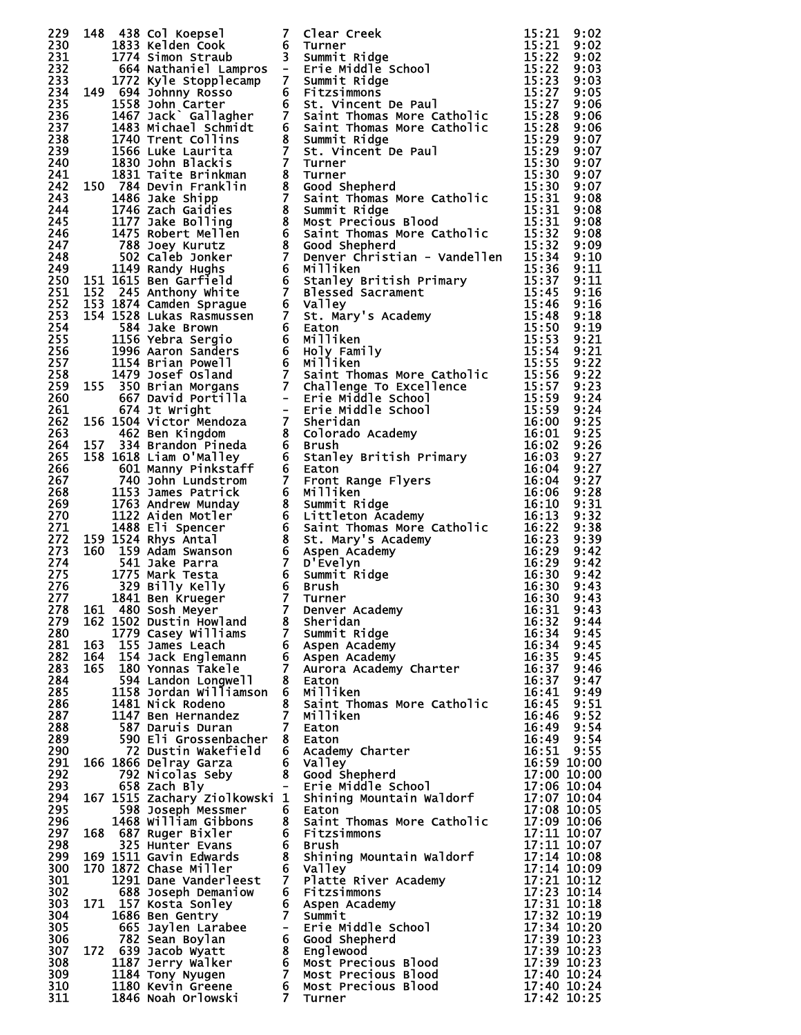| Place | Team Place | Bib | Name | Grade | School | Time | Pace |
|---|---|---|---|---|---|---|---|
| 229 | 148 | 438 | Col Koepsel | 7 | Clear Creek | 15:21 | 9:02 |
| 230 | | 1833 | Kelden Cook | 6 | Turner | 15:21 | 9:02 |
| 231 | | 1774 | Simon Straub | 3 | Summit Ridge | 15:22 | 9:02 |
| 232 | | 664 | Nathaniel Lampros | - | Erie Middle School | 15:22 | 9:03 |
| 233 | | 1772 | Kyle Stopplecamp | 7 | Summit Ridge | 15:23 | 9:03 |
| 234 | 149 | 694 | Johnny Rosso | 6 | Fitzsimmons | 15:27 | 9:05 |
| 235 | | 1558 | John Carter | 6 | St. Vincent De Paul | 15:27 | 9:06 |
| 236 | | 1467 | Jack` Gallagher | 7 | Saint Thomas More Catholic | 15:28 | 9:06 |
| 237 | | 1483 | Michael Schmidt | 6 | Saint Thomas More Catholic | 15:28 | 9:06 |
| 238 | | 1740 | Trent Collins | 8 | Summit Ridge | 15:29 | 9:07 |
| 239 | | 1566 | Luke Laurita | 7 | St. Vincent De Paul | 15:29 | 9:07 |
| 240 | | 1830 | John Blackis | 7 | Turner | 15:30 | 9:07 |
| 241 | | 1831 | Taite Brinkman | 8 | Turner | 15:30 | 9:07 |
| 242 | 150 | 784 | Devin Franklin | 8 | Good Shepherd | 15:30 | 9:07 |
| 243 | | 1486 | Jake Shipp | 7 | Saint Thomas More Catholic | 15:31 | 9:08 |
| 244 | | 1746 | Zach Gaidies | 8 | Summit Ridge | 15:31 | 9:08 |
| 245 | | 1177 | Jake Bolling | 8 | Most Precious Blood | 15:31 | 9:08 |
| 246 | | 1475 | Robert Mellen | 6 | Saint Thomas More Catholic | 15:32 | 9:08 |
| 247 | | 788 | Joey Kurutz | 8 | Good Shepherd | 15:32 | 9:09 |
| 248 | | 502 | Caleb Jonker | 7 | Denver Christian - Vandellen | 15:34 | 9:10 |
| 249 | | 1149 | Randy Hughs | 6 | Milliken | 15:36 | 9:11 |
| 250 | 151 | 1615 | Ben Garfield | 6 | Stanley British Primary | 15:37 | 9:11 |
| 251 | 152 | 245 | Anthony White | 7 | Blessed Sacrament | 15:45 | 9:16 |
| 252 | 153 | 1874 | Camden Sprague | 6 | Valley | 15:46 | 9:16 |
| 253 | 154 | 1528 | Lukas Rasmussen | 7 | St. Mary's Academy | 15:48 | 9:18 |
| 254 | | 584 | Jake Brown | 6 | Eaton | 15:50 | 9:19 |
| 255 | | 1156 | Yebra Sergio | 6 | Milliken | 15:53 | 9:21 |
| 256 | | 1996 | Aaron Sanders | 6 | Holy Family | 15:54 | 9:21 |
| 257 | | 1154 | Brian Powell | 6 | Milliken | 15:55 | 9:22 |
| 258 | | 1479 | Josef Osland | 7 | Saint Thomas More Catholic | 15:56 | 9:22 |
| 259 | 155 | 350 | Brian Morgans | 7 | Challenge To Excellence | 15:57 | 9:23 |
| 260 | | 667 | David Portilla | - | Erie Middle School | 15:59 | 9:24 |
| 261 | | 674 | Jt Wright | - | Erie Middle School | 15:59 | 9:24 |
| 262 | 156 | 1504 | Victor Mendoza | 7 | Sheridan | 16:00 | 9:25 |
| 263 | | 462 | Ben Kingdom | 8 | Colorado Academy | 16:01 | 9:25 |
| 264 | 157 | 334 | Brandon Pineda | 6 | Brush | 16:02 | 9:26 |
| 265 | 158 | 1618 | Liam O'Malley | 6 | Stanley British Primary | 16:03 | 9:27 |
| 266 | | 601 | Manny Pinkstaff | 6 | Eaton | 16:04 | 9:27 |
| 267 | | 740 | John Lundstrom | 7 | Front Range Flyers | 16:04 | 9:27 |
| 268 | | 1153 | James Patrick | 6 | Milliken | 16:06 | 9:28 |
| 269 | | 1763 | Andrew Munday | 8 | Summit Ridge | 16:10 | 9:31 |
| 270 | | 1122 | Aiden Motler | 6 | Littleton Academy | 16:13 | 9:32 |
| 271 | | 1488 | Eli Spencer | 6 | Saint Thomas More Catholic | 16:22 | 9:38 |
| 272 | 159 | 1524 | Rhys Antal | 8 | St. Mary's Academy | 16:23 | 9:39 |
| 273 | 160 | 159 | Adam Swanson | 6 | Aspen Academy | 16:29 | 9:42 |
| 274 | | 541 | Jake Parra | 7 | D'Evelyn | 16:29 | 9:42 |
| 275 | | 1775 | Mark Testa | 6 | Summit Ridge | 16:30 | 9:42 |
| 276 | | 329 | Billy Kelly | 6 | Brush | 16:30 | 9:43 |
| 277 | | 1841 | Ben Krueger | 7 | Turner | 16:30 | 9:43 |
| 278 | 161 | 480 | Sosh Meyer | 7 | Denver Academy | 16:31 | 9:43 |
| 279 | 162 | 1502 | Dustin Howland | 8 | Sheridan | 16:32 | 9:44 |
| 280 | | 1779 | Casey Williams | 7 | Summit Ridge | 16:34 | 9:45 |
| 281 | 163 | 155 | James Leach | 6 | Aspen Academy | 16:34 | 9:45 |
| 282 | 164 | 154 | Jack Englemann | 6 | Aspen Academy | 16:35 | 9:45 |
| 283 | 165 | 180 | Yonnas Takele | 7 | Aurora Academy Charter | 16:37 | 9:46 |
| 284 | | 594 | Landon Longwell | 8 | Eaton | 16:37 | 9:47 |
| 285 | | 1158 | Jordan Williamson | 6 | Milliken | 16:41 | 9:49 |
| 286 | | 1481 | Nick Rodeno | 8 | Saint Thomas More Catholic | 16:45 | 9:51 |
| 287 | | 1147 | Ben Hernandez | 7 | Milliken | 16:46 | 9:52 |
| 288 | | 587 | Daruis Duran | 7 | Eaton | 16:49 | 9:54 |
| 289 | | 590 | Eli Grossenbacher | 8 | Eaton | 16:49 | 9:54 |
| 290 | | 72 | Dustin Wakefield | 6 | Academy Charter | 16:51 | 9:55 |
| 291 | 166 | 1866 | Delray Garza | 6 | Valley | 16:59 | 10:00 |
| 292 | | 792 | Nicolas Seby | 8 | Good Shepherd | 17:00 | 10:00 |
| 293 | | 658 | Zach Bly | - | Erie Middle School | 17:06 | 10:04 |
| 294 | 167 | 1515 | Zachary Ziolkowski | 1 | Shining Mountain Waldorf | 17:07 | 10:04 |
| 295 | | 598 | Joseph Messmer | 6 | Eaton | 17:08 | 10:05 |
| 296 | | 1468 | William Gibbons | 8 | Saint Thomas More Catholic | 17:09 | 10:06 |
| 297 | 168 | 687 | Ruger Bixler | 6 | Fitzsimmons | 17:11 | 10:07 |
| 298 | | 325 | Hunter Evans | 6 | Brush | 17:11 | 10:07 |
| 299 | 169 | 1511 | Gavin Edwards | 8 | Shining Mountain Waldorf | 17:14 | 10:08 |
| 300 | 170 | 1872 | Chase Miller | 6 | Valley | 17:14 | 10:09 |
| 301 | | 1291 | Dane Vanderleest | 7 | Platte River Academy | 17:21 | 10:12 |
| 302 | | 688 | Joseph Demaniow | 6 | Fitzsimmons | 17:23 | 10:14 |
| 303 | 171 | 157 | Kosta Sonley | 6 | Aspen Academy | 17:31 | 10:18 |
| 304 | | 1686 | Ben Gentry | 7 | Summit | 17:32 | 10:19 |
| 305 | | 665 | Jaylen Larabee | - | Erie Middle School | 17:34 | 10:20 |
| 306 | | 782 | Sean Boylan | 6 | Good Shepherd | 17:39 | 10:23 |
| 307 | 172 | 639 | Jacob Wyatt | 8 | Englewood | 17:39 | 10:23 |
| 308 | | 1187 | Jerry Walker | 6 | Most Precious Blood | 17:39 | 10:23 |
| 309 | | 1184 | Tony Nyugen | 7 | Most Precious Blood | 17:40 | 10:24 |
| 310 | | 1180 | Kevin Greene | 6 | Most Precious Blood | 17:40 | 10:24 |
| 311 | | 1846 | Noah Orlowski | 7 | Turner | 17:42 | 10:25 |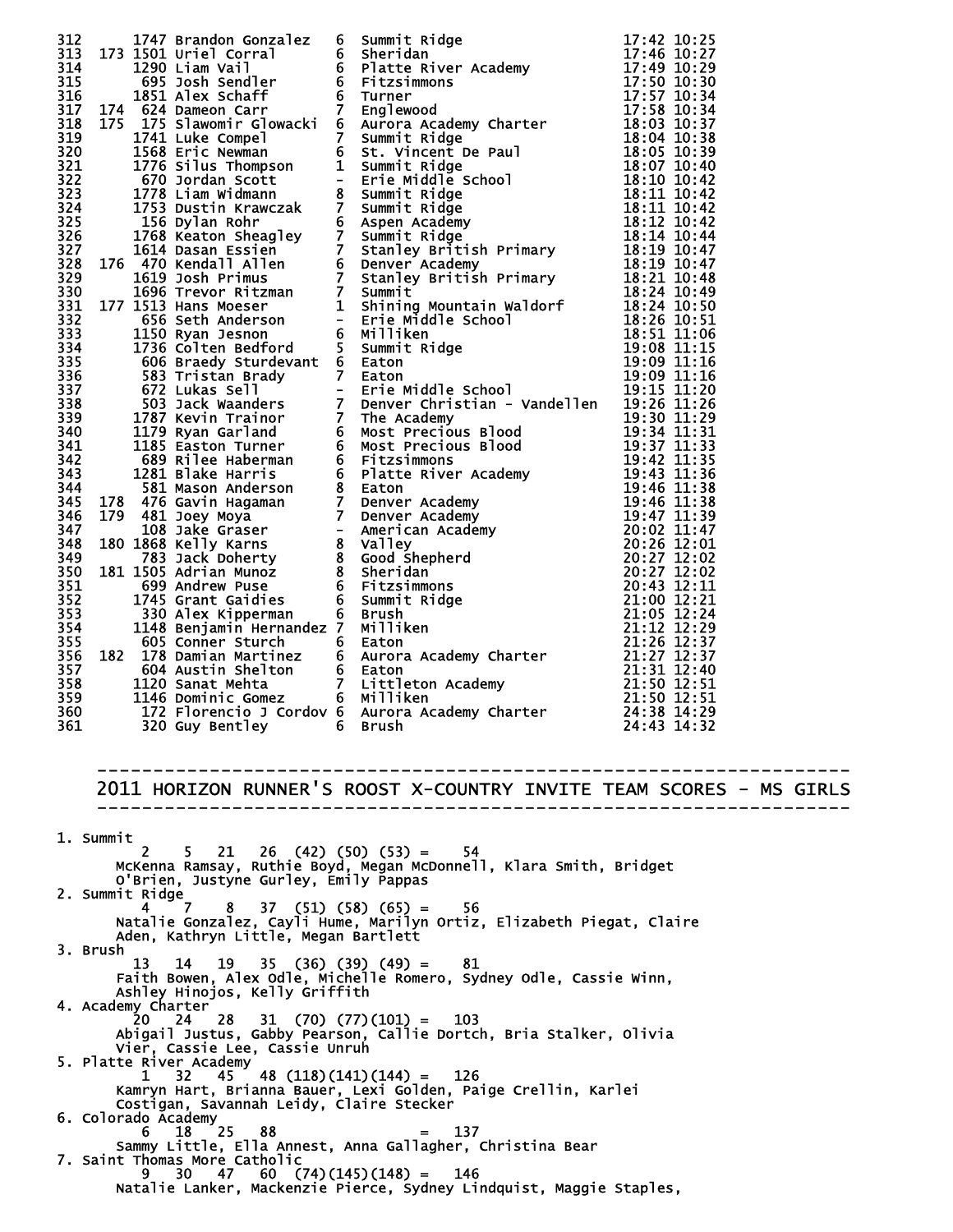| Place | Team Place | Bib | Name | Grade | School | Time | Pace |
|---|---|---|---|---|---|---|---|
| 312 | | 1747 | Brandon Gonzalez | 6 | Summit Ridge | 17:42 | 10:25 |
| 313 | 173 | 1501 | Uriel Corral | 6 | Sheridan | 17:46 | 10:27 |
| 314 | | 1290 | Liam Vail | 6 | Platte River Academy | 17:49 | 10:29 |
| 315 | | 695 | Josh Sendler | 6 | Fitzsimmons | 17:50 | 10:30 |
| 316 | | 1851 | Alex Schaff | 6 | Turner | 17:57 | 10:34 |
| 317 | 174 | 624 | Dameon Carr | 7 | Englewood | 17:58 | 10:34 |
| 318 | 175 | 175 | Slawomir Glowacki | 6 | Aurora Academy Charter | 18:03 | 10:37 |
| 319 | | 1741 | Luke Compel | 7 | Summit Ridge | 18:04 | 10:38 |
| 320 | | 1568 | Eric Newman | 6 | St. Vincent De Paul | 18:05 | 10:39 |
| 321 | | 1776 | Silus Thompson | 1 | Summit Ridge | 18:07 | 10:40 |
| 322 | | 670 | Jordan Scott | - | Erie Middle School | 18:10 | 10:42 |
| 323 | | 1778 | Liam Widmann | 8 | Summit Ridge | 18:11 | 10:42 |
| 324 | | 1753 | Dustin Krawczak | 7 | Summit Ridge | 18:11 | 10:42 |
| 325 | | 156 | Dylan Rohr | 6 | Aspen Academy | 18:12 | 10:42 |
| 326 | | 1768 | Keaton Sheagley | 7 | Summit Ridge | 18:14 | 10:44 |
| 327 | | 1614 | Dasan Essien | 7 | Stanley British Primary | 18:19 | 10:47 |
| 328 | 176 | 470 | Kendall Allen | 6 | Denver Academy | 18:19 | 10:47 |
| 329 | | 1619 | Josh Primus | 7 | Stanley British Primary | 18:21 | 10:48 |
| 330 | | 1696 | Trevor Ritzman | 7 | Summit | 18:24 | 10:49 |
| 331 | 177 | 1513 | Hans Moeser | 1 | Shining Mountain Waldorf | 18:24 | 10:50 |
| 332 | | 656 | Seth Anderson | - | Erie Middle School | 18:26 | 10:51 |
| 333 | | 1150 | Ryan Jesnon | 6 | Milliken | 18:51 | 11:06 |
| 334 | | 1736 | Colten Bedford | 5 | Summit Ridge | 19:08 | 11:15 |
| 335 | | 606 | Braedy Sturdevant | 6 | Eaton | 19:09 | 11:16 |
| 336 | | 583 | Tristan Brady | 7 | Eaton | 19:09 | 11:16 |
| 337 | | 672 | Lukas Sell | - | Erie Middle School | 19:15 | 11:20 |
| 338 | | 503 | Jack Waanders | 7 | Denver Christian - Vandellen | 19:26 | 11:26 |
| 339 | | 1787 | Kevin Trainor | 7 | The Academy | 19:30 | 11:29 |
| 340 | | 1179 | Ryan Garland | 6 | Most Precious Blood | 19:34 | 11:31 |
| 341 | | 1185 | Easton Turner | 6 | Most Precious Blood | 19:37 | 11:33 |
| 342 | | 689 | Rilee Haberman | 6 | Fitzsimmons | 19:42 | 11:35 |
| 343 | | 1281 | Blake Harris | 6 | Platte River Academy | 19:43 | 11:36 |
| 344 | | 581 | Mason Anderson | 8 | Eaton | 19:46 | 11:38 |
| 345 | 178 | 476 | Gavin Hagaman | 7 | Denver Academy | 19:46 | 11:38 |
| 346 | 179 | 481 | Joey Moya | 7 | Denver Academy | 19:47 | 11:39 |
| 347 | | 108 | Jake Graser | - | American Academy | 20:02 | 11:47 |
| 348 | 180 | 1868 | Kelly Karns | 8 | Valley | 20:26 | 12:01 |
| 349 | | 783 | Jack Doherty | 8 | Good Shepherd | 20:27 | 12:02 |
| 350 | 181 | 1505 | Adrian Munoz | 8 | Sheridan | 20:27 | 12:02 |
| 351 | | 699 | Andrew Puse | 6 | Fitzsimmons | 20:43 | 12:11 |
| 352 | | 1745 | Grant Gaidies | 6 | Summit Ridge | 21:00 | 12:21 |
| 353 | | 330 | Alex Kipperman | 6 | Brush | 21:05 | 12:24 |
| 354 | | 1148 | Benjamin Hernandez | 7 | Milliken | 21:12 | 12:29 |
| 355 | | 605 | Conner Sturch | 6 | Eaton | 21:26 | 12:37 |
| 356 | 182 | 178 | Damian Martinez | 6 | Aurora Academy Charter | 21:27 | 12:37 |
| 357 | | 604 | Austin Shelton | 6 | Eaton | 21:31 | 12:40 |
| 358 | | 1120 | Sanat Mehta | 7 | Littleton Academy | 21:50 | 12:51 |
| 359 | | 1146 | Dominic Gomez | 6 | Milliken | 21:50 | 12:51 |
| 360 | | 172 | Florencio J Cordov | 6 | Aurora Academy Charter | 24:38 | 14:29 |
| 361 | | 320 | Guy Bentley | 6 | Brush | 24:43 | 14:32 |

## 2011 HORIZON RUNNER'S ROOST X-COUNTRY INVITE TEAM SCORES - MS GIRLS

1. Summit
   2 5 21 26 (42) (50) (53) = 54
   McKenna Ramsay, Ruthie Boyd, Megan McDonnell, Klara Smith, Bridget O'Brien, Justyne Gurley, Emily Pappas
2. Summit Ridge
   4 7 8 37 (51) (58) (65) = 56
   Natalie Gonzalez, Cayli Hume, Marilyn Ortiz, Elizabeth Piegat, Claire Aden, Kathryn Little, Megan Bartlett
3. Brush
   13 14 19 35 (36) (39) (49) = 81
   Faith Bowen, Alex Odle, Michelle Romero, Sydney Odle, Cassie Winn, Ashley Hinojos, Kelly Griffith
4. Academy Charter
   20 24 28 31 (70) (77)(101) = 103
   Abigail Justus, Gabby Pearson, Callie Dortch, Bria Stalker, Olivia Vier, Cassie Lee, Cassie Unruh
5. Platte River Academy
   1 32 45 48 (118)(141)(144) = 126
   Kamryn Hart, Brianna Bauer, Lexi Golden, Paige Crellin, Karlei Costigan, Savannah Leidy, Claire Stecker
6. Colorado Academy
   6 18 25 88 = 137
   Sammy Little, Ella Annest, Anna Gallagher, Christina Bear
7. Saint Thomas More Catholic
   9 30 47 60 (74)(145)(148) = 146
   Natalie Lanker, Mackenzie Pierce, Sydney Lindquist, Maggie Staples,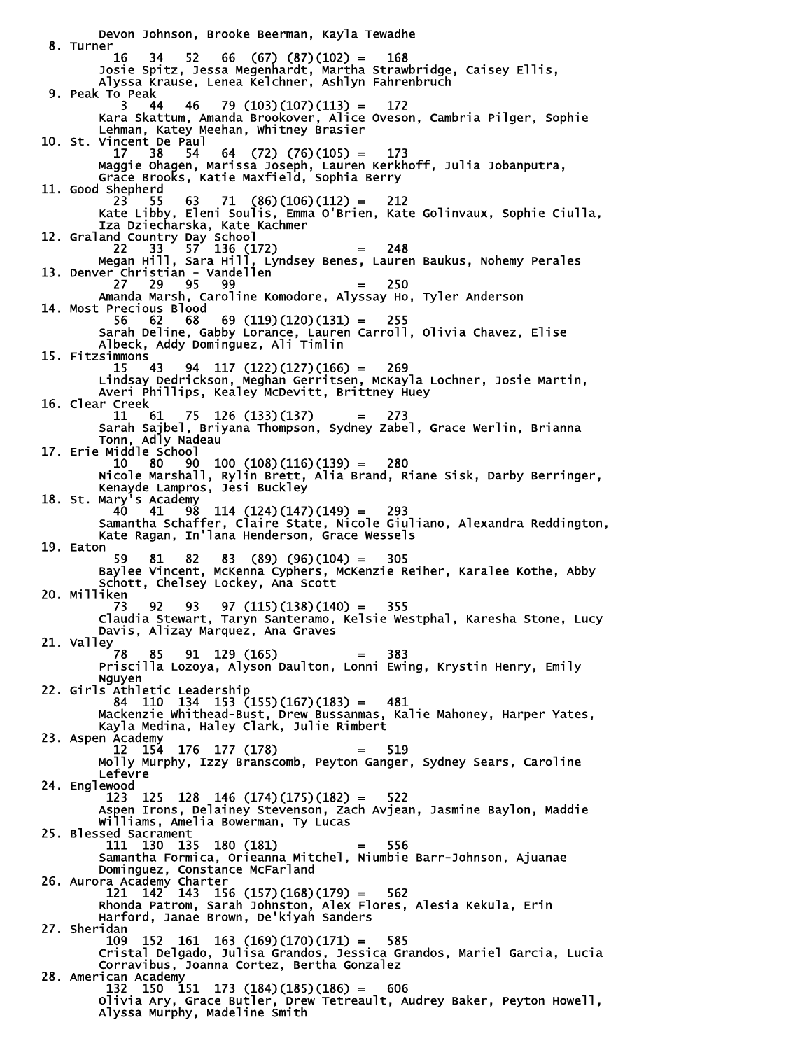```
       Devon Johnson, Brooke Beerman, Kayla Tewadhe
  8. Turner
          16   34   52   66  (67) (87)(102) =   168
       Josie Spitz, Jessa Megenhardt, Martha Strawbridge, Caisey Ellis,
       Alyssa Krause, Lenea Kelchner, Ashlyn Fahrenbruch
  9. Peak To Peak
           3   44   46   79 (103)(107)(113) =   172
       Kara Skattum, Amanda Brookover, Alice Oveson, Cambria Pilger, Sophie
       Lehman, Katey Meehan, Whitney Brasier
 10. St. Vincent De Paul
          17   38   54   64  (72) (76)(105) =   173
       Maggie Ohagen, Marissa Joseph, Lauren Kerkhoff, Julia Jobanputra,
       Grace Brooks, Katie Maxfield, Sophia Berry
 11. Good Shepherd
          23   55   63   71  (86)(106)(112) =   212
       Kate Libby, Eleni Soulis, Emma O'Brien, Kate Golinvaux, Sophie Ciulla,
       Iza Dziecharska, Kate Kachmer
 12. Graland Country Day School
          22   33   57  136 (172)           =   248
       Megan Hill, Sara Hill, Lyndsey Benes, Lauren Baukus, Nohemy Perales
 13. Denver Christian - Vandellen
          27   29   95   99                 =   250
       Amanda Marsh, Caroline Komodore, Alyssay Ho, Tyler Anderson
 14. Most Precious Blood
          56   62   68   69 (119)(120)(131) =   255
       Sarah Deline, Gabby Lorance, Lauren Carroll, Olivia Chavez, Elise
       Albeck, Addy Dominguez, Ali Timlin
 15. Fitzsimmons
          15   43   94  117 (122)(127)(166) =   269
       Lindsay Dedrickson, Meghan Gerritsen, McKayla Lochner, Josie Martin,
       Averi Phillips, Kealey McDevitt, Brittney Huey
 16. Clear Creek
          11   61   75  126 (133)(137)      =   273
       Sarah Sajbel, Briyana Thompson, Sydney Zabel, Grace Werlin, Brianna
       Tonn, Adly Nadeau
 17. Erie Middle School
          10   80   90  100 (108)(116)(139) =   280
       Nicole Marshall, Rylin Brett, Alia Brand, Riane Sisk, Darby Berringer,
       Kenayde Lampros, Jesi Buckley
 18. St. Mary's Academy
          40   41   98  114 (124)(147)(149) =   293
       Samantha Schaffer, Claire State, Nicole Giuliano, Alexandra Reddington,
       Kate Ragan, In'lana Henderson, Grace Wessels
 19. Eaton
          59   81   82   83  (89) (96)(104) =   305
       Baylee Vincent, McKenna Cyphers, McKenzie Reiher, Karalee Kothe, Abby
       Schott, Chelsey Lockey, Ana Scott
 20. Milliken
          73   92   93   97 (115)(138)(140) =   355
       Claudia Stewart, Taryn Santeramo, Kelsie Westphal, Karesha Stone, Lucy
       Davis, Alizay Marquez, Ana Graves
 21. Valley
          78   85   91  129 (165)           =   383
       Priscilla Lozoya, Alyson Daulton, Lonni Ewing, Krystin Henry, Emily
       Nguyen
 22. Girls Athletic Leadership
          84  110  134  153 (155)(167)(183) =   481
       Mackenzie Whitehead-Bust, Drew Bussanmas, Kalie Mahoney, Harper Yates,
       Kayla Medina, Haley Clark, Julie Rimbert
 23. Aspen Academy
          12  154  176  177 (178)           =   519
       Molly Murphy, Izzy Branscomb, Peyton Ganger, Sydney Sears, Caroline
       Lefevre
 24. Englewood
         123  125  128  146 (174)(175)(182) =   522
       Aspen Irons, Delainey Stevenson, Zach Avjean, Jasmine Baylon, Maddie
       Williams, Amelia Bowerman, Ty Lucas
 25. Blessed Sacrament
         111  130  135  180 (181)           =   556
       Samantha Formica, Orieanna Mitchel, Niumbie Barr-Johnson, Ajuanae
       Dominguez, Constance McFarland
 26. Aurora Academy Charter
         121  142  143  156 (157)(168)(179) =   562
       Rhonda Patrom, Sarah Johnston, Alex Flores, Alesia Kekula, Erin
       Harford, Janae Brown, De'kiyah Sanders
 27. Sheridan
         109  152  161  163 (169)(170)(171) =   585
       Cristal Delgado, Julisa Grandos, Jessica Grandos, Mariel Garcia, Lucia
       Corravibus, Joanna Cortez, Bertha Gonzalez
 28. American Academy
         132  150  151  173 (184)(185)(186) =   606
       Olivia Ary, Grace Butler, Drew Tetreault, Audrey Baker, Peyton Howell,
       Alyssa Murphy, Madeline Smith
```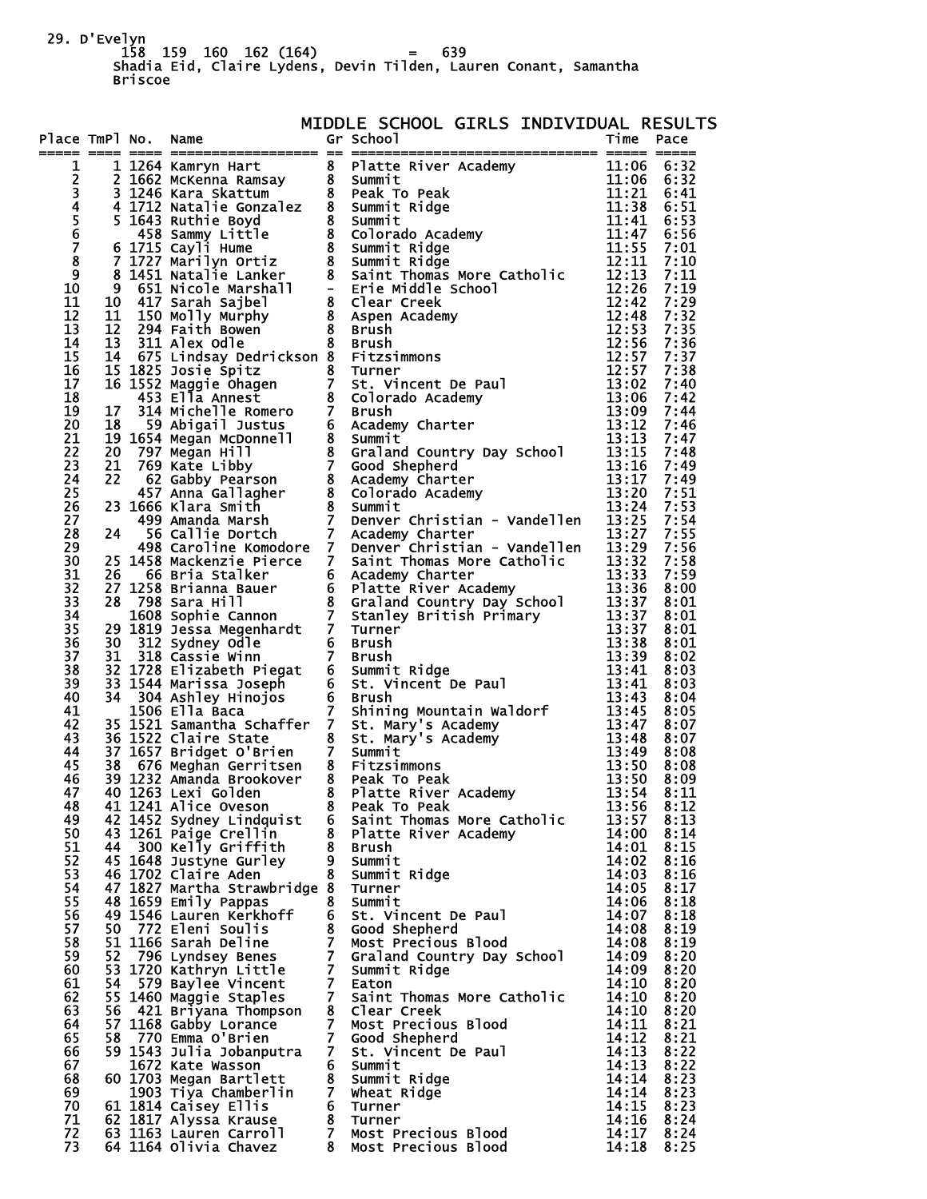29. D'Evelyn
158 159 160 162 (164) = 639
Shadia Eid, Claire Lydens, Devin Tilden, Lauren Conant, Samantha Briscoe

# MIDDLE SCHOOL GIRLS INDIVIDUAL RESULTS

| Place | TmPl | No. | Name | Gr | School | Time | Pace |
|---|---|---|---|---|---|---|---|
| 1 | 1 | 1264 | Kamryn Hart | 8 | Platte River Academy | 11:06 | 6:32 |
| 2 | 2 | 1662 | McKenna Ramsay | 8 | Summit | 11:06 | 6:32 |
| 3 | 3 | 1246 | Kara Skattum | 8 | Peak To Peak | 11:21 | 6:41 |
| 4 | 4 | 1712 | Natalie Gonzalez | 8 | Summit Ridge | 11:38 | 6:51 |
| 5 | 5 | 1643 | Ruthie Boyd | 8 | Summit | 11:41 | 6:53 |
| 6 | | 458 | Sammy Little | 8 | Colorado Academy | 11:47 | 6:56 |
| 7 | 6 | 1715 | Cayli Hume | 8 | Summit Ridge | 11:55 | 7:01 |
| 8 | 7 | 1727 | Marilyn Ortiz | 8 | Summit Ridge | 12:11 | 7:10 |
| 9 | 8 | 1451 | Natalie Lanker | 8 | Saint Thomas More Catholic | 12:13 | 7:11 |
| 10 | 9 | 651 | Nicole Marshall | - | Erie Middle School | 12:26 | 7:19 |
| 11 | 10 | 417 | Sarah Sajbel | 8 | Clear Creek | 12:42 | 7:29 |
| 12 | 11 | 150 | Molly Murphy | 8 | Aspen Academy | 12:48 | 7:32 |
| 13 | 12 | 294 | Faith Bowen | 8 | Brush | 12:53 | 7:35 |
| 14 | 13 | 311 | Alex Odle | 8 | Brush | 12:56 | 7:36 |
| 15 | 14 | 675 | Lindsay Dedrickson | 8 | Fitzsimmons | 12:57 | 7:37 |
| 16 | 15 | 1825 | Josie Spitz | 8 | Turner | 12:57 | 7:38 |
| 17 | 16 | 1552 | Maggie Ohagen | 7 | St. Vincent De Paul | 13:02 | 7:40 |
| 18 | | 453 | Ella Annest | 8 | Colorado Academy | 13:06 | 7:42 |
| 19 | 17 | 314 | Michelle Romero | 7 | Brush | 13:09 | 7:44 |
| 20 | 18 | 59 | Abigail Justus | 6 | Academy Charter | 13:12 | 7:46 |
| 21 | 19 | 1654 | Megan McDonnell | 8 | Summit | 13:13 | 7:47 |
| 22 | 20 | 797 | Megan Hill | 8 | Graland Country Day School | 13:15 | 7:48 |
| 23 | 21 | 769 | Kate Libby | 7 | Good Shepherd | 13:16 | 7:49 |
| 24 | 22 | 62 | Gabby Pearson | 8 | Academy Charter | 13:17 | 7:49 |
| 25 | | 457 | Anna Gallagher | 8 | Colorado Academy | 13:20 | 7:51 |
| 26 | 23 | 1666 | Klara Smith | 8 | Summit | 13:24 | 7:53 |
| 27 | | 499 | Amanda Marsh | 7 | Denver Christian - Vandellen | 13:25 | 7:54 |
| 28 | 24 | 56 | Callie Dortch | 7 | Academy Charter | 13:27 | 7:55 |
| 29 | | 498 | Caroline Komodore | 7 | Denver Christian - Vandellen | 13:29 | 7:56 |
| 30 | 25 | 1458 | Mackenzie Pierce | 7 | Saint Thomas More Catholic | 13:32 | 7:58 |
| 31 | 26 | 66 | Bria Stalker | 6 | Academy Charter | 13:33 | 7:59 |
| 32 | 27 | 1258 | Brianna Bauer | 6 | Platte River Academy | 13:36 | 8:00 |
| 33 | 28 | 798 | Sara Hill | 8 | Graland Country Day School | 13:37 | 8:01 |
| 34 | | 1608 | Sophie Cannon | 7 | Stanley British Primary | 13:37 | 8:01 |
| 35 | 29 | 1819 | Jessa Megenhardt | 7 | Turner | 13:37 | 8:01 |
| 36 | 30 | 312 | Sydney Odle | 6 | Brush | 13:38 | 8:01 |
| 37 | 31 | 318 | Cassie Winn | 7 | Brush | 13:39 | 8:02 |
| 38 | 32 | 1728 | Elizabeth Piegat | 6 | Summit Ridge | 13:41 | 8:03 |
| 39 | 33 | 1544 | Marissa Joseph | 6 | St. Vincent De Paul | 13:41 | 8:03 |
| 40 | 34 | 304 | Ashley Hinojos | 6 | Brush | 13:43 | 8:04 |
| 41 | | 1506 | Ella Baca | 7 | Shining Mountain Waldorf | 13:45 | 8:05 |
| 42 | 35 | 1521 | Samantha Schaffer | 7 | St. Mary's Academy | 13:47 | 8:07 |
| 43 | 36 | 1522 | Claire State | 8 | St. Mary's Academy | 13:48 | 8:07 |
| 44 | 37 | 1657 | Bridget O'Brien | 7 | Summit | 13:49 | 8:08 |
| 45 | 38 | 676 | Meghan Gerritsen | 8 | Fitzsimmons | 13:50 | 8:08 |
| 46 | 39 | 1232 | Amanda Brookover | 8 | Peak To Peak | 13:50 | 8:09 |
| 47 | 40 | 1263 | Lexi Golden | 8 | Platte River Academy | 13:54 | 8:11 |
| 48 | 41 | 1241 | Alice Oveson | 8 | Peak To Peak | 13:56 | 8:12 |
| 49 | 42 | 1452 | Sydney Lindquist | 6 | Saint Thomas More Catholic | 13:57 | 8:13 |
| 50 | 43 | 1261 | Paige Crellin | 8 | Platte River Academy | 14:00 | 8:14 |
| 51 | 44 | 300 | Kelly Griffith | 8 | Brush | 14:01 | 8:15 |
| 52 | 45 | 1648 | Justyne Gurley | 9 | Summit | 14:02 | 8:16 |
| 53 | 46 | 1702 | Claire Aden | 8 | Summit Ridge | 14:03 | 8:16 |
| 54 | 47 | 1827 | Martha Strawbridge | 8 | Turner | 14:05 | 8:17 |
| 55 | 48 | 1659 | Emily Pappas | 8 | Summit | 14:06 | 8:18 |
| 56 | 49 | 1546 | Lauren Kerkhoff | 6 | St. Vincent De Paul | 14:07 | 8:18 |
| 57 | 50 | 772 | Eleni Soulis | 8 | Good Shepherd | 14:08 | 8:19 |
| 58 | 51 | 1166 | Sarah Deline | 7 | Most Precious Blood | 14:08 | 8:19 |
| 59 | 52 | 796 | Lyndsey Benes | 7 | Graland Country Day School | 14:09 | 8:20 |
| 60 | 53 | 1720 | Kathryn Little | 7 | Summit Ridge | 14:09 | 8:20 |
| 61 | 54 | 579 | Baylee Vincent | 7 | Eaton | 14:10 | 8:20 |
| 62 | 55 | 1460 | Maggie Staples | 7 | Saint Thomas More Catholic | 14:10 | 8:20 |
| 63 | 56 | 421 | Briyana Thompson | 8 | Clear Creek | 14:10 | 8:20 |
| 64 | 57 | 1168 | Gabby Lorance | 7 | Most Precious Blood | 14:11 | 8:21 |
| 65 | 58 | 770 | Emma O'Brien | 7 | Good Shepherd | 14:12 | 8:21 |
| 66 | 59 | 1543 | Julia Jobanputra | 7 | St. Vincent De Paul | 14:13 | 8:22 |
| 67 | | 1672 | Kate Wasson | 6 | Summit | 14:13 | 8:22 |
| 68 | 60 | 1703 | Megan Bartlett | 8 | Summit Ridge | 14:14 | 8:23 |
| 69 | | 1903 | Tiya Chamberlin | 7 | Wheat Ridge | 14:14 | 8:23 |
| 70 | 61 | 1814 | Caisey Ellis | 6 | Turner | 14:15 | 8:23 |
| 71 | 62 | 1817 | Alyssa Krause | 8 | Turner | 14:16 | 8:24 |
| 72 | 63 | 1163 | Lauren Carroll | 7 | Most Precious Blood | 14:17 | 8:24 |
| 73 | 64 | 1164 | Olivia Chavez | 8 | Most Precious Blood | 14:18 | 8:25 |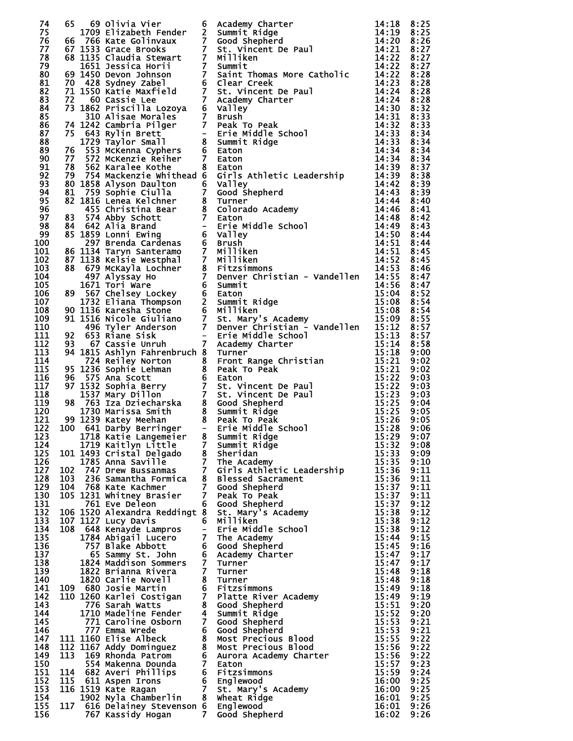| Place | Team Place | Bib | Name | Grade | School | Time | Pace |
|---|---|---|---|---|---|---|---|
| 74 | 65 | 69 | Olivia Vier | 6 | Academy Charter | 14:18 | 8:25 |
| 75 | | 1709 | Elizabeth Fender | 2 | Summit Ridge | 14:19 | 8:25 |
| 76 | 66 | 766 | Kate Golinvaux | 7 | Good Shepherd | 14:20 | 8:26 |
| 77 | 67 | 1533 | Grace Brooks | 7 | St. Vincent De Paul | 14:21 | 8:27 |
| 78 | 68 | 1135 | Claudia Stewart | 7 | Milliken | 14:22 | 8:27 |
| 79 | | 1651 | Jessica Horii | 7 | Summit | 14:22 | 8:27 |
| 80 | 69 | 1450 | Devon Johnson | 7 | Saint Thomas More Catholic | 14:22 | 8:28 |
| 81 | 70 | 428 | Sydney Zabel | 6 | Clear Creek | 14:23 | 8:28 |
| 82 | 71 | 1550 | Katie Maxfield | 7 | St. Vincent De Paul | 14:24 | 8:28 |
| 83 | 72 | 60 | Cassie Lee | 7 | Academy Charter | 14:24 | 8:28 |
| 84 | 73 | 1862 | Priscilla Lozoya | 6 | Valley | 14:30 | 8:32 |
| 85 | | 310 | Alisae Morales | 7 | Brush | 14:31 | 8:33 |
| 86 | 74 | 1242 | Cambria Pilger | 7 | Peak To Peak | 14:32 | 8:33 |
| 87 | 75 | 643 | Rylin Brett | - | Erie Middle School | 14:33 | 8:34 |
| 88 | | 1729 | Taylor Small | 8 | Summit Ridge | 14:33 | 8:34 |
| 89 | 76 | 553 | McKenna Cyphers | 6 | Eaton | 14:34 | 8:34 |
| 90 | 77 | 572 | McKenzie Reiher | 7 | Eaton | 14:34 | 8:34 |
| 91 | 78 | 562 | Karalee Kothe | 8 | Eaton | 14:39 | 8:37 |
| 92 | 79 | 754 | Mackenzie Whitehead | 6 | Girls Athletic Leadership | 14:39 | 8:38 |
| 93 | 80 | 1858 | Alyson Daulton | 6 | Valley | 14:42 | 8:39 |
| 94 | 81 | 759 | Sophie Ciulla | 7 | Good Shepherd | 14:43 | 8:39 |
| 95 | 82 | 1816 | Lenea Kelchner | 8 | Turner | 14:44 | 8:40 |
| 96 | | 455 | Christina Bear | 8 | Colorado Academy | 14:46 | 8:41 |
| 97 | 83 | 574 | Abby Schott | 7 | Eaton | 14:48 | 8:42 |
| 98 | 84 | 642 | Alia Brand | - | Erie Middle School | 14:49 | 8:43 |
| 99 | 85 | 1859 | Lonni Ewing | 6 | Valley | 14:50 | 8:44 |
| 100 | | 297 | Brenda Cardenas | 6 | Brush | 14:51 | 8:44 |
| 101 | 86 | 1134 | Taryn Santeramo | 7 | Milliken | 14:51 | 8:45 |
| 102 | 87 | 1138 | Kelsie Westphal | 7 | Milliken | 14:52 | 8:45 |
| 103 | 88 | 679 | McKayla Lochner | 8 | Fitzsimmons | 14:53 | 8:46 |
| 104 | | 497 | Alyssay Ho | 7 | Denver Christian - Vandellen | 14:55 | 8:47 |
| 105 | | 1671 | Tori Ware | 6 | Summit | 14:56 | 8:47 |
| 106 | 89 | 567 | Chelsey Lockey | 6 | Eaton | 15:04 | 8:52 |
| 107 | | 1732 | Eliana Thompson | 2 | Summit Ridge | 15:08 | 8:54 |
| 108 | 90 | 1136 | Karesha Stone | 6 | Milliken | 15:08 | 8:54 |
| 109 | 91 | 1516 | Nicole Giuliano | 7 | St. Mary's Academy | 15:09 | 8:55 |
| 110 | | 496 | Tyler Anderson | 7 | Denver Christian - Vandellen | 15:12 | 8:57 |
| 111 | 92 | 653 | Riane Sisk | - | Erie Middle School | 15:13 | 8:57 |
| 112 | 93 | 67 | Cassie Unruh | 7 | Academy Charter | 15:14 | 8:58 |
| 113 | 94 | 1815 | Ashlyn Fahrenbruch | 8 | Turner | 15:18 | 9:00 |
| 114 | | 724 | Reiley Norton | 8 | Front Range Christian | 15:21 | 9:02 |
| 115 | 95 | 1236 | Sophie Lehman | 8 | Peak To Peak | 15:21 | 9:02 |
| 116 | 96 | 575 | Ana Scott | 6 | Eaton | 15:22 | 9:03 |
| 117 | 97 | 1532 | Sophia Berry | 7 | St. Vincent De Paul | 15:22 | 9:03 |
| 118 | | 1537 | Mary Dillon | 7 | St. Vincent De Paul | 15:23 | 9:03 |
| 119 | 98 | 763 | Iza Dziecharska | 8 | Good Shepherd | 15:25 | 9:04 |
| 120 | | 1730 | Marissa Smith | 8 | Summit Ridge | 15:25 | 9:05 |
| 121 | 99 | 1239 | Katey Meehan | 8 | Peak To Peak | 15:26 | 9:05 |
| 122 | 100 | 641 | Darby Berringer | - | Erie Middle School | 15:28 | 9:06 |
| 123 | | 1718 | Katie Langemeier | 8 | Summit Ridge | 15:29 | 9:07 |
| 124 | | 1719 | Kaitlyn Little | 7 | Summit Ridge | 15:32 | 9:08 |
| 125 | 101 | 1493 | Cristal Delgado | 8 | Sheridan | 15:33 | 9:09 |
| 126 | | 1785 | Anna Saville | 7 | The Academy | 15:35 | 9:10 |
| 127 | 102 | 747 | Drew Bussanmas | 7 | Girls Athletic Leadership | 15:36 | 9:11 |
| 128 | 103 | 236 | Samantha Formica | 8 | Blessed Sacrament | 15:36 | 9:11 |
| 129 | 104 | 768 | Kate Kachmer | 7 | Good Shepherd | 15:37 | 9:11 |
| 130 | 105 | 1231 | Whitney Brasier | 7 | Peak To Peak | 15:37 | 9:11 |
| 131 | | 761 | Eve Deleon | 6 | Good Shepherd | 15:37 | 9:12 |
| 132 | 106 | 1520 | Alexandra Reddingt | 8 | St. Mary's Academy | 15:38 | 9:12 |
| 133 | 107 | 1127 | Lucy Davis | 6 | Milliken | 15:38 | 9:12 |
| 134 | 108 | 648 | Kenayde Lampros | - | Erie Middle School | 15:38 | 9:12 |
| 135 | | 1784 | Abigail Lucero | 7 | The Academy | 15:44 | 9:15 |
| 136 | | 757 | Blake Abbott | 6 | Good Shepherd | 15:45 | 9:16 |
| 137 | | 65 | Sammy St. John | 6 | Academy Charter | 15:47 | 9:17 |
| 138 | | 1824 | Maddison Sommers | 7 | Turner | 15:47 | 9:17 |
| 139 | | 1822 | Brianna Rivera | 7 | Turner | 15:48 | 9:18 |
| 140 | | 1820 | Carlie Novell | 8 | Turner | 15:48 | 9:18 |
| 141 | 109 | 680 | Josie Martin | 6 | Fitzsimmons | 15:49 | 9:18 |
| 142 | 110 | 1260 | Karlei Costigan | 7 | Platte River Academy | 15:49 | 9:19 |
| 143 | | 776 | Sarah Watts | 8 | Good Shepherd | 15:51 | 9:20 |
| 144 | | 1710 | Madeline Fender | 4 | Summit Ridge | 15:52 | 9:20 |
| 145 | | 771 | Caroline Osborn | 7 | Good Shepherd | 15:53 | 9:21 |
| 146 | | 777 | Emma Wrede | 6 | Good Shepherd | 15:53 | 9:21 |
| 147 | 111 | 1160 | Elise Albeck | 8 | Most Precious Blood | 15:55 | 9:22 |
| 148 | 112 | 1167 | Addy Dominguez | 8 | Most Precious Blood | 15:56 | 9:22 |
| 149 | 113 | 169 | Rhonda Patrom | 6 | Aurora Academy Charter | 15:56 | 9:22 |
| 150 | | 554 | Makenna Dounda | 7 | Eaton | 15:57 | 9:23 |
| 151 | 114 | 682 | Averi Phillips | 6 | Fitzsimmons | 15:59 | 9:24 |
| 152 | 115 | 611 | Aspen Irons | 6 | Englewood | 16:00 | 9:25 |
| 153 | 116 | 1519 | Kate Ragan | 7 | St. Mary's Academy | 16:00 | 9:25 |
| 154 | | 1902 | Nyla Chamberlin | 8 | Wheat Ridge | 16:01 | 9:25 |
| 155 | 117 | 616 | Delainey Stevenson | 6 | Englewood | 16:01 | 9:26 |
| 156 | | 767 | Kassidy Hogan | 7 | Good Shepherd | 16:02 | 9:26 |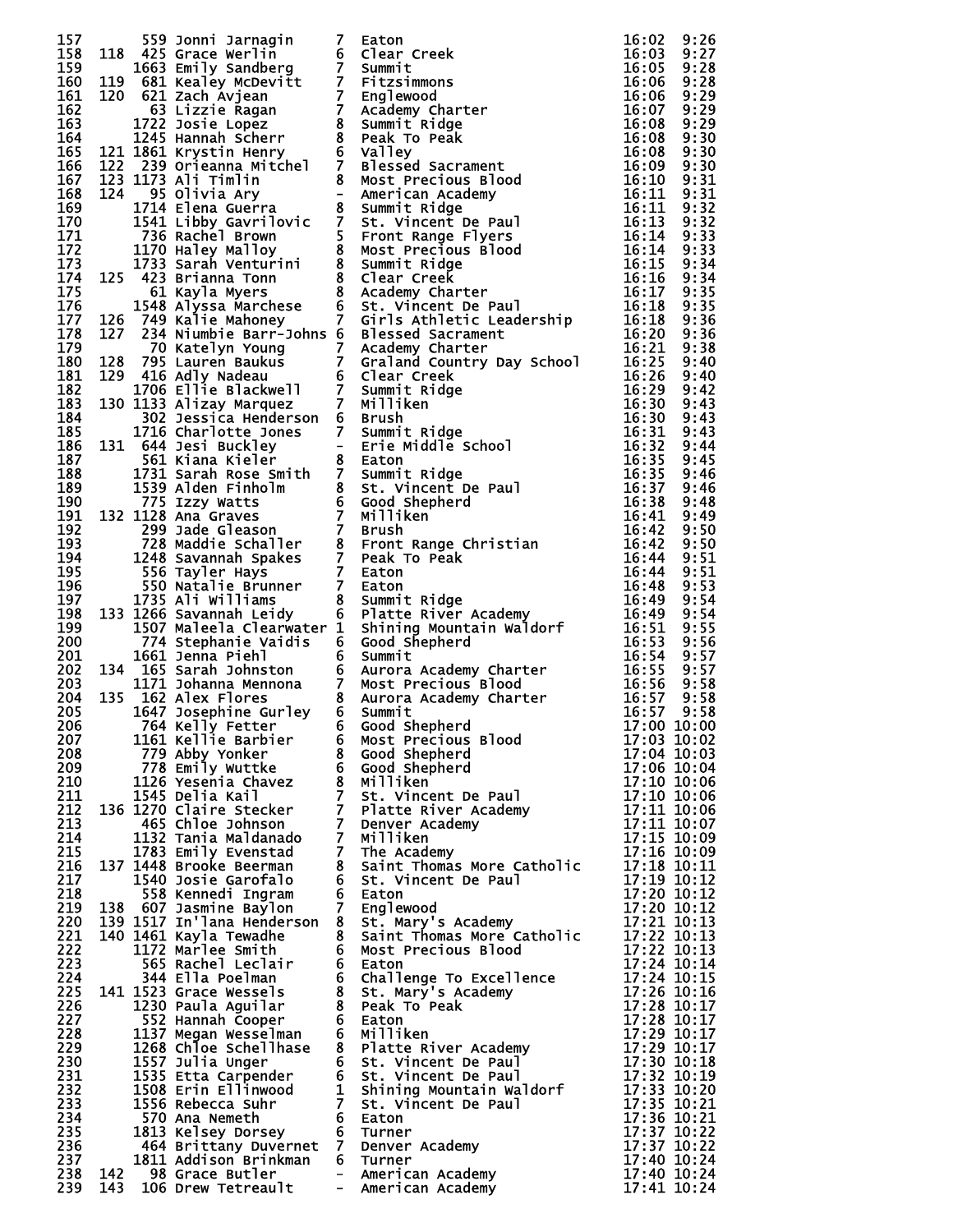| Place | Team Place | Bib | Name | Grade | School | Time | Pace |
|---|---|---|---|---|---|---|---|
| 157 | | 559 | Jonni Jarnagin | 7 | Eaton | 16:02 | 9:26 |
| 158 | 118 | 425 | Grace Werlin | 6 | Clear Creek | 16:03 | 9:27 |
| 159 | | 1663 | Emily Sandberg | 7 | Summit | 16:05 | 9:28 |
| 160 | 119 | 681 | Kealey McDevitt | 7 | Fitzsimmons | 16:06 | 9:28 |
| 161 | 120 | 621 | Zach Avjean | 7 | Englewood | 16:06 | 9:29 |
| 162 | | 63 | Lizzie Ragan | 7 | Academy Charter | 16:07 | 9:29 |
| 163 | | 1722 | Josie Lopez | 8 | Summit Ridge | 16:08 | 9:29 |
| 164 | | 1245 | Hannah Scherr | 8 | Peak To Peak | 16:08 | 9:30 |
| 165 | 121 | 1861 | Krystin Henry | 6 | Valley | 16:08 | 9:30 |
| 166 | 122 | 239 | Orieanna Mitchel | 7 | Blessed Sacrament | 16:09 | 9:30 |
| 167 | 123 | 1173 | Ali Timlin | 8 | Most Precious Blood | 16:10 | 9:31 |
| 168 | 124 | 95 | Olivia Ary | - | American Academy | 16:11 | 9:31 |
| 169 | | 1714 | Elena Guerra | 8 | Summit Ridge | 16:11 | 9:32 |
| 170 | | 1541 | Libby Gavrilovic | 7 | St. Vincent De Paul | 16:13 | 9:32 |
| 171 | | 736 | Rachel Brown | 5 | Front Range Flyers | 16:14 | 9:33 |
| 172 | | 1170 | Haley Malloy | 8 | Most Precious Blood | 16:14 | 9:33 |
| 173 | | 1733 | Sarah Venturini | 8 | Summit Ridge | 16:15 | 9:34 |
| 174 | 125 | 423 | Brianna Tonn | 8 | Clear Creek | 16:16 | 9:34 |
| 175 | | 61 | Kayla Myers | 8 | Academy Charter | 16:17 | 9:35 |
| 176 | | 1548 | Alyssa Marchese | 6 | St. Vincent De Paul | 16:18 | 9:35 |
| 177 | 126 | 749 | Kalie Mahoney | 7 | Girls Athletic Leadership | 16:18 | 9:36 |
| 178 | 127 | 234 | Niumbie Barr-Johns | 6 | Blessed Sacrament | 16:20 | 9:36 |
| 179 | | 70 | Katelyn Young | 7 | Academy Charter | 16:21 | 9:38 |
| 180 | 128 | 795 | Lauren Baukus | 7 | Graland Country Day School | 16:25 | 9:40 |
| 181 | 129 | 416 | Adly Nadeau | 6 | Clear Creek | 16:26 | 9:40 |
| 182 | | 1706 | Ellie Blackwell | 7 | Summit Ridge | 16:29 | 9:42 |
| 183 | 130 | 1133 | Alizay Marquez | 7 | Milliken | 16:30 | 9:43 |
| 184 | | 302 | Jessica Henderson | 6 | Brush | 16:30 | 9:43 |
| 185 | | 1716 | Charlotte Jones | 7 | Summit Ridge | 16:31 | 9:43 |
| 186 | 131 | 644 | Jesi Buckley | - | Erie Middle School | 16:32 | 9:44 |
| 187 | | 561 | Kiana Kieler | 8 | Eaton | 16:35 | 9:45 |
| 188 | | 1731 | Sarah Rose Smith | 7 | Summit Ridge | 16:35 | 9:46 |
| 189 | | 1539 | Alden Finholm | 8 | St. Vincent De Paul | 16:37 | 9:46 |
| 190 | | 775 | Izzy Watts | 6 | Good Shepherd | 16:38 | 9:48 |
| 191 | 132 | 1128 | Ana Graves | 7 | Milliken | 16:41 | 9:49 |
| 192 | | 299 | Jade Gleason | 7 | Brush | 16:42 | 9:50 |
| 193 | | 728 | Maddie Schaller | 8 | Front Range Christian | 16:42 | 9:50 |
| 194 | | 1248 | Savannah Spakes | 7 | Peak To Peak | 16:44 | 9:51 |
| 195 | | 556 | Tayler Hays | 7 | Eaton | 16:44 | 9:51 |
| 196 | | 550 | Natalie Brunner | 7 | Eaton | 16:48 | 9:53 |
| 197 | | 1735 | Ali Williams | 8 | Summit Ridge | 16:49 | 9:54 |
| 198 | 133 | 1266 | Savannah Leidy | 6 | Platte River Academy | 16:49 | 9:54 |
| 199 | | 1507 | Maleela Clearwater | 1 | Shining Mountain Waldorf | 16:51 | 9:55 |
| 200 | | 774 | Stephanie Vaidis | 6 | Good Shepherd | 16:53 | 9:56 |
| 201 | | 1661 | Jenna Piehl | 6 | Summit | 16:54 | 9:57 |
| 202 | 134 | 165 | Sarah Johnston | 6 | Aurora Academy Charter | 16:55 | 9:57 |
| 203 | | 1171 | Johanna Mennona | 7 | Most Precious Blood | 16:56 | 9:58 |
| 204 | 135 | 162 | Alex Flores | 8 | Aurora Academy Charter | 16:57 | 9:58 |
| 205 | | 1647 | Josephine Gurley | 6 | Summit | 16:57 | 9:58 |
| 206 | | 764 | Kelly Fetter | 6 | Good Shepherd | 17:00 | 10:00 |
| 207 | | 1161 | Kellie Barbier | 6 | Most Precious Blood | 17:03 | 10:02 |
| 208 | | 779 | Abby Yonker | 8 | Good Shepherd | 17:04 | 10:03 |
| 209 | | 778 | Emily Wuttke | 6 | Good Shepherd | 17:06 | 10:04 |
| 210 | | 1126 | Yesenia Chavez | 8 | Milliken | 17:10 | 10:06 |
| 211 | | 1545 | Delia Kail | 7 | St. Vincent De Paul | 17:10 | 10:06 |
| 212 | 136 | 1270 | Claire Stecker | 7 | Platte River Academy | 17:11 | 10:06 |
| 213 | | 465 | Chloe Johnson | 7 | Denver Academy | 17:11 | 10:07 |
| 214 | | 1132 | Tania Maldanado | 7 | Milliken | 17:15 | 10:09 |
| 215 | | 1783 | Emily Evenstad | 7 | The Academy | 17:16 | 10:09 |
| 216 | 137 | 1448 | Brooke Beerman | 8 | Saint Thomas More Catholic | 17:18 | 10:11 |
| 217 | | 1540 | Josie Garofalo | 6 | St. Vincent De Paul | 17:19 | 10:12 |
| 218 | | 558 | Kennedi Ingram | 6 | Eaton | 17:20 | 10:12 |
| 219 | 138 | 607 | Jasmine Baylon | 7 | Englewood | 17:20 | 10:12 |
| 220 | 139 | 1517 | In'lana Henderson | 8 | St. Mary's Academy | 17:21 | 10:13 |
| 221 | 140 | 1461 | Kayla Tewadhe | 8 | Saint Thomas More Catholic | 17:22 | 10:13 |
| 222 | | 1172 | Marlee Smith | 6 | Most Precious Blood | 17:22 | 10:13 |
| 223 | | 565 | Rachel Leclair | 6 | Eaton | 17:24 | 10:14 |
| 224 | | 344 | Ella Poelman | 6 | Challenge To Excellence | 17:24 | 10:15 |
| 225 | 141 | 1523 | Grace Wessels | 8 | St. Mary's Academy | 17:26 | 10:16 |
| 226 | | 1230 | Paula Aguilar | 8 | Peak To Peak | 17:28 | 10:17 |
| 227 | | 552 | Hannah Cooper | 6 | Eaton | 17:28 | 10:17 |
| 228 | | 1137 | Megan Wesselman | 6 | Milliken | 17:29 | 10:17 |
| 229 | | 1268 | Chloe Schellhase | 8 | Platte River Academy | 17:29 | 10:17 |
| 230 | | 1557 | Julia Unger | 6 | St. Vincent De Paul | 17:30 | 10:18 |
| 231 | | 1535 | Etta Carpender | 6 | St. Vincent De Paul | 17:32 | 10:19 |
| 232 | | 1508 | Erin Ellinwood | 1 | Shining Mountain Waldorf | 17:33 | 10:20 |
| 233 | | 1556 | Rebecca Suhr | 7 | St. Vincent De Paul | 17:35 | 10:21 |
| 234 | | 570 | Ana Nemeth | 6 | Eaton | 17:36 | 10:21 |
| 235 | | 1813 | Kelsey Dorsey | 6 | Turner | 17:37 | 10:22 |
| 236 | | 464 | Brittany Duvernet | 7 | Denver Academy | 17:37 | 10:22 |
| 237 | | 1811 | Addison Brinkman | 6 | Turner | 17:40 | 10:24 |
| 238 | 142 | 98 | Grace Butler | - | American Academy | 17:40 | 10:24 |
| 239 | 143 | 106 | Drew Tetreault | - | American Academy | 17:41 | 10:24 |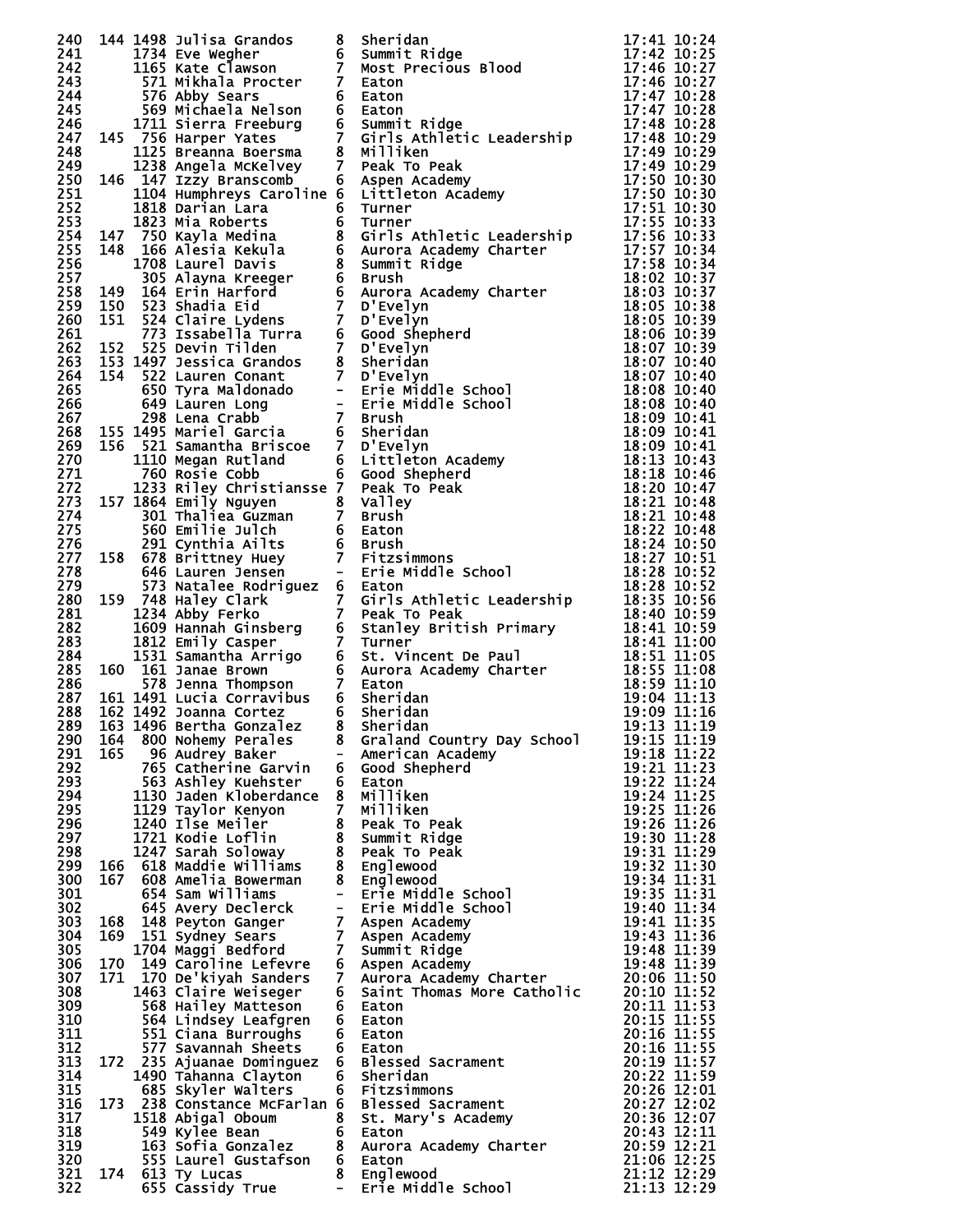| Place | Team Place | Bib | Name | Grade | School | Time | Pace |
|---|---|---|---|---|---|---|---|
| 240 | 144 | 1498 | Julisa Grandos | 8 | Sheridan | 17:41 | 10:24 |
| 241 | | 1734 | Eve Wegher | 6 | Summit Ridge | 17:42 | 10:25 |
| 242 | | 1165 | Kate Clawson | 7 | Most Precious Blood | 17:46 | 10:27 |
| 243 | | 571 | Mikhala Procter | 7 | Eaton | 17:46 | 10:27 |
| 244 | | 576 | Abby Sears | 6 | Eaton | 17:47 | 10:28 |
| 245 | | 569 | Michaela Nelson | 6 | Eaton | 17:47 | 10:28 |
| 246 | | 1711 | Sierra Freeburg | 6 | Summit Ridge | 17:48 | 10:28 |
| 247 | 145 | 756 | Harper Yates | 7 | Girls Athletic Leadership | 17:48 | 10:29 |
| 248 | | 1125 | Breanna Boersma | 8 | Milliken | 17:49 | 10:29 |
| 249 | | 1238 | Angela McKelvey | 7 | Peak To Peak | 17:49 | 10:29 |
| 250 | 146 | 147 | Izzy Branscomb | 6 | Aspen Academy | 17:50 | 10:30 |
| 251 | | 1104 | Humphreys Caroline | 6 | Littleton Academy | 17:50 | 10:30 |
| 252 | | 1818 | Darian Lara | 6 | Turner | 17:51 | 10:30 |
| 253 | | 1823 | Mia Roberts | 6 | Turner | 17:55 | 10:33 |
| 254 | 147 | 750 | Kayla Medina | 8 | Girls Athletic Leadership | 17:56 | 10:33 |
| 255 | 148 | 166 | Alesia Kekula | 6 | Aurora Academy Charter | 17:57 | 10:34 |
| 256 | | 1708 | Laurel Davis | 8 | Summit Ridge | 17:58 | 10:34 |
| 257 | | 305 | Alayna Kreeger | 6 | Brush | 18:02 | 10:37 |
| 258 | 149 | 164 | Erin Harford | 6 | Aurora Academy Charter | 18:03 | 10:37 |
| 259 | 150 | 523 | Shadia Eid | 7 | D'Evelyn | 18:05 | 10:38 |
| 260 | 151 | 524 | Claire Lydens | 7 | D'Evelyn | 18:05 | 10:39 |
| 261 | | 773 | Issabella Turra | 6 | Good Shepherd | 18:06 | 10:39 |
| 262 | 152 | 525 | Devin Tilden | 7 | D'Evelyn | 18:07 | 10:39 |
| 263 | 153 | 1497 | Jessica Grandos | 8 | Sheridan | 18:07 | 10:40 |
| 264 | 154 | 522 | Lauren Conant | 7 | D'Evelyn | 18:07 | 10:40 |
| 265 | | 650 | Tyra Maldonado | - | Erie Middle School | 18:08 | 10:40 |
| 266 | | 649 | Lauren Long | - | Erie Middle School | 18:08 | 10:40 |
| 267 | | 298 | Lena Crabb | 7 | Brush | 18:09 | 10:41 |
| 268 | 155 | 1495 | Mariel Garcia | 6 | Sheridan | 18:09 | 10:41 |
| 269 | 156 | 521 | Samantha Briscoe | 7 | D'Evelyn | 18:09 | 10:41 |
| 270 | | 1110 | Megan Rutland | 6 | Littleton Academy | 18:13 | 10:43 |
| 271 | | 760 | Rosie Cobb | 6 | Good Shepherd | 18:18 | 10:46 |
| 272 | | 1233 | Riley Christiansse | 7 | Peak To Peak | 18:20 | 10:47 |
| 273 | 157 | 1864 | Emily Nguyen | 8 | Valley | 18:21 | 10:48 |
| 274 | | 301 | Thaliea Guzman | 7 | Brush | 18:21 | 10:48 |
| 275 | | 560 | Emilie Julch | 6 | Eaton | 18:22 | 10:48 |
| 276 | | 291 | Cynthia Ailts | 6 | Brush | 18:24 | 10:50 |
| 277 | 158 | 678 | Brittney Huey | 7 | Fitzsimmons | 18:27 | 10:51 |
| 278 | | 646 | Lauren Jensen | - | Erie Middle School | 18:28 | 10:52 |
| 279 | | 573 | Natalee Rodriguez | 6 | Eaton | 18:28 | 10:52 |
| 280 | 159 | 748 | Haley Clark | 7 | Girls Athletic Leadership | 18:35 | 10:56 |
| 281 | | 1234 | Abby Ferko | 7 | Peak To Peak | 18:40 | 10:59 |
| 282 | | 1609 | Hannah Ginsberg | 6 | Stanley British Primary | 18:41 | 10:59 |
| 283 | | 1812 | Emily Casper | 7 | Turner | 18:41 | 11:00 |
| 284 | | 1531 | Samantha Arrigo | 6 | St. Vincent De Paul | 18:51 | 11:05 |
| 285 | 160 | 161 | Janae Brown | 6 | Aurora Academy Charter | 18:55 | 11:08 |
| 286 | | 578 | Jenna Thompson | 7 | Eaton | 18:59 | 11:10 |
| 287 | 161 | 1491 | Lucia Corravibus | 6 | Sheridan | 19:04 | 11:13 |
| 288 | 162 | 1492 | Joanna Cortez | 6 | Sheridan | 19:09 | 11:16 |
| 289 | 163 | 1496 | Bertha Gonzalez | 8 | Sheridan | 19:13 | 11:19 |
| 290 | 164 | 800 | Nohemy Perales | 8 | Graland Country Day School | 19:15 | 11:19 |
| 291 | 165 | 96 | Audrey Baker | - | American Academy | 19:18 | 11:22 |
| 292 | | 765 | Catherine Garvin | 6 | Good Shepherd | 19:21 | 11:23 |
| 293 | | 563 | Ashley Kuehster | 6 | Eaton | 19:22 | 11:24 |
| 294 | | 1130 | Jaden Kloberdance | 8 | Milliken | 19:24 | 11:25 |
| 295 | | 1129 | Taylor Kenyon | 7 | Milliken | 19:25 | 11:26 |
| 296 | | 1240 | Ilse Meiler | 8 | Peak To Peak | 19:26 | 11:26 |
| 297 | | 1721 | Kodie Loflin | 8 | Summit Ridge | 19:30 | 11:28 |
| 298 | | 1247 | Sarah Soloway | 8 | Peak To Peak | 19:31 | 11:29 |
| 299 | 166 | 618 | Maddie Williams | 8 | Englewood | 19:32 | 11:30 |
| 300 | 167 | 608 | Amelia Bowerman | 8 | Englewood | 19:34 | 11:31 |
| 301 | | 654 | Sam Williams | - | Erie Middle School | 19:35 | 11:31 |
| 302 | | 645 | Avery Declerck | - | Erie Middle School | 19:40 | 11:34 |
| 303 | 168 | 148 | Peyton Ganger | 7 | Aspen Academy | 19:41 | 11:35 |
| 304 | 169 | 151 | Sydney Sears | 7 | Aspen Academy | 19:43 | 11:36 |
| 305 | | 1704 | Maggi Bedford | 7 | Summit Ridge | 19:48 | 11:39 |
| 306 | 170 | 149 | Caroline Lefevre | 6 | Aspen Academy | 19:48 | 11:39 |
| 307 | 171 | 170 | De'kiyah Sanders | 7 | Aurora Academy Charter | 20:06 | 11:50 |
| 308 | | 1463 | Claire Weiseger | 6 | Saint Thomas More Catholic | 20:10 | 11:52 |
| 309 | | 568 | Hailey Matteson | 6 | Eaton | 20:11 | 11:53 |
| 310 | | 564 | Lindsey Leafgren | 6 | Eaton | 20:15 | 11:55 |
| 311 | | 551 | Ciana Burroughs | 6 | Eaton | 20:16 | 11:55 |
| 312 | | 577 | Savannah Sheets | 6 | Eaton | 20:16 | 11:55 |
| 313 | 172 | 235 | Ajuanae Dominguez | 6 | Blessed Sacrament | 20:19 | 11:57 |
| 314 | | 1490 | Tahanna Clayton | 6 | Sheridan | 20:22 | 11:59 |
| 315 | | 685 | Skyler Walters | 6 | Fitzsimmons | 20:26 | 12:01 |
| 316 | 173 | 238 | Constance McFarlan | 6 | Blessed Sacrament | 20:27 | 12:02 |
| 317 | | 1518 | Abigal Oboum | 8 | St. Mary's Academy | 20:36 | 12:07 |
| 318 | | 549 | Kylee Bean | 6 | Eaton | 20:43 | 12:11 |
| 319 | | 163 | Sofia Gonzalez | 8 | Aurora Academy Charter | 20:59 | 12:21 |
| 320 | | 555 | Laurel Gustafson | 6 | Eaton | 21:06 | 12:25 |
| 321 | 174 | 613 | Ty Lucas | 8 | Englewood | 21:12 | 12:29 |
| 322 | | 655 | Cassidy True | - | Erie Middle School | 21:13 | 12:29 |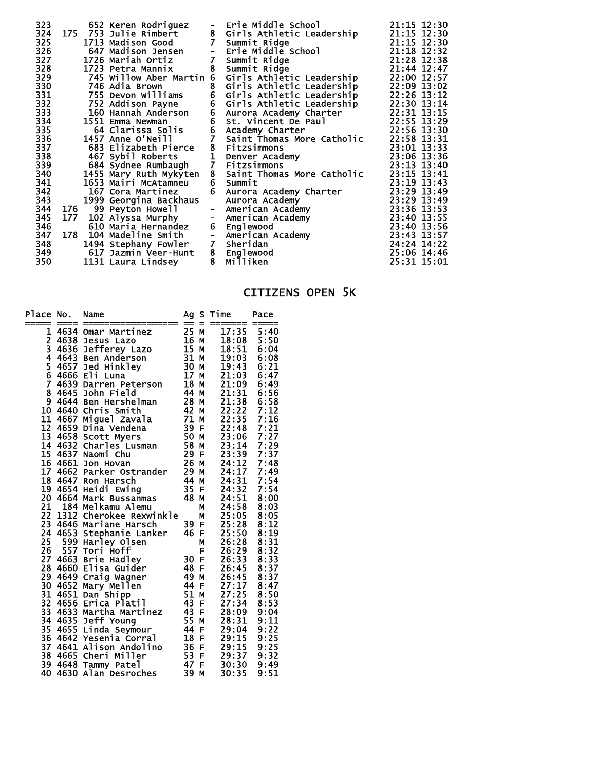| | | | | | | | |
|---|---|---|---|---|---|---|---|
| 323 | | 652 | Keren Rodriguez | - | Erie Middle School | 21:15 | 12:30 |
| 324 | 175 | 753 | Julie Rimbert | 8 | Girls Athletic Leadership | 21:15 | 12:30 |
| 325 | | 1713 | Madison Good | 7 | Summit Ridge | 21:15 | 12:30 |
| 326 | | 647 | Madison Jensen | - | Erie Middle School | 21:18 | 12:32 |
| 327 | | 1726 | Mariah Ortiz | 7 | Summit Ridge | 21:28 | 12:38 |
| 328 | | 1723 | Petra Mannix | 8 | Summit Ridge | 21:44 | 12:47 |
| 329 | | 745 | Willow Aber Martin | 6 | Girls Athletic Leadership | 22:00 | 12:57 |
| 330 | | 746 | Adia Brown | 8 | Girls Athletic Leadership | 22:09 | 13:02 |
| 331 | | 755 | Devon Williams | 6 | Girls Athletic Leadership | 22:26 | 13:12 |
| 332 | | 752 | Addison Payne | 6 | Girls Athletic Leadership | 22:30 | 13:14 |
| 333 | | 160 | Hannah Anderson | 6 | Aurora Academy Charter | 22:31 | 13:15 |
| 334 | | 1551 | Emma Newman | 6 | St. Vincent De Paul | 22:55 | 13:29 |
| 335 | | 64 | Clarissa Solis | 6 | Academy Charter | 22:56 | 13:30 |
| 336 | | 1457 | Anne O'Neill | 7 | Saint Thomas More Catholic | 22:58 | 13:31 |
| 337 | | 683 | Elizabeth Pierce | 8 | Fitzsimmons | 23:01 | 13:33 |
| 338 | | 467 | Sybil Roberts | 1 | Denver Academy | 23:06 | 13:36 |
| 339 | | 684 | Sydnee Rumbaugh | 7 | Fitzsimmons | 23:13 | 13:40 |
| 340 | | 1455 | Mary Ruth Mykyten | 8 | Saint Thomas More Catholic | 23:15 | 13:41 |
| 341 | | 1653 | Mairi McAtamneu | 6 | Summit | 23:19 | 13:43 |
| 342 | | 167 | Cora Martinez | 6 | Aurora Academy Charter | 23:29 | 13:49 |
| 343 | | 1999 | Georgina Backhaus | | Aurora Academy | 23:29 | 13:49 |
| 344 | 176 | 99 | Peyton Howell | - | American Academy | 23:36 | 13:53 |
| 345 | 177 | 102 | Alyssa Murphy | - | American Academy | 23:40 | 13:55 |
| 346 | | 610 | Maria Hernandez | 6 | Englewood | 23:40 | 13:56 |
| 347 | 178 | 104 | Madeline Smith | - | American Academy | 23:43 | 13:57 |
| 348 | | 1494 | Stephany Fowler | 7 | Sheridan | 24:24 | 14:22 |
| 349 | | 617 | Jazmin Veer-Hunt | 8 | Englewood | 25:06 | 14:46 |
| 350 | | 1131 | Laura Lindsey | 8 | Milliken | 25:31 | 15:01 |

## CITIZENS OPEN 5K

| Place | No. | Name | Ag | S | Time | Pace |
|---|---|---|---|---|---|---|
| 1 | 4634 | Omar Martinez | 25 | M | 17:35 | 5:40 |
| 2 | 4638 | Jesus Lazo | 16 | M | 18:08 | 5:50 |
| 3 | 4636 | Jefferey Lazo | 15 | M | 18:51 | 6:04 |
| 4 | 4643 | Ben Anderson | 31 | M | 19:03 | 6:08 |
| 5 | 4657 | Jed Hinkley | 30 | M | 19:43 | 6:21 |
| 6 | 4666 | Eli Luna | 17 | M | 21:03 | 6:47 |
| 7 | 4639 | Darren Peterson | 18 | M | 21:09 | 6:49 |
| 8 | 4645 | John Field | 44 | M | 21:31 | 6:56 |
| 9 | 4644 | Ben Hershelman | 28 | M | 21:38 | 6:58 |
| 10 | 4640 | Chris Smith | 42 | M | 22:22 | 7:12 |
| 11 | 4667 | Miguel Zavala | 71 | M | 22:35 | 7:16 |
| 12 | 4659 | Dina Vendena | 39 | F | 22:48 | 7:21 |
| 13 | 4658 | Scott Myers | 50 | M | 23:06 | 7:27 |
| 14 | 4632 | Charles Lusman | 58 | M | 23:14 | 7:29 |
| 15 | 4637 | Naomi Chu | 29 | F | 23:39 | 7:37 |
| 16 | 4661 | Jon Hovan | 26 | M | 24:12 | 7:48 |
| 17 | 4662 | Parker Ostrander | 29 | M | 24:17 | 7:49 |
| 18 | 4647 | Ron Harsch | 44 | M | 24:31 | 7:54 |
| 19 | 4654 | Heidi Ewing | 35 | F | 24:32 | 7:54 |
| 20 | 4664 | Mark Bussanmas | 48 | M | 24:51 | 8:00 |
| 21 | 184 | Melkamu Alemu | | M | 24:58 | 8:03 |
| 22 | 1312 | Cherokee Rexwinkle | | M | 25:05 | 8:05 |
| 23 | 4646 | Mariane Harsch | 39 | F | 25:28 | 8:12 |
| 24 | 4653 | Stephanie Lanker | 46 | F | 25:50 | 8:19 |
| 25 | 599 | Harley Olsen | | M | 26:28 | 8:31 |
| 26 | 557 | Tori Hoff | | F | 26:29 | 8:32 |
| 27 | 4663 | Brie Hadley | 30 | F | 26:33 | 8:33 |
| 28 | 4660 | Elisa Guider | 48 | F | 26:45 | 8:37 |
| 29 | 4649 | Craig Wagner | 49 | M | 26:45 | 8:37 |
| 30 | 4652 | Mary Mellen | 44 | F | 27:17 | 8:47 |
| 31 | 4651 | Dan Shipp | 51 | M | 27:25 | 8:50 |
| 32 | 4656 | Erica Platil | 43 | F | 27:34 | 8:53 |
| 33 | 4633 | Martha Martinez | 43 | F | 28:09 | 9:04 |
| 34 | 4635 | Jeff Young | 55 | M | 28:31 | 9:11 |
| 35 | 4655 | Linda Seymour | 44 | F | 29:04 | 9:22 |
| 36 | 4642 | Yesenia Corral | 18 | F | 29:15 | 9:25 |
| 37 | 4641 | Alison Andolino | 36 | F | 29:15 | 9:25 |
| 38 | 4665 | Cheri Miller | 53 | F | 29:37 | 9:32 |
| 39 | 4648 | Tammy Patel | 47 | F | 30:30 | 9:49 |
| 40 | 4630 | Alan Desroches | 39 | M | 30:35 | 9:51 |